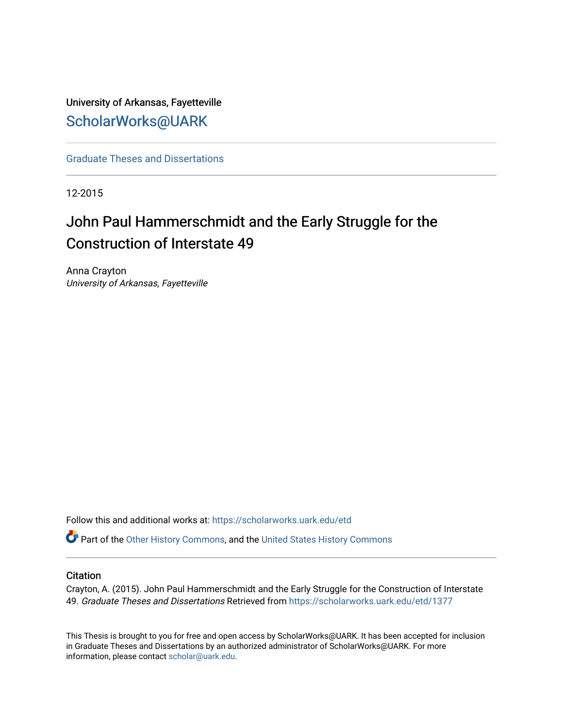University of Arkansas, Fayetteville

# ScholarWorks@UARK

Graduate Theses and Dissertations

12-2015

## John Paul Hammerschmidt and the Early Struggle for the Construction of Interstate 49

Anna Crayton
*University of Arkansas, Fayetteville*

Follow this and additional works at: https://scholarworks.uark.edu/etd

Part of the Other History Commons, and the United States History Commons

### Citation

Crayton, A. (2015). John Paul Hammerschmidt and the Early Struggle for the Construction of Interstate 49. *Graduate Theses and Dissertations* Retrieved from https://scholarworks.uark.edu/etd/1377

This Thesis is brought to you for free and open access by ScholarWorks@UARK. It has been accepted for inclusion in Graduate Theses and Dissertations by an authorized administrator of ScholarWorks@UARK. For more information, please contact scholar@uark.edu.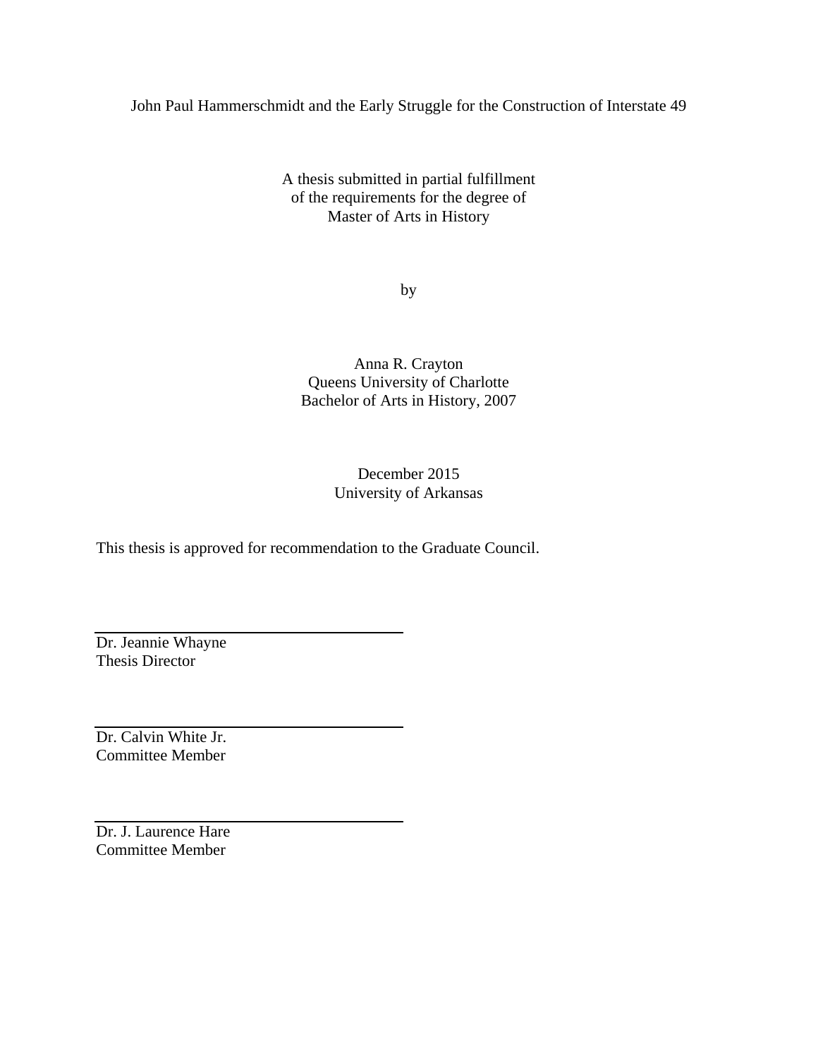John Paul Hammerschmidt and the Early Struggle for the Construction of Interstate 49

A thesis submitted in partial fulfillment
of the requirements for the degree of
Master of Arts in History

by

Anna R. Crayton
Queens University of Charlotte
Bachelor of Arts in History, 2007

December 2015
University of Arkansas

This thesis is approved for recommendation to the Graduate Council.

Dr. Jeannie Whayne
Thesis Director

Dr. Calvin White Jr.
Committee Member

Dr. J. Laurence Hare
Committee Member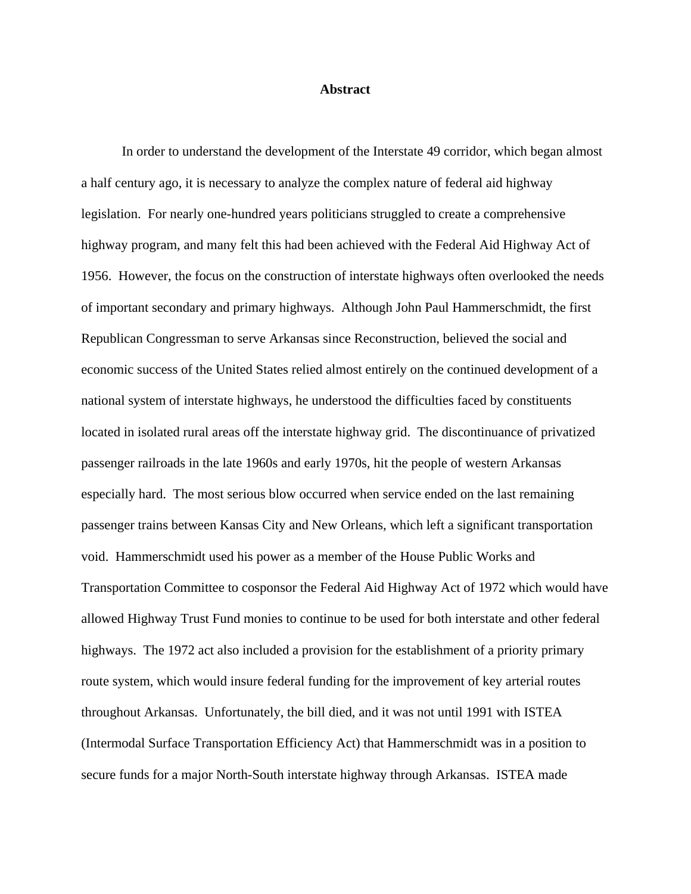# Abstract

In order to understand the development of the Interstate 49 corridor, which began almost a half century ago, it is necessary to analyze the complex nature of federal aid highway legislation. For nearly one-hundred years politicians struggled to create a comprehensive highway program, and many felt this had been achieved with the Federal Aid Highway Act of 1956. However, the focus on the construction of interstate highways often overlooked the needs of important secondary and primary highways. Although John Paul Hammerschmidt, the first Republican Congressman to serve Arkansas since Reconstruction, believed the social and economic success of the United States relied almost entirely on the continued development of a national system of interstate highways, he understood the difficulties faced by constituents located in isolated rural areas off the interstate highway grid. The discontinuance of privatized passenger railroads in the late 1960s and early 1970s, hit the people of western Arkansas especially hard. The most serious blow occurred when service ended on the last remaining passenger trains between Kansas City and New Orleans, which left a significant transportation void. Hammerschmidt used his power as a member of the House Public Works and Transportation Committee to cosponsor the Federal Aid Highway Act of 1972 which would have allowed Highway Trust Fund monies to continue to be used for both interstate and other federal highways. The 1972 act also included a provision for the establishment of a priority primary route system, which would insure federal funding for the improvement of key arterial routes throughout Arkansas. Unfortunately, the bill died, and it was not until 1991 with ISTEA (Intermodal Surface Transportation Efficiency Act) that Hammerschmidt was in a position to secure funds for a major North-South interstate highway through Arkansas. ISTEA made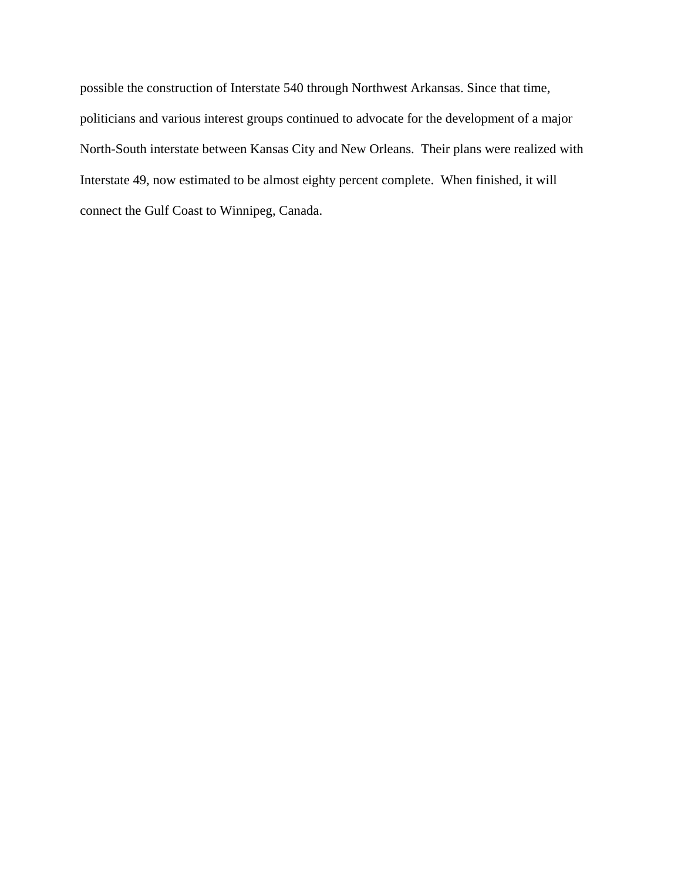possible the construction of Interstate 540 through Northwest Arkansas. Since that time, politicians and various interest groups continued to advocate for the development of a major North-South interstate between Kansas City and New Orleans. Their plans were realized with Interstate 49, now estimated to be almost eighty percent complete. When finished, it will connect the Gulf Coast to Winnipeg, Canada.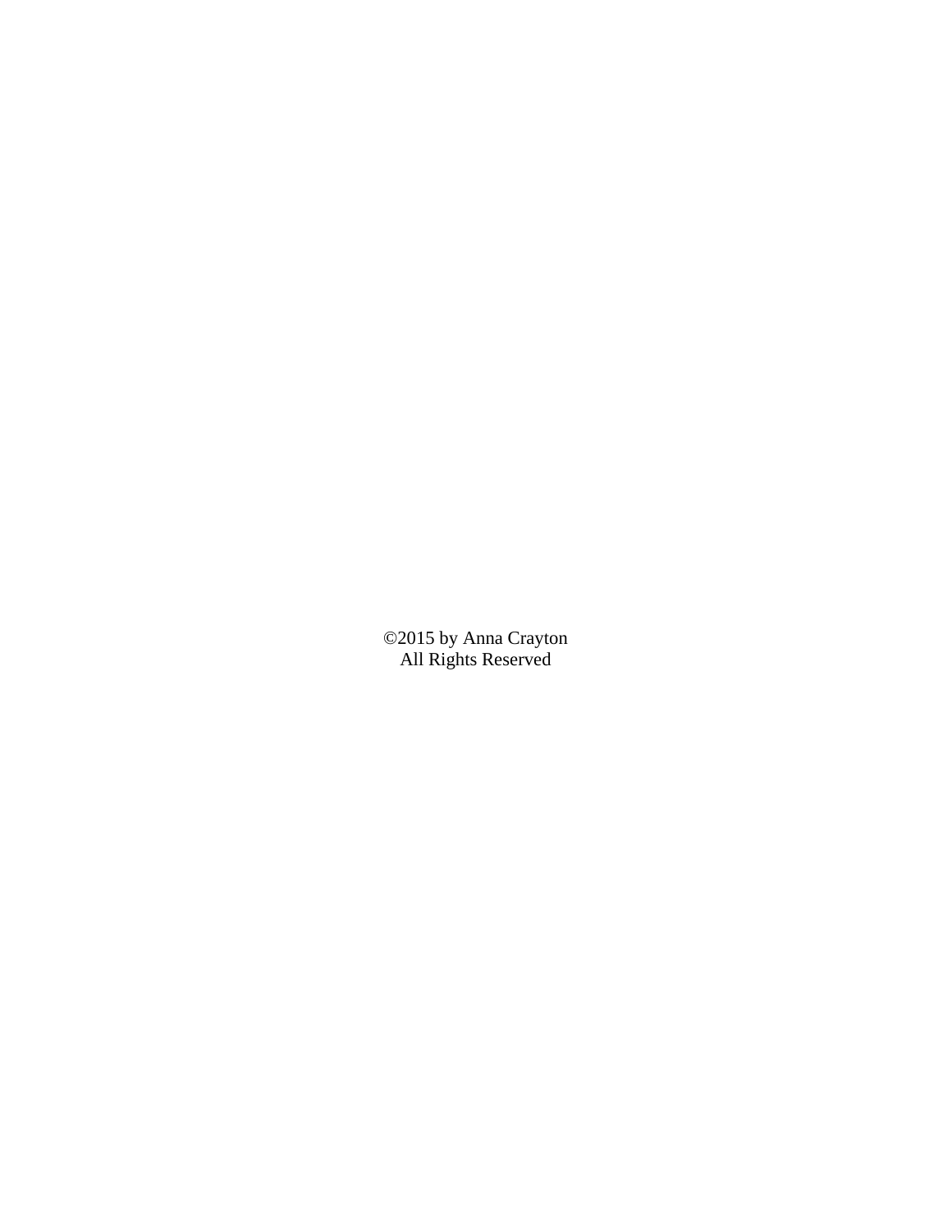©2015 by Anna Crayton
All Rights Reserved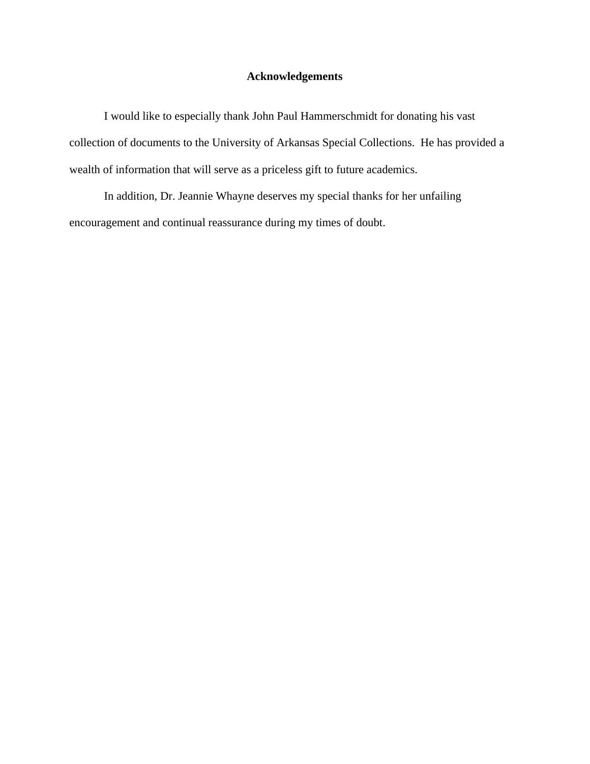# Acknowledgements

I would like to especially thank John Paul Hammerschmidt for donating his vast collection of documents to the University of Arkansas Special Collections. He has provided a wealth of information that will serve as a priceless gift to future academics.

In addition, Dr. Jeannie Whayne deserves my special thanks for her unfailing encouragement and continual reassurance during my times of doubt.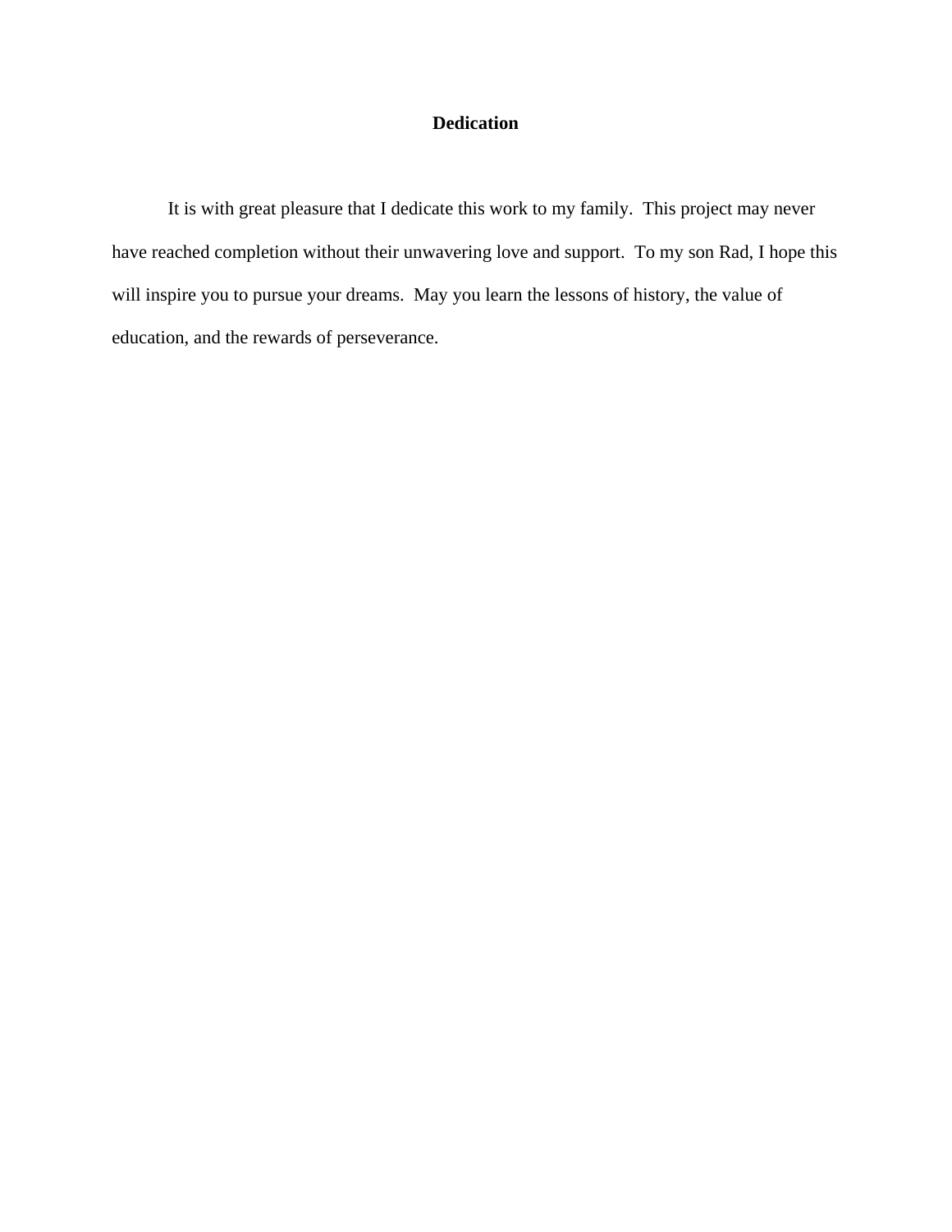# Dedication

It is with great pleasure that I dedicate this work to my family. This project may never have reached completion without their unwavering love and support. To my son Rad, I hope this will inspire you to pursue your dreams. May you learn the lessons of history, the value of education, and the rewards of perseverance.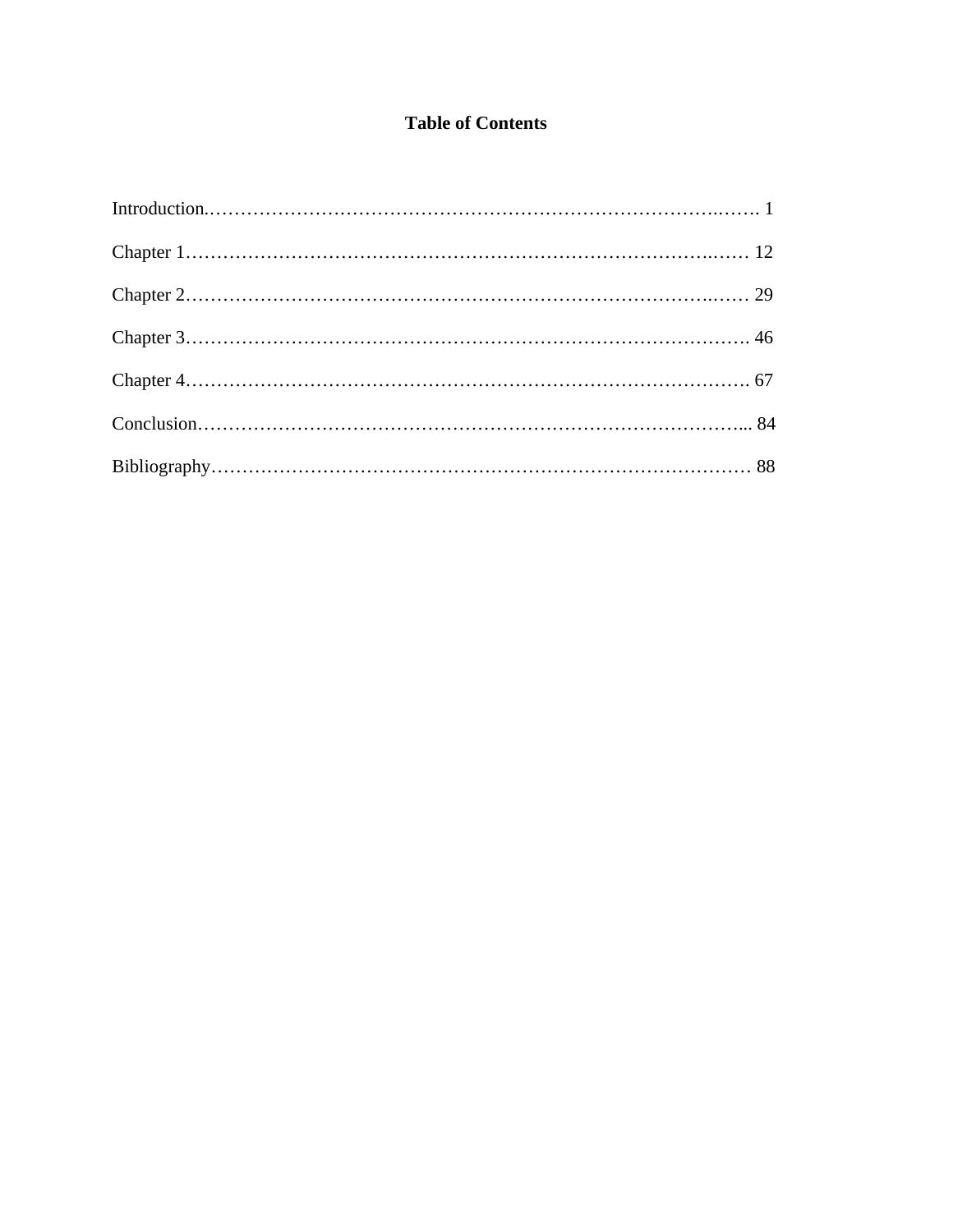# Table of Contents

Introduction.…………………………………………………………………………….……. 1

Chapter 1……………………………………………………………………………..…… 12

Chapter 2……………………………………………………………………………..…… 29

Chapter 3………………………………………………………………………………. 46

Chapter 4………………………………………………………………………………. 67

Conclusion……………………………………………………………………………... 84

Bibliography…………………………………………………………………………… 88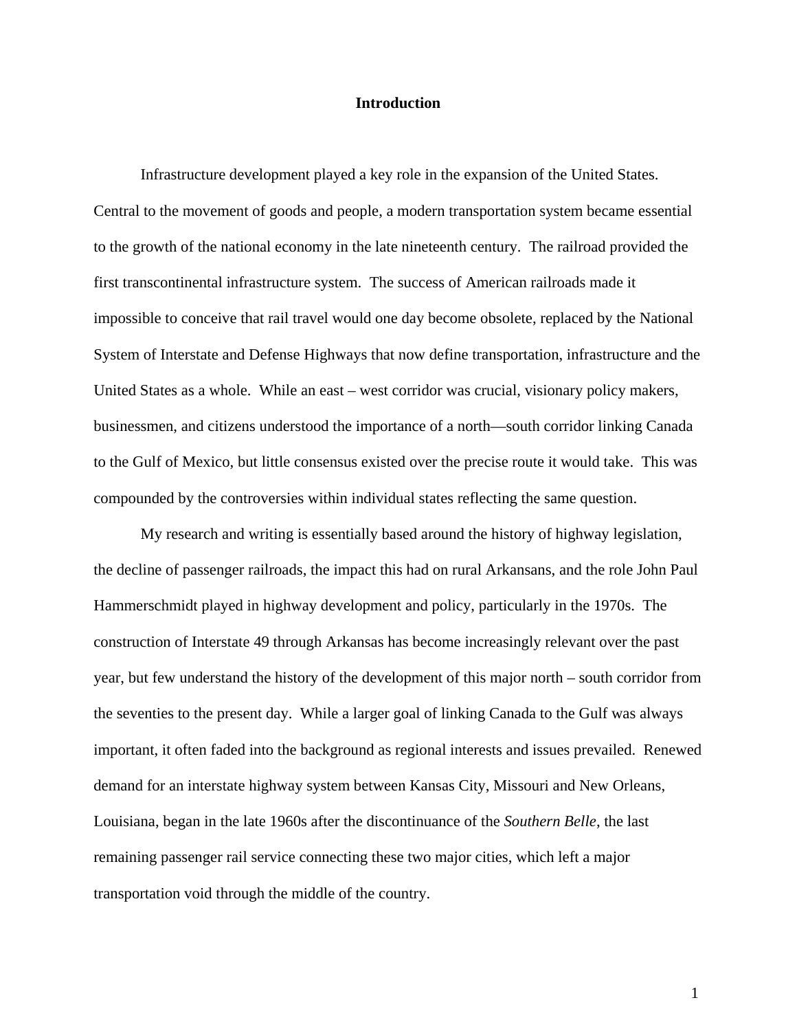# Introduction

Infrastructure development played a key role in the expansion of the United States. Central to the movement of goods and people, a modern transportation system became essential to the growth of the national economy in the late nineteenth century. The railroad provided the first transcontinental infrastructure system. The success of American railroads made it impossible to conceive that rail travel would one day become obsolete, replaced by the National System of Interstate and Defense Highways that now define transportation, infrastructure and the United States as a whole. While an east – west corridor was crucial, visionary policy makers, businessmen, and citizens understood the importance of a north—south corridor linking Canada to the Gulf of Mexico, but little consensus existed over the precise route it would take. This was compounded by the controversies within individual states reflecting the same question.

My research and writing is essentially based around the history of highway legislation, the decline of passenger railroads, the impact this had on rural Arkansans, and the role John Paul Hammerschmidt played in highway development and policy, particularly in the 1970s. The construction of Interstate 49 through Arkansas has become increasingly relevant over the past year, but few understand the history of the development of this major north – south corridor from the seventies to the present day. While a larger goal of linking Canada to the Gulf was always important, it often faded into the background as regional interests and issues prevailed. Renewed demand for an interstate highway system between Kansas City, Missouri and New Orleans, Louisiana, began in the late 1960s after the discontinuance of the *Southern Belle*, the last remaining passenger rail service connecting these two major cities, which left a major transportation void through the middle of the country.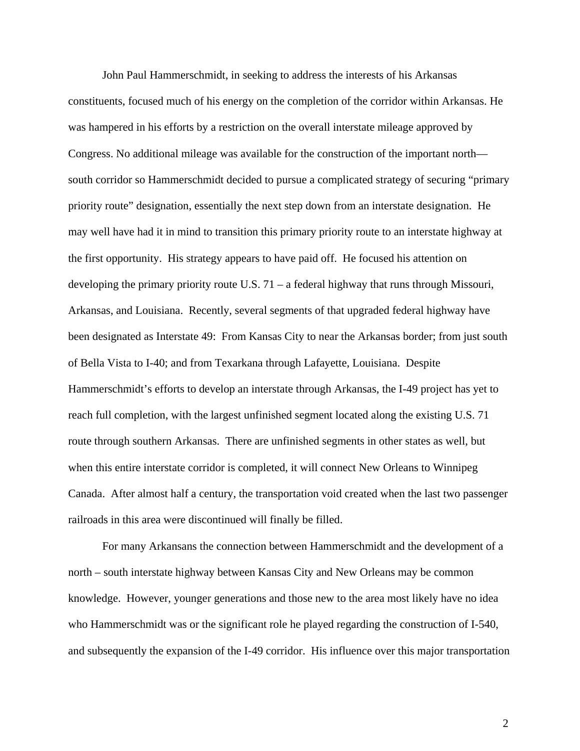John Paul Hammerschmidt, in seeking to address the interests of his Arkansas constituents, focused much of his energy on the completion of the corridor within Arkansas. He was hampered in his efforts by a restriction on the overall interstate mileage approved by Congress. No additional mileage was available for the construction of the important north—south corridor so Hammerschmidt decided to pursue a complicated strategy of securing "primary priority route" designation, essentially the next step down from an interstate designation. He may well have had it in mind to transition this primary priority route to an interstate highway at the first opportunity. His strategy appears to have paid off. He focused his attention on developing the primary priority route U.S. 71 – a federal highway that runs through Missouri, Arkansas, and Louisiana. Recently, several segments of that upgraded federal highway have been designated as Interstate 49: From Kansas City to near the Arkansas border; from just south of Bella Vista to I-40; and from Texarkana through Lafayette, Louisiana. Despite Hammerschmidt's efforts to develop an interstate through Arkansas, the I-49 project has yet to reach full completion, with the largest unfinished segment located along the existing U.S. 71 route through southern Arkansas. There are unfinished segments in other states as well, but when this entire interstate corridor is completed, it will connect New Orleans to Winnipeg Canada. After almost half a century, the transportation void created when the last two passenger railroads in this area were discontinued will finally be filled.

For many Arkansans the connection between Hammerschmidt and the development of a north – south interstate highway between Kansas City and New Orleans may be common knowledge. However, younger generations and those new to the area most likely have no idea who Hammerschmidt was or the significant role he played regarding the construction of I-540, and subsequently the expansion of the I-49 corridor. His influence over this major transportation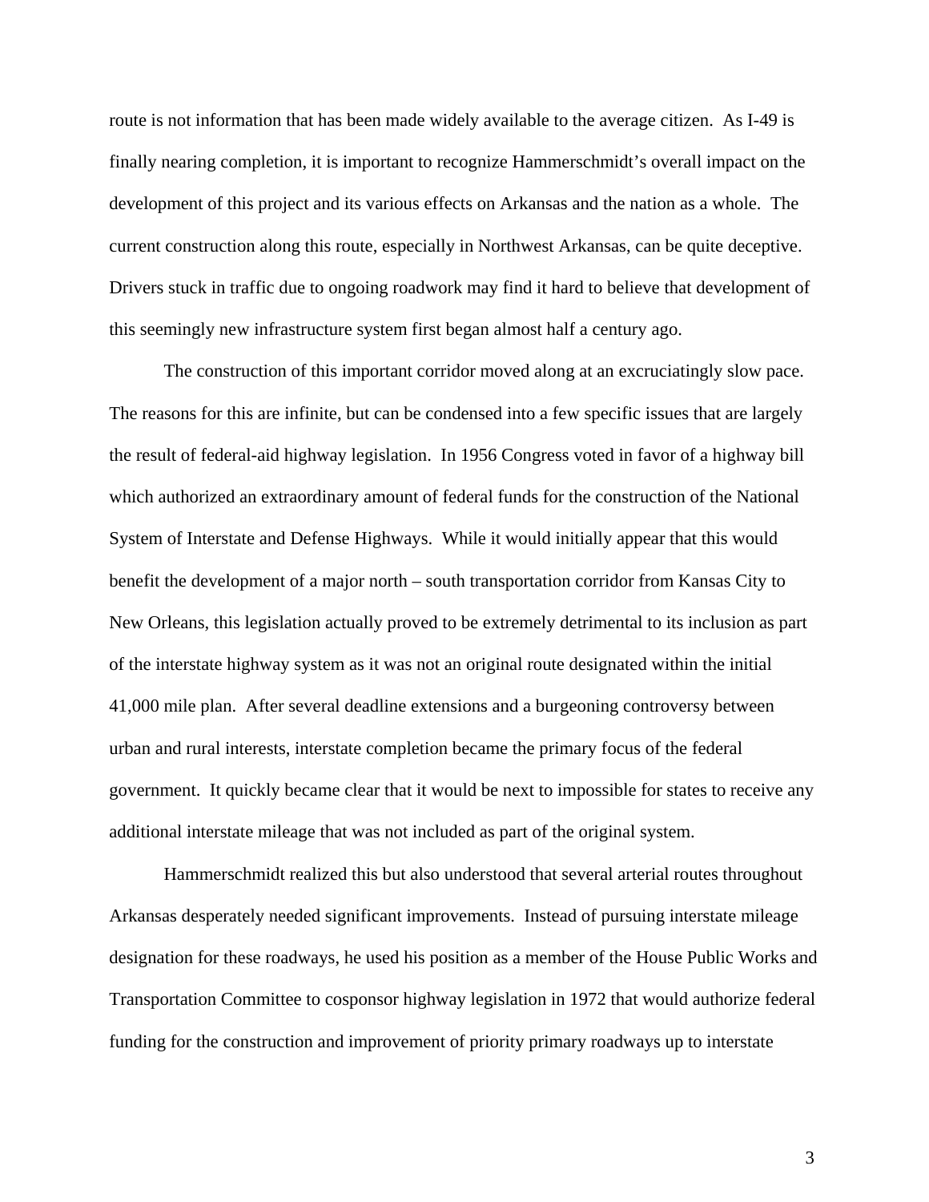route is not information that has been made widely available to the average citizen. As I-49 is finally nearing completion, it is important to recognize Hammerschmidt's overall impact on the development of this project and its various effects on Arkansas and the nation as a whole. The current construction along this route, especially in Northwest Arkansas, can be quite deceptive. Drivers stuck in traffic due to ongoing roadwork may find it hard to believe that development of this seemingly new infrastructure system first began almost half a century ago.

The construction of this important corridor moved along at an excruciatingly slow pace. The reasons for this are infinite, but can be condensed into a few specific issues that are largely the result of federal-aid highway legislation. In 1956 Congress voted in favor of a highway bill which authorized an extraordinary amount of federal funds for the construction of the National System of Interstate and Defense Highways. While it would initially appear that this would benefit the development of a major north – south transportation corridor from Kansas City to New Orleans, this legislation actually proved to be extremely detrimental to its inclusion as part of the interstate highway system as it was not an original route designated within the initial 41,000 mile plan. After several deadline extensions and a burgeoning controversy between urban and rural interests, interstate completion became the primary focus of the federal government. It quickly became clear that it would be next to impossible for states to receive any additional interstate mileage that was not included as part of the original system.

Hammerschmidt realized this but also understood that several arterial routes throughout Arkansas desperately needed significant improvements. Instead of pursuing interstate mileage designation for these roadways, he used his position as a member of the House Public Works and Transportation Committee to cosponsor highway legislation in 1972 that would authorize federal funding for the construction and improvement of priority primary roadways up to interstate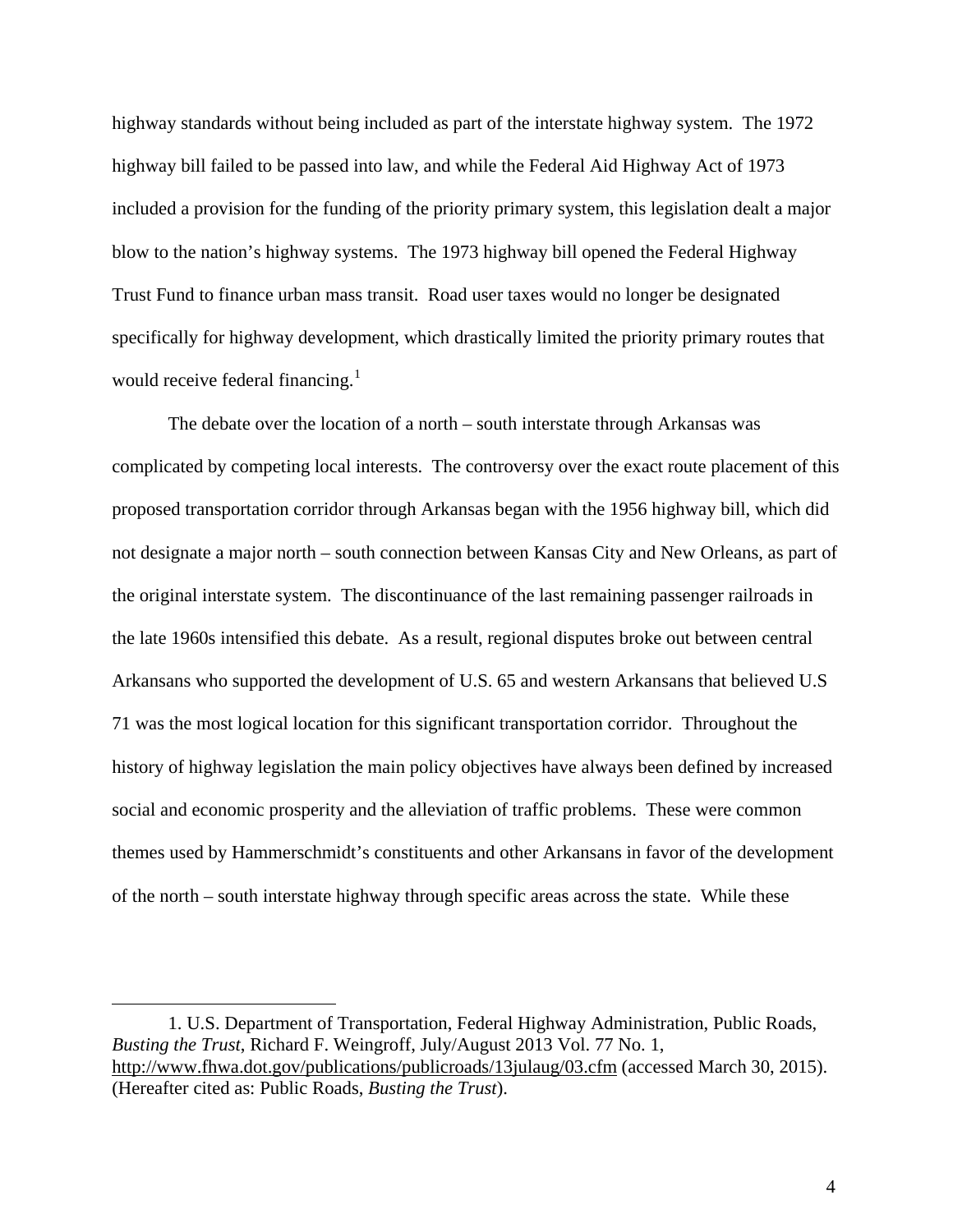highway standards without being included as part of the interstate highway system. The 1972 highway bill failed to be passed into law, and while the Federal Aid Highway Act of 1973 included a provision for the funding of the priority primary system, this legislation dealt a major blow to the nation's highway systems. The 1973 highway bill opened the Federal Highway Trust Fund to finance urban mass transit. Road user taxes would no longer be designated specifically for highway development, which drastically limited the priority primary routes that would receive federal financing.[1]

The debate over the location of a north – south interstate through Arkansas was complicated by competing local interests. The controversy over the exact route placement of this proposed transportation corridor through Arkansas began with the 1956 highway bill, which did not designate a major north – south connection between Kansas City and New Orleans, as part of the original interstate system. The discontinuance of the last remaining passenger railroads in the late 1960s intensified this debate. As a result, regional disputes broke out between central Arkansans who supported the development of U.S. 65 and western Arkansans that believed U.S 71 was the most logical location for this significant transportation corridor. Throughout the history of highway legislation the main policy objectives have always been defined by increased social and economic prosperity and the alleviation of traffic problems. These were common themes used by Hammerschmidt's constituents and other Arkansans in favor of the development of the north – south interstate highway through specific areas across the state. While these

---

1. U.S. Department of Transportation, Federal Highway Administration, Public Roads, *Busting the Trust*, Richard F. Weingroff, July/August 2013 Vol. 77 No. 1, http://www.fhwa.dot.gov/publications/publicroads/13julaug/03.cfm (accessed March 30, 2015). (Hereafter cited as: Public Roads, *Busting the Trust*).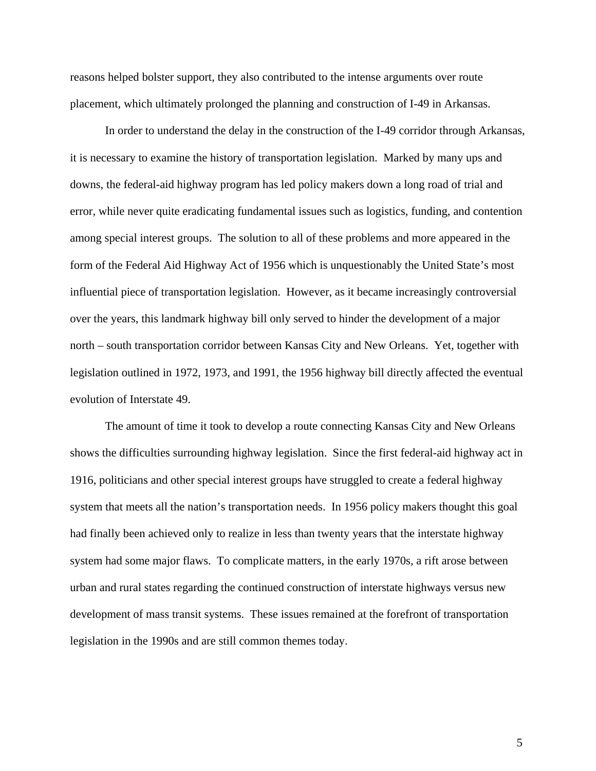reasons helped bolster support, they also contributed to the intense arguments over route placement, which ultimately prolonged the planning and construction of I-49 in Arkansas.

In order to understand the delay in the construction of the I-49 corridor through Arkansas, it is necessary to examine the history of transportation legislation. Marked by many ups and downs, the federal-aid highway program has led policy makers down a long road of trial and error, while never quite eradicating fundamental issues such as logistics, funding, and contention among special interest groups. The solution to all of these problems and more appeared in the form of the Federal Aid Highway Act of 1956 which is unquestionably the United State's most influential piece of transportation legislation. However, as it became increasingly controversial over the years, this landmark highway bill only served to hinder the development of a major north – south transportation corridor between Kansas City and New Orleans. Yet, together with legislation outlined in 1972, 1973, and 1991, the 1956 highway bill directly affected the eventual evolution of Interstate 49.

The amount of time it took to develop a route connecting Kansas City and New Orleans shows the difficulties surrounding highway legislation. Since the first federal-aid highway act in 1916, politicians and other special interest groups have struggled to create a federal highway system that meets all the nation's transportation needs. In 1956 policy makers thought this goal had finally been achieved only to realize in less than twenty years that the interstate highway system had some major flaws. To complicate matters, in the early 1970s, a rift arose between urban and rural states regarding the continued construction of interstate highways versus new development of mass transit systems. These issues remained at the forefront of transportation legislation in the 1990s and are still common themes today.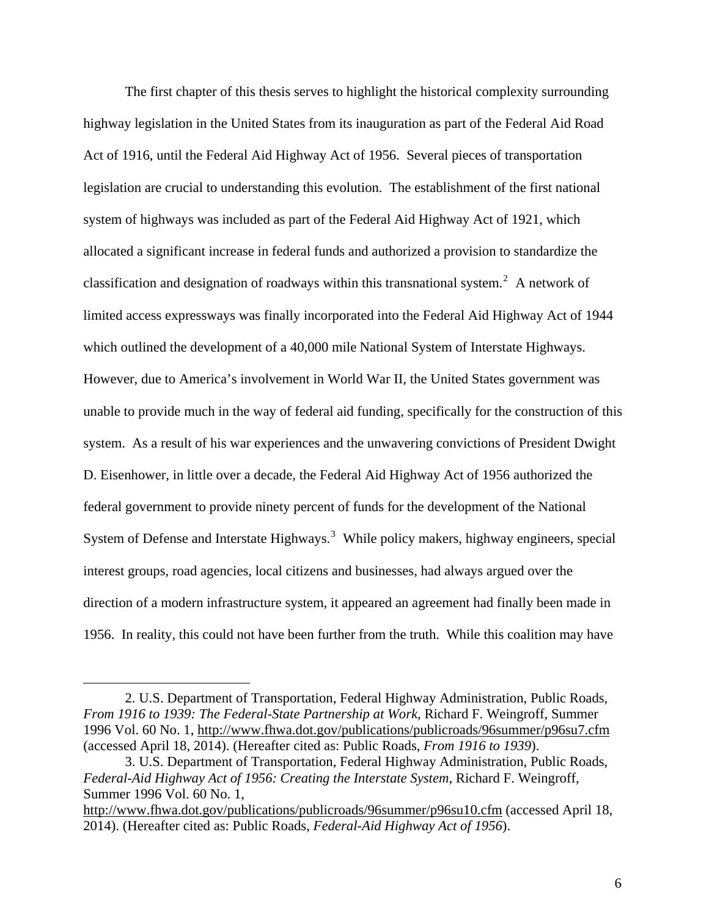The first chapter of this thesis serves to highlight the historical complexity surrounding highway legislation in the United States from its inauguration as part of the Federal Aid Road Act of 1916, until the Federal Aid Highway Act of 1956. Several pieces of transportation legislation are crucial to understanding this evolution. The establishment of the first national system of highways was included as part of the Federal Aid Highway Act of 1921, which allocated a significant increase in federal funds and authorized a provision to standardize the classification and designation of roadways within this transnational system.[2] A network of limited access expressways was finally incorporated into the Federal Aid Highway Act of 1944 which outlined the development of a 40,000 mile National System of Interstate Highways. However, due to America's involvement in World War II, the United States government was unable to provide much in the way of federal aid funding, specifically for the construction of this system. As a result of his war experiences and the unwavering convictions of President Dwight D. Eisenhower, in little over a decade, the Federal Aid Highway Act of 1956 authorized the federal government to provide ninety percent of funds for the development of the National System of Defense and Interstate Highways.[3] While policy makers, highway engineers, special interest groups, road agencies, local citizens and businesses, had always argued over the direction of a modern infrastructure system, it appeared an agreement had finally been made in 1956. In reality, this could not have been further from the truth. While this coalition may have

---

2. U.S. Department of Transportation, Federal Highway Administration, Public Roads, *From 1916 to 1939: The Federal-State Partnership at Work*, Richard F. Weingroff, Summer 1996 Vol. 60 No. 1, http://www.fhwa.dot.gov/publications/publicroads/96summer/p96su7.cfm (accessed April 18, 2014). (Hereafter cited as: Public Roads, *From 1916 to 1939*).

3. U.S. Department of Transportation, Federal Highway Administration, Public Roads, *Federal-Aid Highway Act of 1956: Creating the Interstate System*, Richard F. Weingroff, Summer 1996 Vol. 60 No. 1, http://www.fhwa.dot.gov/publications/publicroads/96summer/p96su10.cfm (accessed April 18, 2014). (Hereafter cited as: Public Roads, *Federal-Aid Highway Act of 1956*).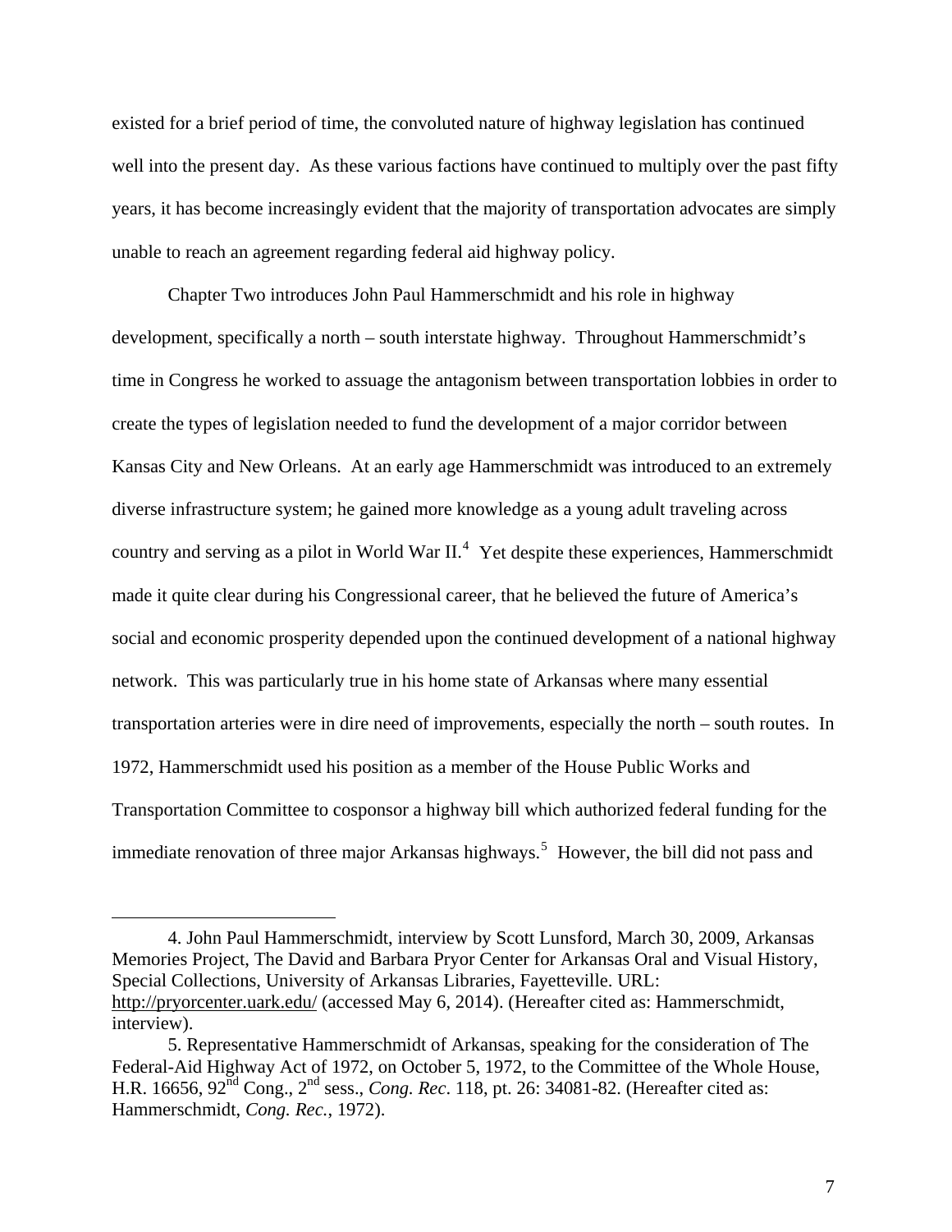existed for a brief period of time, the convoluted nature of highway legislation has continued well into the present day. As these various factions have continued to multiply over the past fifty years, it has become increasingly evident that the majority of transportation advocates are simply unable to reach an agreement regarding federal aid highway policy.

Chapter Two introduces John Paul Hammerschmidt and his role in highway development, specifically a north – south interstate highway. Throughout Hammerschmidt's time in Congress he worked to assuage the antagonism between transportation lobbies in order to create the types of legislation needed to fund the development of a major corridor between Kansas City and New Orleans. At an early age Hammerschmidt was introduced to an extremely diverse infrastructure system; he gained more knowledge as a young adult traveling across country and serving as a pilot in World War II.[4] Yet despite these experiences, Hammerschmidt made it quite clear during his Congressional career, that he believed the future of America's social and economic prosperity depended upon the continued development of a national highway network. This was particularly true in his home state of Arkansas where many essential transportation arteries were in dire need of improvements, especially the north – south routes. In 1972, Hammerschmidt used his position as a member of the House Public Works and Transportation Committee to cosponsor a highway bill which authorized federal funding for the immediate renovation of three major Arkansas highways.[5] However, the bill did not pass and

---

4. John Paul Hammerschmidt, interview by Scott Lunsford, March 30, 2009, Arkansas Memories Project, The David and Barbara Pryor Center for Arkansas Oral and Visual History, Special Collections, University of Arkansas Libraries, Fayetteville. URL: http://pryorcenter.uark.edu/ (accessed May 6, 2014). (Hereafter cited as: Hammerschmidt, interview).

5. Representative Hammerschmidt of Arkansas, speaking for the consideration of The Federal-Aid Highway Act of 1972, on October 5, 1972, to the Committee of the Whole House, H.R. 16656, 92nd Cong., 2nd sess., *Cong. Rec*. 118, pt. 26: 34081-82. (Hereafter cited as: Hammerschmidt, *Cong. Rec.*, 1972).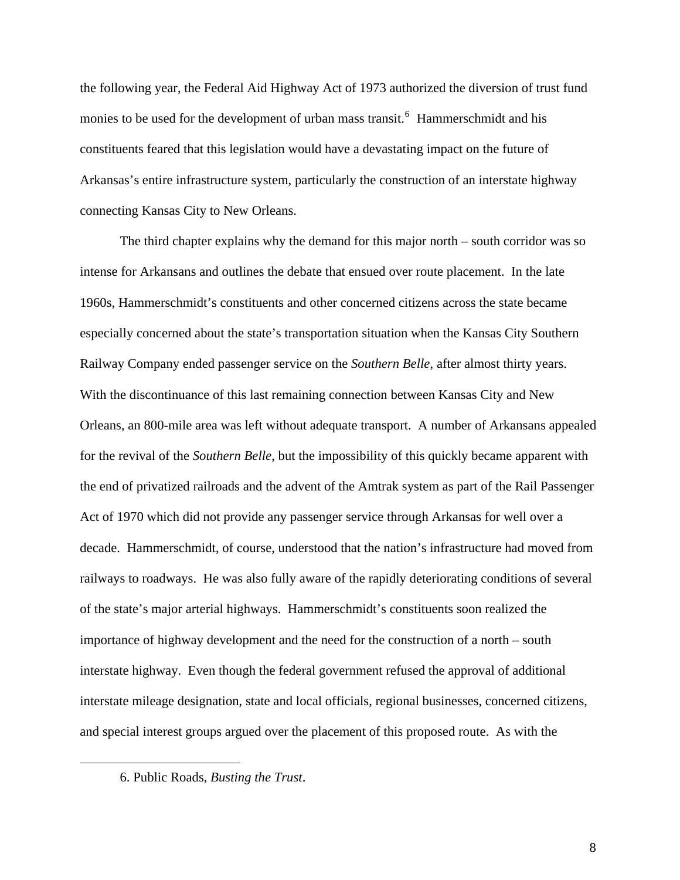the following year, the Federal Aid Highway Act of 1973 authorized the diversion of trust fund monies to be used for the development of urban mass transit.[6] Hammerschmidt and his constituents feared that this legislation would have a devastating impact on the future of Arkansas's entire infrastructure system, particularly the construction of an interstate highway connecting Kansas City to New Orleans.

The third chapter explains why the demand for this major north – south corridor was so intense for Arkansans and outlines the debate that ensued over route placement. In the late 1960s, Hammerschmidt's constituents and other concerned citizens across the state became especially concerned about the state's transportation situation when the Kansas City Southern Railway Company ended passenger service on the *Southern Belle*, after almost thirty years. With the discontinuance of this last remaining connection between Kansas City and New Orleans, an 800-mile area was left without adequate transport. A number of Arkansans appealed for the revival of the *Southern Belle*, but the impossibility of this quickly became apparent with the end of privatized railroads and the advent of the Amtrak system as part of the Rail Passenger Act of 1970 which did not provide any passenger service through Arkansas for well over a decade. Hammerschmidt, of course, understood that the nation's infrastructure had moved from railways to roadways. He was also fully aware of the rapidly deteriorating conditions of several of the state's major arterial highways. Hammerschmidt's constituents soon realized the importance of highway development and the need for the construction of a north – south interstate highway. Even though the federal government refused the approval of additional interstate mileage designation, state and local officials, regional businesses, concerned citizens, and special interest groups argued over the placement of this proposed route. As with the

6. Public Roads, *Busting the Trust*.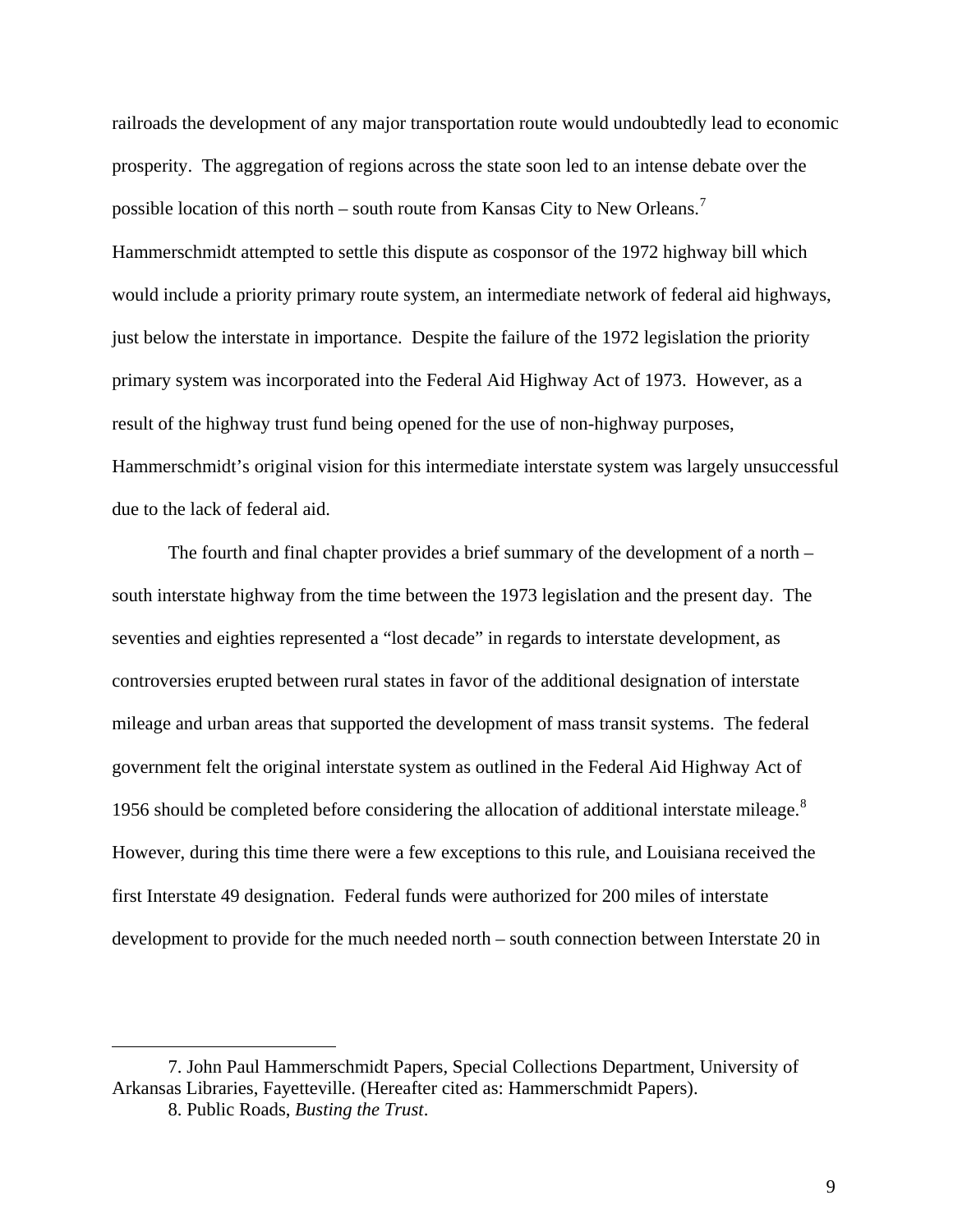railroads the development of any major transportation route would undoubtedly lead to economic prosperity. The aggregation of regions across the state soon led to an intense debate over the possible location of this north – south route from Kansas City to New Orleans.[7] Hammerschmidt attempted to settle this dispute as cosponsor of the 1972 highway bill which would include a priority primary route system, an intermediate network of federal aid highways, just below the interstate in importance. Despite the failure of the 1972 legislation the priority primary system was incorporated into the Federal Aid Highway Act of 1973. However, as a result of the highway trust fund being opened for the use of non-highway purposes, Hammerschmidt's original vision for this intermediate interstate system was largely unsuccessful due to the lack of federal aid.

The fourth and final chapter provides a brief summary of the development of a north – south interstate highway from the time between the 1973 legislation and the present day. The seventies and eighties represented a "lost decade" in regards to interstate development, as controversies erupted between rural states in favor of the additional designation of interstate mileage and urban areas that supported the development of mass transit systems. The federal government felt the original interstate system as outlined in the Federal Aid Highway Act of 1956 should be completed before considering the allocation of additional interstate mileage.[8] However, during this time there were a few exceptions to this rule, and Louisiana received the first Interstate 49 designation. Federal funds were authorized for 200 miles of interstate development to provide for the much needed north – south connection between Interstate 20 in

---

7. John Paul Hammerschmidt Papers, Special Collections Department, University of Arkansas Libraries, Fayetteville. (Hereafter cited as: Hammerschmidt Papers).

8. Public Roads, *Busting the Trust*.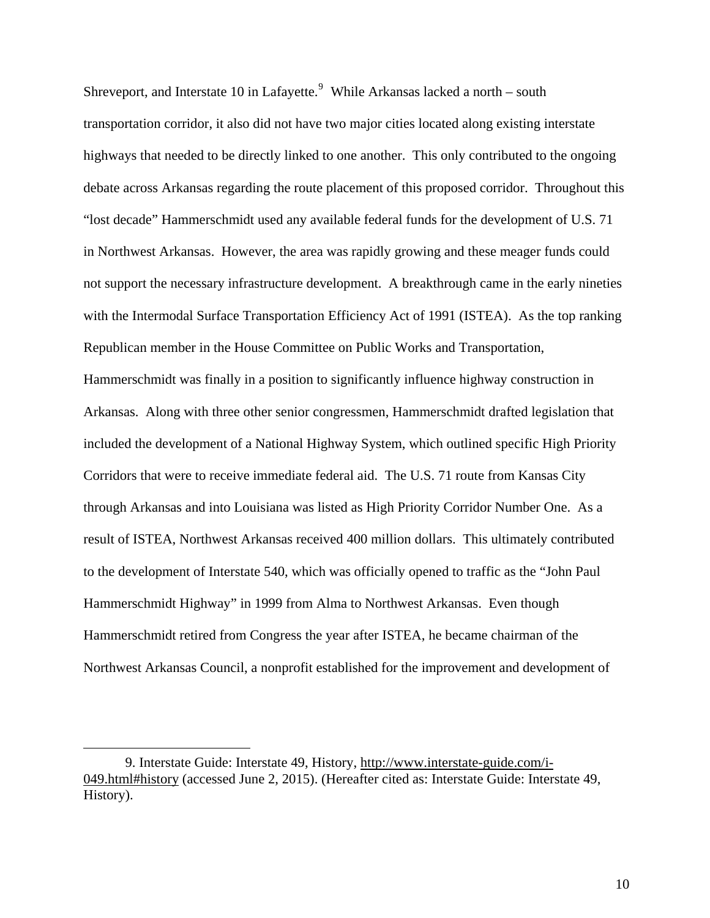Shreveport, and Interstate 10 in Lafayette.[9] While Arkansas lacked a north – south transportation corridor, it also did not have two major cities located along existing interstate highways that needed to be directly linked to one another. This only contributed to the ongoing debate across Arkansas regarding the route placement of this proposed corridor. Throughout this "lost decade" Hammerschmidt used any available federal funds for the development of U.S. 71 in Northwest Arkansas. However, the area was rapidly growing and these meager funds could not support the necessary infrastructure development. A breakthrough came in the early nineties with the Intermodal Surface Transportation Efficiency Act of 1991 (ISTEA). As the top ranking Republican member in the House Committee on Public Works and Transportation, Hammerschmidt was finally in a position to significantly influence highway construction in Arkansas. Along with three other senior congressmen, Hammerschmidt drafted legislation that included the development of a National Highway System, which outlined specific High Priority Corridors that were to receive immediate federal aid. The U.S. 71 route from Kansas City through Arkansas and into Louisiana was listed as High Priority Corridor Number One. As a result of ISTEA, Northwest Arkansas received 400 million dollars. This ultimately contributed to the development of Interstate 540, which was officially opened to traffic as the "John Paul Hammerschmidt Highway" in 1999 from Alma to Northwest Arkansas. Even though Hammerschmidt retired from Congress the year after ISTEA, he became chairman of the Northwest Arkansas Council, a nonprofit established for the improvement and development of

---

9. Interstate Guide: Interstate 49, History, http://www.interstate-guide.com/i-049.html#history (accessed June 2, 2015). (Hereafter cited as: Interstate Guide: Interstate 49, History).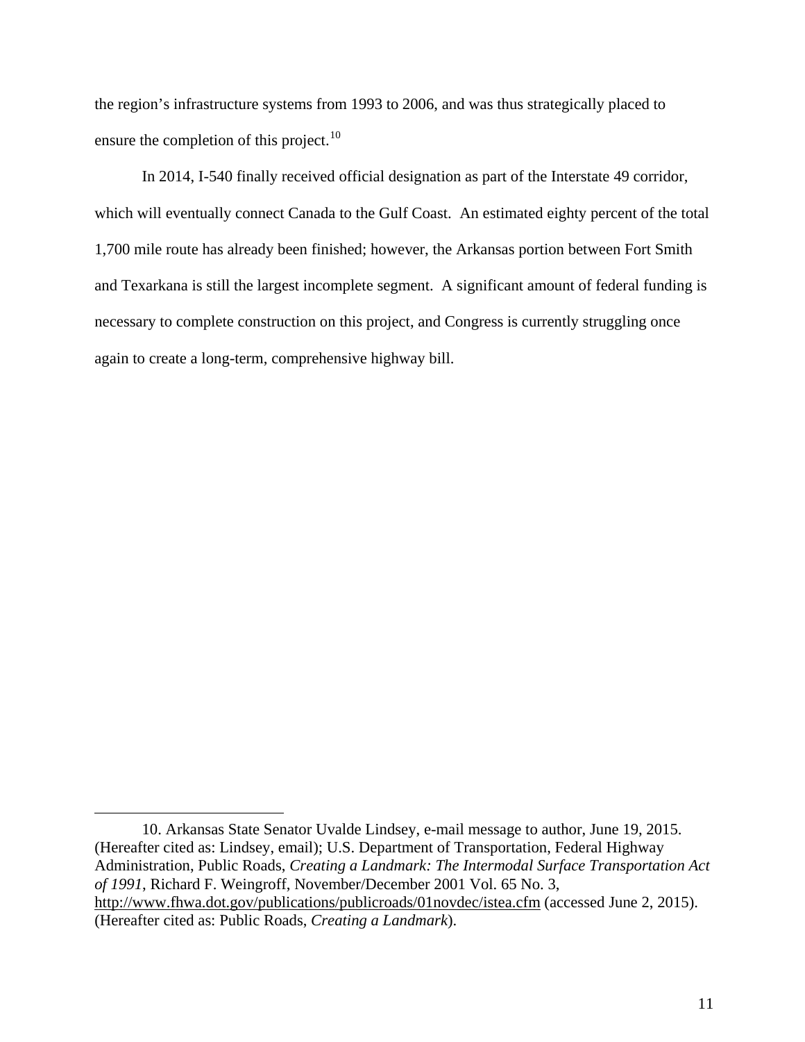the region's infrastructure systems from 1993 to 2006, and was thus strategically placed to ensure the completion of this project.[10]

In 2014, I-540 finally received official designation as part of the Interstate 49 corridor, which will eventually connect Canada to the Gulf Coast. An estimated eighty percent of the total 1,700 mile route has already been finished; however, the Arkansas portion between Fort Smith and Texarkana is still the largest incomplete segment. A significant amount of federal funding is necessary to complete construction on this project, and Congress is currently struggling once again to create a long-term, comprehensive highway bill.

---

10. Arkansas State Senator Uvalde Lindsey, e-mail message to author, June 19, 2015. (Hereafter cited as: Lindsey, email); U.S. Department of Transportation, Federal Highway Administration, Public Roads, *Creating a Landmark: The Intermodal Surface Transportation Act of 1991*, Richard F. Weingroff, November/December 2001 Vol. 65 No. 3, http://www.fhwa.dot.gov/publications/publicroads/01novdec/istea.cfm (accessed June 2, 2015). (Hereafter cited as: Public Roads, *Creating a Landmark*).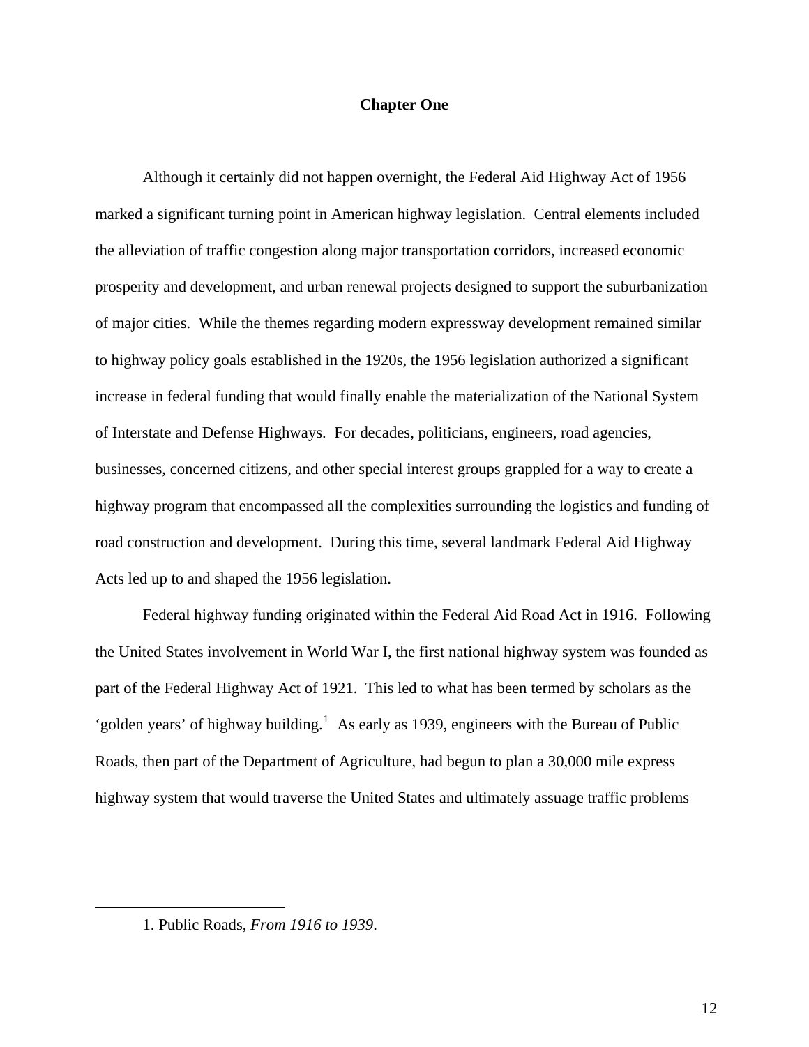# Chapter One

Although it certainly did not happen overnight, the Federal Aid Highway Act of 1956 marked a significant turning point in American highway legislation. Central elements included the alleviation of traffic congestion along major transportation corridors, increased economic prosperity and development, and urban renewal projects designed to support the suburbanization of major cities. While the themes regarding modern expressway development remained similar to highway policy goals established in the 1920s, the 1956 legislation authorized a significant increase in federal funding that would finally enable the materialization of the National System of Interstate and Defense Highways. For decades, politicians, engineers, road agencies, businesses, concerned citizens, and other special interest groups grappled for a way to create a highway program that encompassed all the complexities surrounding the logistics and funding of road construction and development. During this time, several landmark Federal Aid Highway Acts led up to and shaped the 1956 legislation.

Federal highway funding originated within the Federal Aid Road Act in 1916. Following the United States involvement in World War I, the first national highway system was founded as part of the Federal Highway Act of 1921. This led to what has been termed by scholars as the 'golden years' of highway building.[1] As early as 1939, engineers with the Bureau of Public Roads, then part of the Department of Agriculture, had begun to plan a 30,000 mile express highway system that would traverse the United States and ultimately assuage traffic problems

---

1. Public Roads, *From 1916 to 1939*.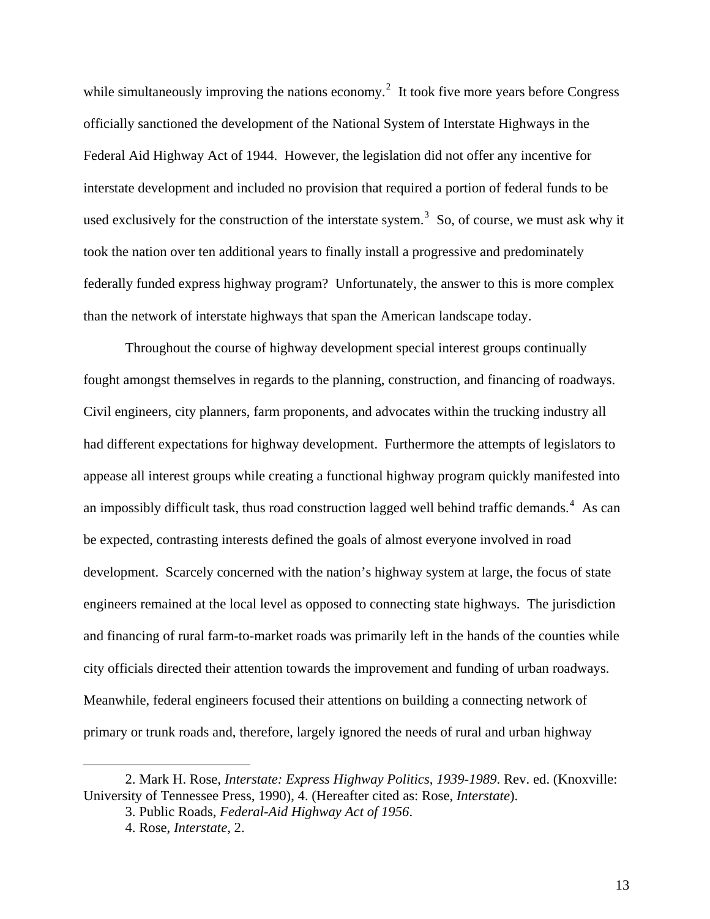while simultaneously improving the nations economy.[2] It took five more years before Congress officially sanctioned the development of the National System of Interstate Highways in the Federal Aid Highway Act of 1944. However, the legislation did not offer any incentive for interstate development and included no provision that required a portion of federal funds to be used exclusively for the construction of the interstate system.[3] So, of course, we must ask why it took the nation over ten additional years to finally install a progressive and predominately federally funded express highway program? Unfortunately, the answer to this is more complex than the network of interstate highways that span the American landscape today.

Throughout the course of highway development special interest groups continually fought amongst themselves in regards to the planning, construction, and financing of roadways. Civil engineers, city planners, farm proponents, and advocates within the trucking industry all had different expectations for highway development. Furthermore the attempts of legislators to appease all interest groups while creating a functional highway program quickly manifested into an impossibly difficult task, thus road construction lagged well behind traffic demands.[4] As can be expected, contrasting interests defined the goals of almost everyone involved in road development. Scarcely concerned with the nation's highway system at large, the focus of state engineers remained at the local level as opposed to connecting state highways. The jurisdiction and financing of rural farm-to-market roads was primarily left in the hands of the counties while city officials directed their attention towards the improvement and funding of urban roadways. Meanwhile, federal engineers focused their attentions on building a connecting network of primary or trunk roads and, therefore, largely ignored the needs of rural and urban highway

---

2. Mark H. Rose, *Interstate: Express Highway Politics, 1939-1989*. Rev. ed. (Knoxville: University of Tennessee Press, 1990), 4. (Hereafter cited as: Rose, *Interstate*).

3. Public Roads, *Federal-Aid Highway Act of 1956*.

4. Rose, *Interstate*, 2.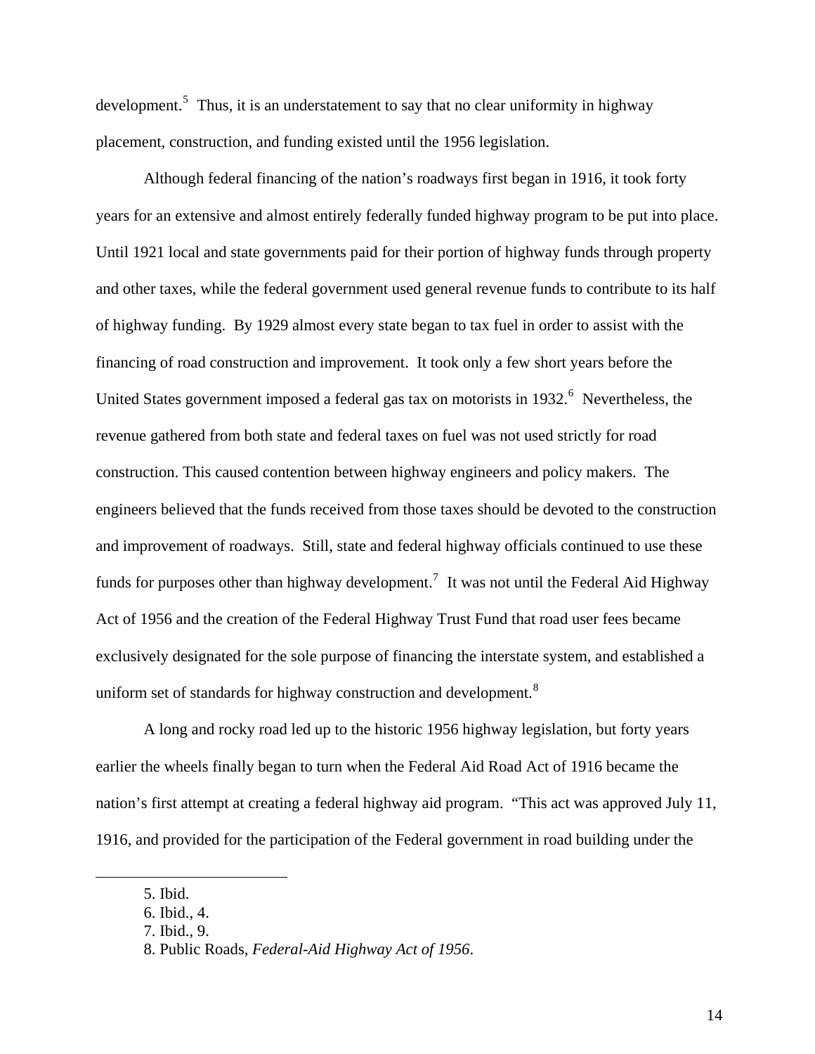development.[5] Thus, it is an understatement to say that no clear uniformity in highway placement, construction, and funding existed until the 1956 legislation.

Although federal financing of the nation's roadways first began in 1916, it took forty years for an extensive and almost entirely federally funded highway program to be put into place. Until 1921 local and state governments paid for their portion of highway funds through property and other taxes, while the federal government used general revenue funds to contribute to its half of highway funding. By 1929 almost every state began to tax fuel in order to assist with the financing of road construction and improvement. It took only a few short years before the United States government imposed a federal gas tax on motorists in 1932.[6] Nevertheless, the revenue gathered from both state and federal taxes on fuel was not used strictly for road construction. This caused contention between highway engineers and policy makers. The engineers believed that the funds received from those taxes should be devoted to the construction and improvement of roadways. Still, state and federal highway officials continued to use these funds for purposes other than highway development.[7] It was not until the Federal Aid Highway Act of 1956 and the creation of the Federal Highway Trust Fund that road user fees became exclusively designated for the sole purpose of financing the interstate system, and established a uniform set of standards for highway construction and development.[8]

A long and rocky road led up to the historic 1956 highway legislation, but forty years earlier the wheels finally began to turn when the Federal Aid Road Act of 1916 became the nation's first attempt at creating a federal highway aid program. "This act was approved July 11, 1916, and provided for the participation of the Federal government in road building under the

---

5. Ibid.
6. Ibid., 4.
7. Ibid., 9.
8. Public Roads, *Federal-Aid Highway Act of 1956*.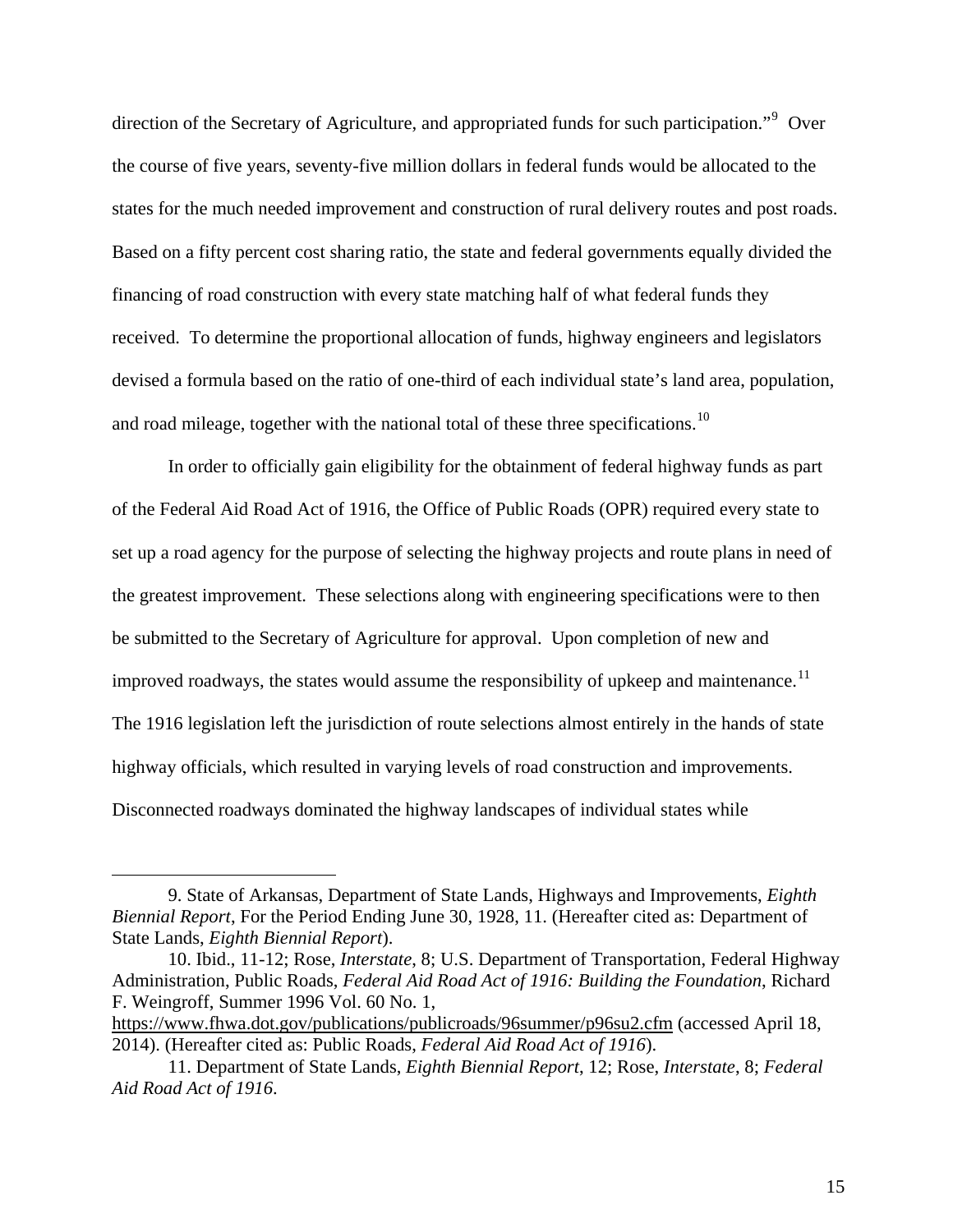direction of the Secretary of Agriculture, and appropriated funds for such participation."[9] Over the course of five years, seventy-five million dollars in federal funds would be allocated to the states for the much needed improvement and construction of rural delivery routes and post roads. Based on a fifty percent cost sharing ratio, the state and federal governments equally divided the financing of road construction with every state matching half of what federal funds they received. To determine the proportional allocation of funds, highway engineers and legislators devised a formula based on the ratio of one-third of each individual state's land area, population, and road mileage, together with the national total of these three specifications.[10]

In order to officially gain eligibility for the obtainment of federal highway funds as part of the Federal Aid Road Act of 1916, the Office of Public Roads (OPR) required every state to set up a road agency for the purpose of selecting the highway projects and route plans in need of the greatest improvement. These selections along with engineering specifications were to then be submitted to the Secretary of Agriculture for approval. Upon completion of new and improved roadways, the states would assume the responsibility of upkeep and maintenance.[11] The 1916 legislation left the jurisdiction of route selections almost entirely in the hands of state highway officials, which resulted in varying levels of road construction and improvements. Disconnected roadways dominated the highway landscapes of individual states while

---

9. State of Arkansas, Department of State Lands, Highways and Improvements, *Eighth Biennial Report*, For the Period Ending June 30, 1928, 11. (Hereafter cited as: Department of State Lands, *Eighth Biennial Report*).

10. Ibid., 11-12; Rose, *Interstate*, 8; U.S. Department of Transportation, Federal Highway Administration, Public Roads, *Federal Aid Road Act of 1916: Building the Foundation*, Richard F. Weingroff, Summer 1996 Vol. 60 No. 1, https://www.fhwa.dot.gov/publications/publicroads/96summer/p96su2.cfm (accessed April 18, 2014). (Hereafter cited as: Public Roads, *Federal Aid Road Act of 1916*).

11. Department of State Lands, *Eighth Biennial Report*, 12; Rose, *Interstate*, 8; *Federal Aid Road Act of 1916*.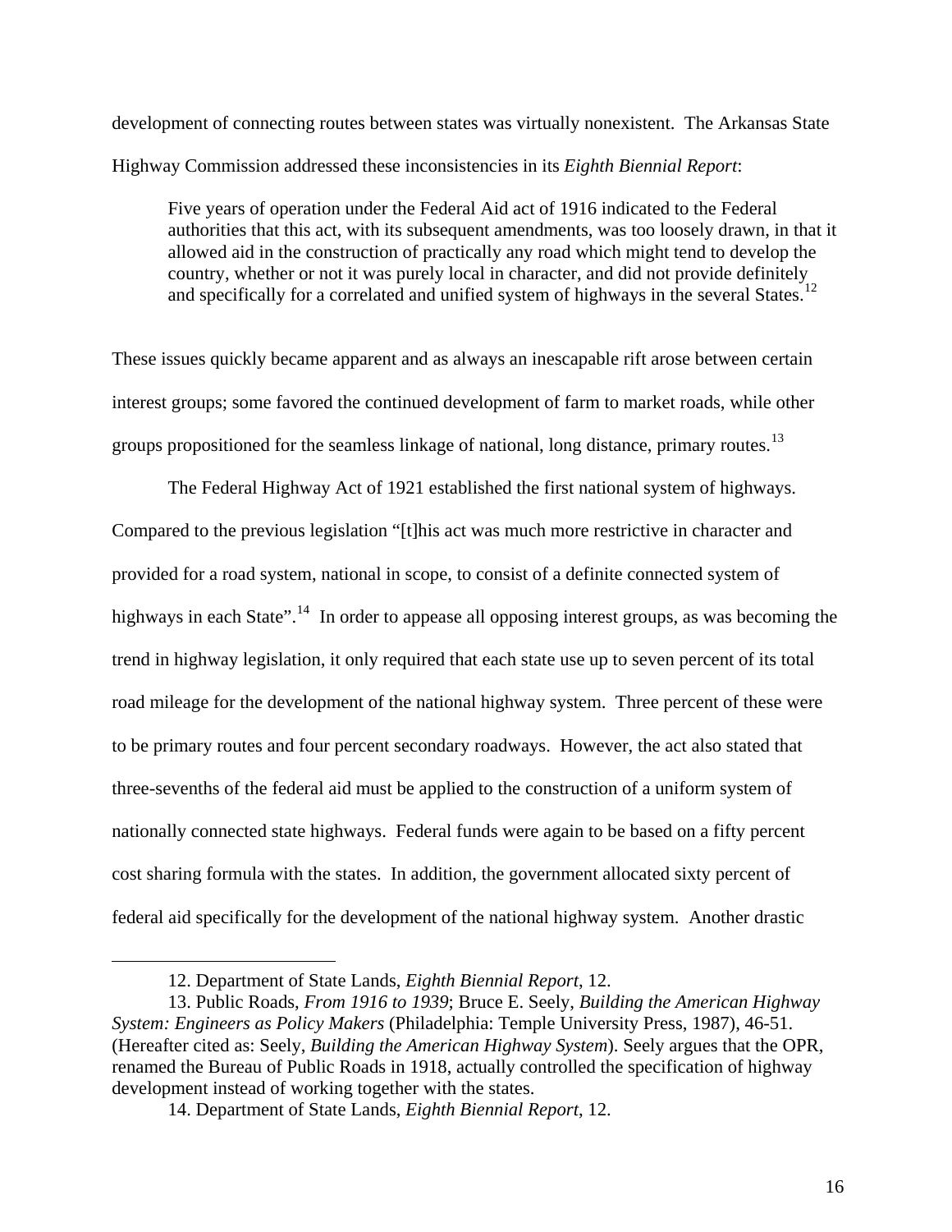development of connecting routes between states was virtually nonexistent. The Arkansas State Highway Commission addressed these inconsistencies in its *Eighth Biennial Report*:

> Five years of operation under the Federal Aid act of 1916 indicated to the Federal authorities that this act, with its subsequent amendments, was too loosely drawn, in that it allowed aid in the construction of practically any road which might tend to develop the country, whether or not it was purely local in character, and did not provide definitely and specifically for a correlated and unified system of highways in the several States.[12]

These issues quickly became apparent and as always an inescapable rift arose between certain interest groups; some favored the continued development of farm to market roads, while other groups propositioned for the seamless linkage of national, long distance, primary routes.[13]

The Federal Highway Act of 1921 established the first national system of highways. Compared to the previous legislation "[t]his act was much more restrictive in character and provided for a road system, national in scope, to consist of a definite connected system of highways in each State".[14] In order to appease all opposing interest groups, as was becoming the trend in highway legislation, it only required that each state use up to seven percent of its total road mileage for the development of the national highway system. Three percent of these were to be primary routes and four percent secondary roadways. However, the act also stated that three-sevenths of the federal aid must be applied to the construction of a uniform system of nationally connected state highways. Federal funds were again to be based on a fifty percent cost sharing formula with the states. In addition, the government allocated sixty percent of federal aid specifically for the development of the national highway system. Another drastic

---

12. Department of State Lands, *Eighth Biennial Report*, 12.

13. Public Roads, *From 1916 to 1939*; Bruce E. Seely, *Building the American Highway System: Engineers as Policy Makers* (Philadelphia: Temple University Press, 1987), 46-51. (Hereafter cited as: Seely, *Building the American Highway System*). Seely argues that the OPR, renamed the Bureau of Public Roads in 1918, actually controlled the specification of highway development instead of working together with the states.

14. Department of State Lands, *Eighth Biennial Report*, 12.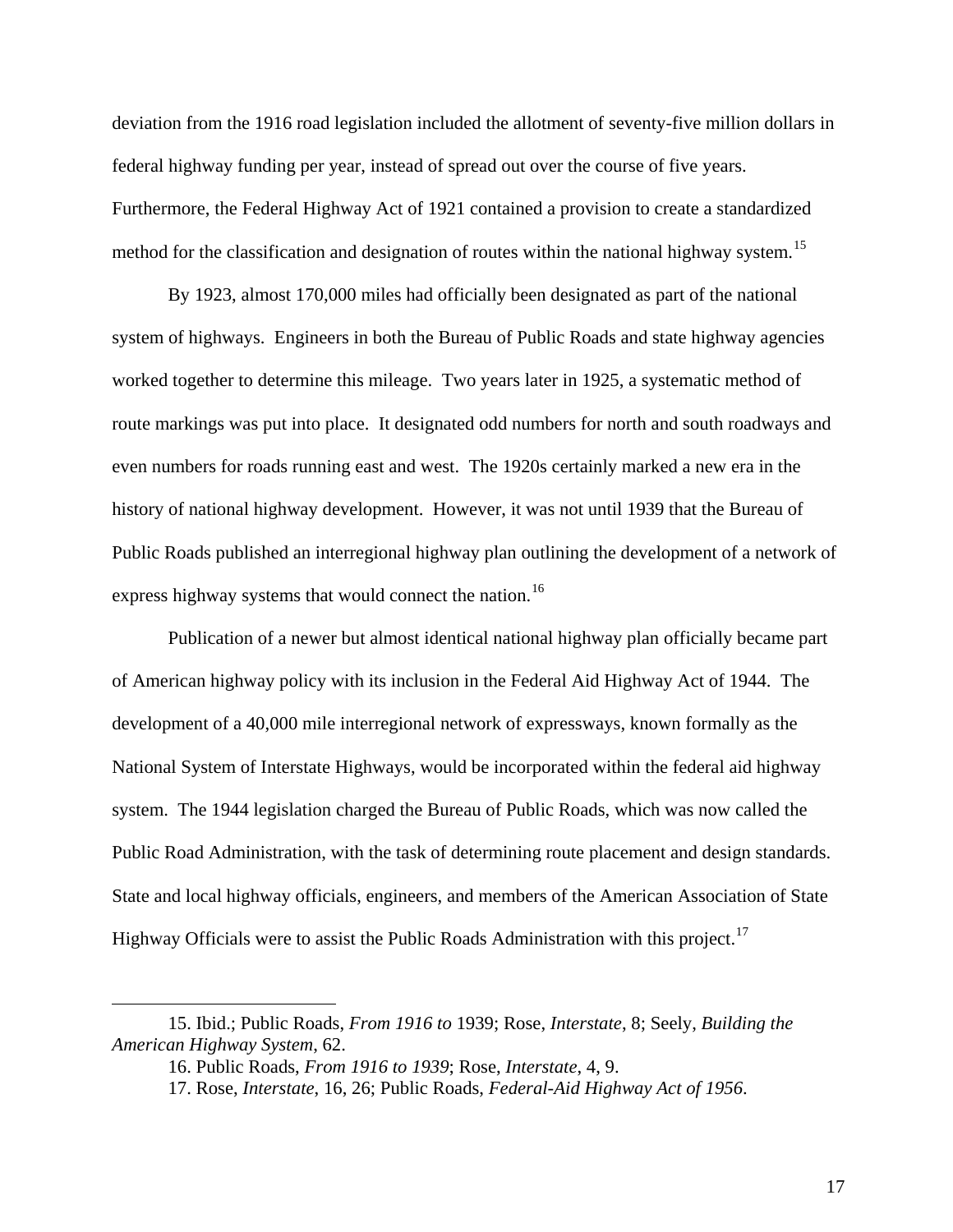deviation from the 1916 road legislation included the allotment of seventy-five million dollars in federal highway funding per year, instead of spread out over the course of five years. Furthermore, the Federal Highway Act of 1921 contained a provision to create a standardized method for the classification and designation of routes within the national highway system.[15]

By 1923, almost 170,000 miles had officially been designated as part of the national system of highways. Engineers in both the Bureau of Public Roads and state highway agencies worked together to determine this mileage. Two years later in 1925, a systematic method of route markings was put into place. It designated odd numbers for north and south roadways and even numbers for roads running east and west. The 1920s certainly marked a new era in the history of national highway development. However, it was not until 1939 that the Bureau of Public Roads published an interregional highway plan outlining the development of a network of express highway systems that would connect the nation.[16]

Publication of a newer but almost identical national highway plan officially became part of American highway policy with its inclusion in the Federal Aid Highway Act of 1944. The development of a 40,000 mile interregional network of expressways, known formally as the National System of Interstate Highways, would be incorporated within the federal aid highway system. The 1944 legislation charged the Bureau of Public Roads, which was now called the Public Road Administration, with the task of determining route placement and design standards. State and local highway officials, engineers, and members of the American Association of State Highway Officials were to assist the Public Roads Administration with this project.[17]

---

15. Ibid.; Public Roads, *From 1916 to* 1939; Rose, *Interstate*, 8; Seely, *Building the American Highway System*, 62.

16. Public Roads, *From 1916 to 1939*; Rose, *Interstate*, 4, 9.

17. Rose, *Interstate*, 16, 26; Public Roads, *Federal-Aid Highway Act of 1956*.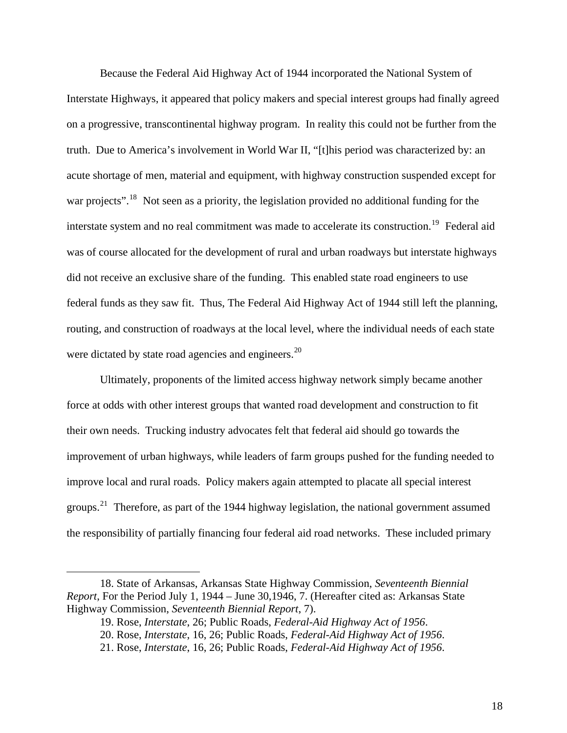Because the Federal Aid Highway Act of 1944 incorporated the National System of Interstate Highways, it appeared that policy makers and special interest groups had finally agreed on a progressive, transcontinental highway program. In reality this could not be further from the truth. Due to America's involvement in World War II, "[t]his period was characterized by: an acute shortage of men, material and equipment, with highway construction suspended except for war projects".[18] Not seen as a priority, the legislation provided no additional funding for the interstate system and no real commitment was made to accelerate its construction.[19] Federal aid was of course allocated for the development of rural and urban roadways but interstate highways did not receive an exclusive share of the funding. This enabled state road engineers to use federal funds as they saw fit. Thus, The Federal Aid Highway Act of 1944 still left the planning, routing, and construction of roadways at the local level, where the individual needs of each state were dictated by state road agencies and engineers.[20]

Ultimately, proponents of the limited access highway network simply became another force at odds with other interest groups that wanted road development and construction to fit their own needs. Trucking industry advocates felt that federal aid should go towards the improvement of urban highways, while leaders of farm groups pushed for the funding needed to improve local and rural roads. Policy makers again attempted to placate all special interest groups.[21] Therefore, as part of the 1944 highway legislation, the national government assumed the responsibility of partially financing four federal aid road networks. These included primary

---

18. State of Arkansas, Arkansas State Highway Commission, *Seventeenth Biennial Report*, For the Period July 1, 1944 – June 30,1946, 7. (Hereafter cited as: Arkansas State Highway Commission, *Seventeenth Biennial Report*, 7).

19. Rose, *Interstate*, 26; Public Roads, *Federal-Aid Highway Act of 1956*.

20. Rose, *Interstate*, 16, 26; Public Roads, *Federal-Aid Highway Act of 1956*.

21. Rose, *Interstate*, 16, 26; Public Roads, *Federal-Aid Highway Act of 1956*.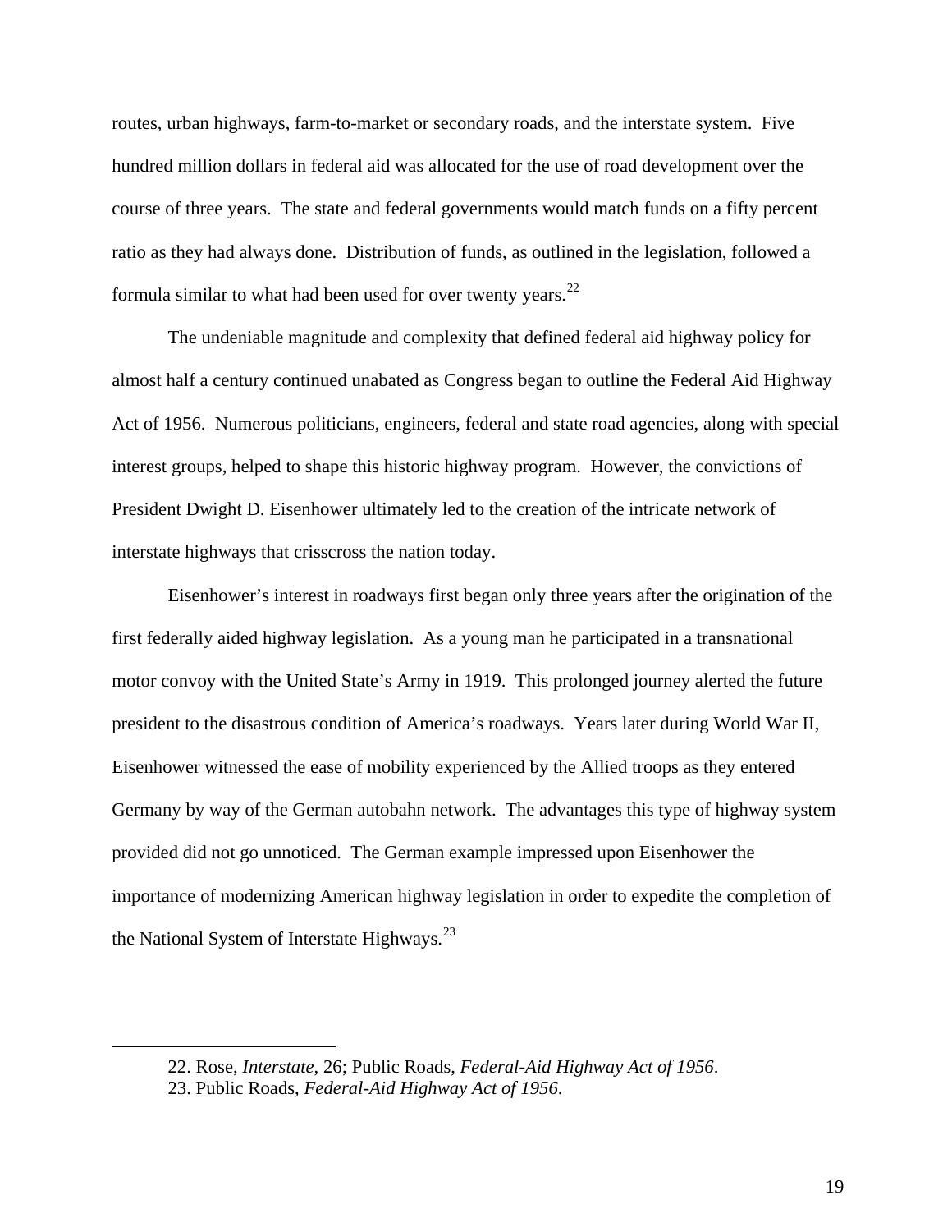routes, urban highways, farm-to-market or secondary roads, and the interstate system. Five hundred million dollars in federal aid was allocated for the use of road development over the course of three years. The state and federal governments would match funds on a fifty percent ratio as they had always done. Distribution of funds, as outlined in the legislation, followed a formula similar to what had been used for over twenty years.[22]

The undeniable magnitude and complexity that defined federal aid highway policy for almost half a century continued unabated as Congress began to outline the Federal Aid Highway Act of 1956. Numerous politicians, engineers, federal and state road agencies, along with special interest groups, helped to shape this historic highway program. However, the convictions of President Dwight D. Eisenhower ultimately led to the creation of the intricate network of interstate highways that crisscross the nation today.

Eisenhower's interest in roadways first began only three years after the origination of the first federally aided highway legislation. As a young man he participated in a transnational motor convoy with the United State's Army in 1919. This prolonged journey alerted the future president to the disastrous condition of America's roadways. Years later during World War II, Eisenhower witnessed the ease of mobility experienced by the Allied troops as they entered Germany by way of the German autobahn network. The advantages this type of highway system provided did not go unnoticed. The German example impressed upon Eisenhower the importance of modernizing American highway legislation in order to expedite the completion of the National System of Interstate Highways.[23]

---

22. Rose, *Interstate*, 26; Public Roads, *Federal-Aid Highway Act of 1956*.
23. Public Roads, *Federal-Aid Highway Act of 1956*.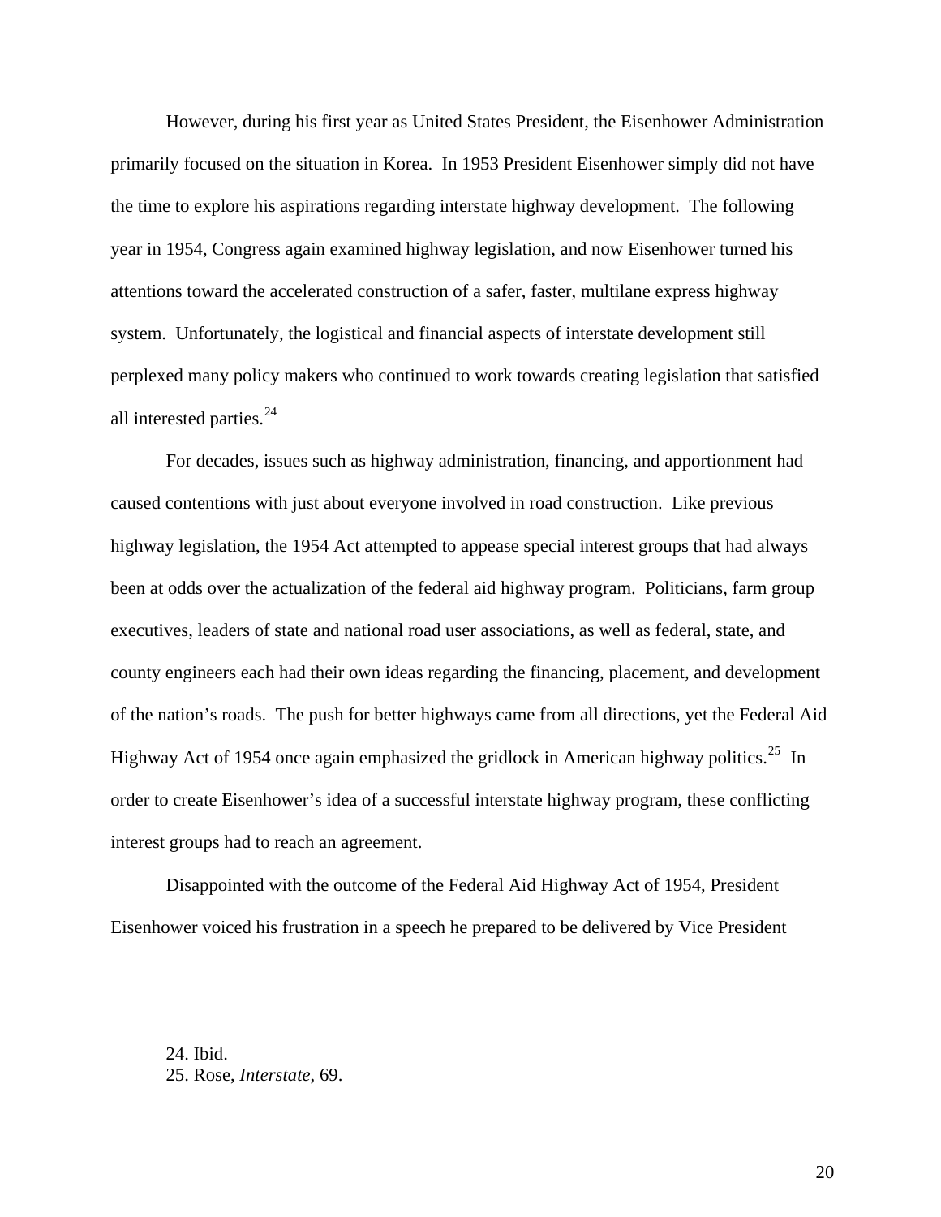However, during his first year as United States President, the Eisenhower Administration primarily focused on the situation in Korea. In 1953 President Eisenhower simply did not have the time to explore his aspirations regarding interstate highway development. The following year in 1954, Congress again examined highway legislation, and now Eisenhower turned his attentions toward the accelerated construction of a safer, faster, multilane express highway system. Unfortunately, the logistical and financial aspects of interstate development still perplexed many policy makers who continued to work towards creating legislation that satisfied all interested parties.[24]

For decades, issues such as highway administration, financing, and apportionment had caused contentions with just about everyone involved in road construction. Like previous highway legislation, the 1954 Act attempted to appease special interest groups that had always been at odds over the actualization of the federal aid highway program. Politicians, farm group executives, leaders of state and national road user associations, as well as federal, state, and county engineers each had their own ideas regarding the financing, placement, and development of the nation's roads. The push for better highways came from all directions, yet the Federal Aid Highway Act of 1954 once again emphasized the gridlock in American highway politics.[25] In order to create Eisenhower's idea of a successful interstate highway program, these conflicting interest groups had to reach an agreement.

Disappointed with the outcome of the Federal Aid Highway Act of 1954, President Eisenhower voiced his frustration in a speech he prepared to be delivered by Vice President

---

24. Ibid.
25. Rose, *Interstate*, 69.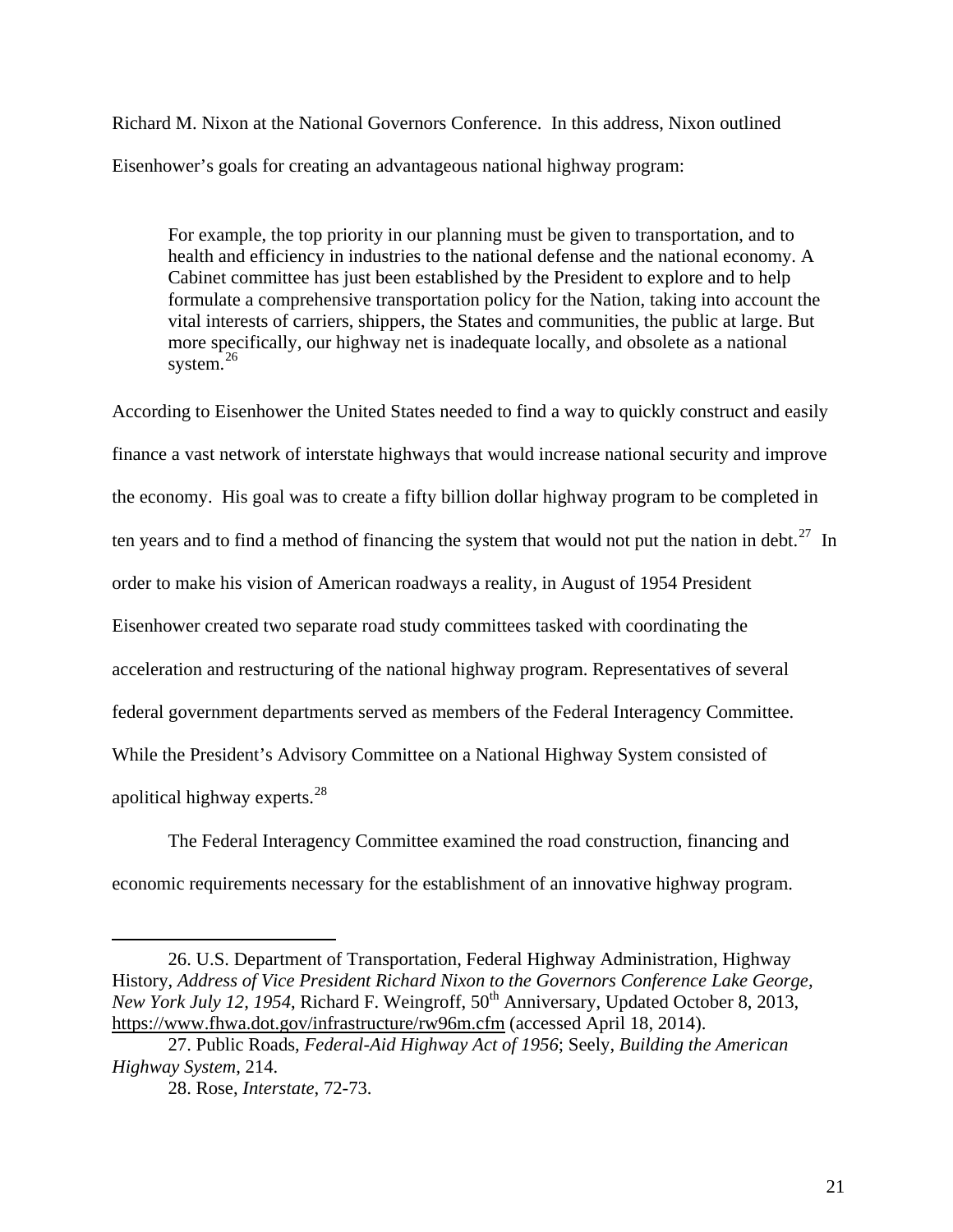Richard M. Nixon at the National Governors Conference. In this address, Nixon outlined Eisenhower's goals for creating an advantageous national highway program:

> For example, the top priority in our planning must be given to transportation, and to health and efficiency in industries to the national defense and the national economy. A Cabinet committee has just been established by the President to explore and to help formulate a comprehensive transportation policy for the Nation, taking into account the vital interests of carriers, shippers, the States and communities, the public at large. But more specifically, our highway net is inadequate locally, and obsolete as a national system.[26]

According to Eisenhower the United States needed to find a way to quickly construct and easily finance a vast network of interstate highways that would increase national security and improve the economy. His goal was to create a fifty billion dollar highway program to be completed in ten years and to find a method of financing the system that would not put the nation in debt.[27] In order to make his vision of American roadways a reality, in August of 1954 President Eisenhower created two separate road study committees tasked with coordinating the acceleration and restructuring of the national highway program. Representatives of several federal government departments served as members of the Federal Interagency Committee. While the President's Advisory Committee on a National Highway System consisted of apolitical highway experts.[28]

The Federal Interagency Committee examined the road construction, financing and economic requirements necessary for the establishment of an innovative highway program.

---

26. U.S. Department of Transportation, Federal Highway Administration, Highway History, *Address of Vice President Richard Nixon to the Governors Conference Lake George, New York July 12, 1954*, Richard F. Weingroff, 50th Anniversary, Updated October 8, 2013, https://www.fhwa.dot.gov/infrastructure/rw96m.cfm (accessed April 18, 2014).

27. Public Roads, *Federal-Aid Highway Act of 1956*; Seely, *Building the American Highway System*, 214.

28. Rose, *Interstate*, 72-73.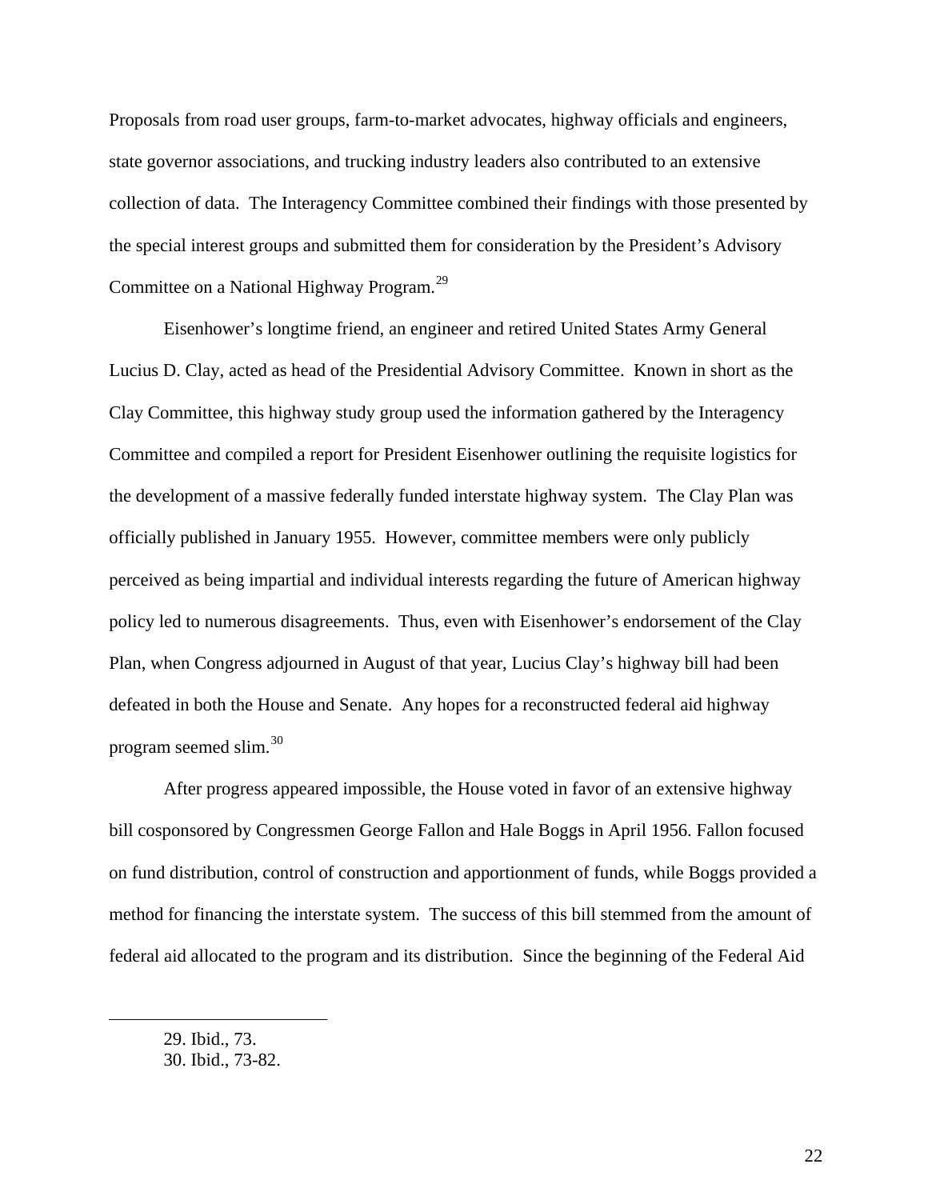Proposals from road user groups, farm-to-market advocates, highway officials and engineers, state governor associations, and trucking industry leaders also contributed to an extensive collection of data. The Interagency Committee combined their findings with those presented by the special interest groups and submitted them for consideration by the President's Advisory Committee on a National Highway Program.[29]

Eisenhower's longtime friend, an engineer and retired United States Army General Lucius D. Clay, acted as head of the Presidential Advisory Committee. Known in short as the Clay Committee, this highway study group used the information gathered by the Interagency Committee and compiled a report for President Eisenhower outlining the requisite logistics for the development of a massive federally funded interstate highway system. The Clay Plan was officially published in January 1955. However, committee members were only publicly perceived as being impartial and individual interests regarding the future of American highway policy led to numerous disagreements. Thus, even with Eisenhower's endorsement of the Clay Plan, when Congress adjourned in August of that year, Lucius Clay's highway bill had been defeated in both the House and Senate. Any hopes for a reconstructed federal aid highway program seemed slim.[30]

After progress appeared impossible, the House voted in favor of an extensive highway bill cosponsored by Congressmen George Fallon and Hale Boggs in April 1956. Fallon focused on fund distribution, control of construction and apportionment of funds, while Boggs provided a method for financing the interstate system. The success of this bill stemmed from the amount of federal aid allocated to the program and its distribution. Since the beginning of the Federal Aid

29. Ibid., 73.
30. Ibid., 73-82.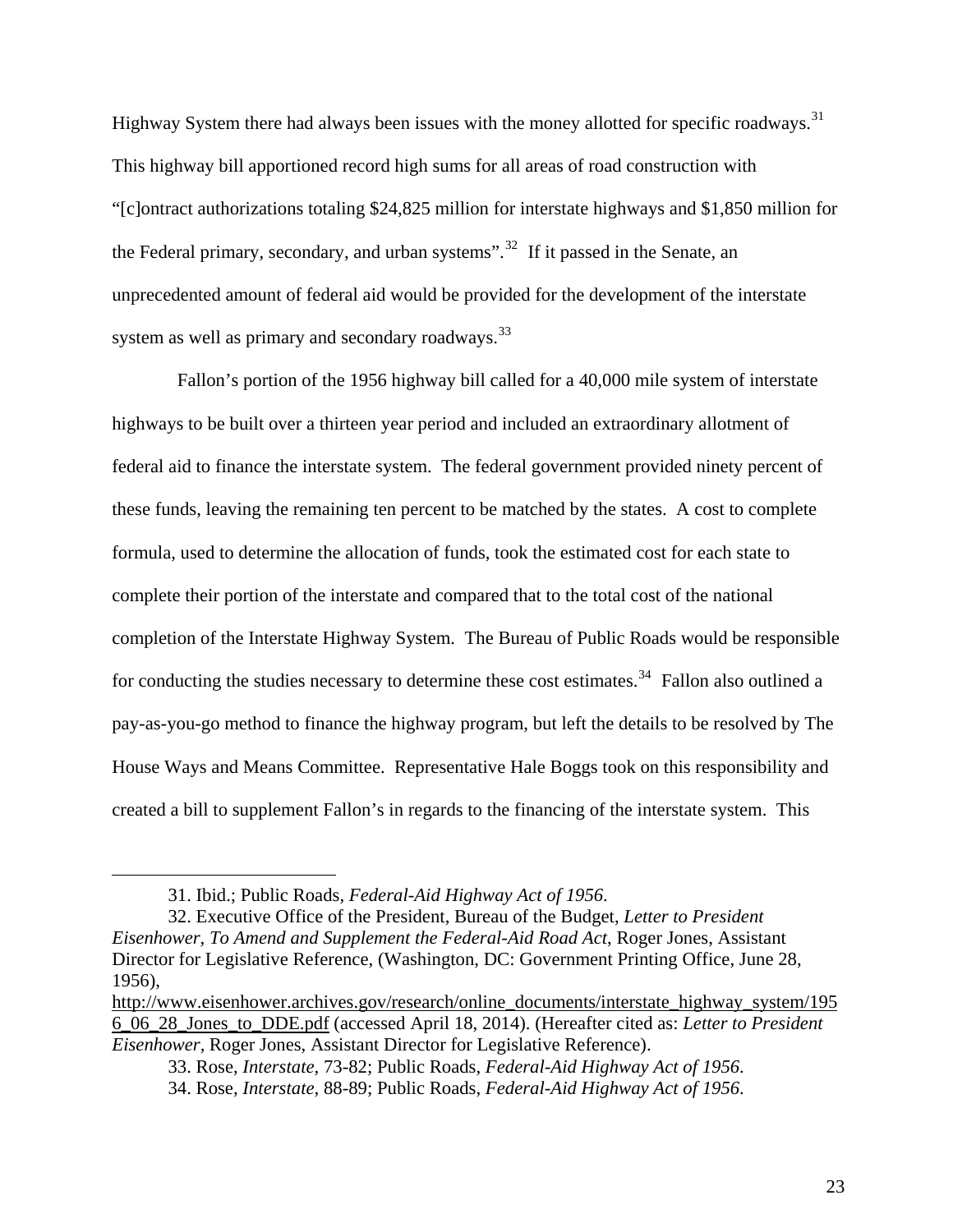Highway System there had always been issues with the money allotted for specific roadways.[31] This highway bill apportioned record high sums for all areas of road construction with "[c]ontract authorizations totaling $24,825 million for interstate highways and $1,850 million for the Federal primary, secondary, and urban systems".[32] If it passed in the Senate, an unprecedented amount of federal aid would be provided for the development of the interstate system as well as primary and secondary roadways.[33]

Fallon's portion of the 1956 highway bill called for a 40,000 mile system of interstate highways to be built over a thirteen year period and included an extraordinary allotment of federal aid to finance the interstate system. The federal government provided ninety percent of these funds, leaving the remaining ten percent to be matched by the states. A cost to complete formula, used to determine the allocation of funds, took the estimated cost for each state to complete their portion of the interstate and compared that to the total cost of the national completion of the Interstate Highway System. The Bureau of Public Roads would be responsible for conducting the studies necessary to determine these cost estimates.[34] Fallon also outlined a pay-as-you-go method to finance the highway program, but left the details to be resolved by The House Ways and Means Committee. Representative Hale Boggs took on this responsibility and created a bill to supplement Fallon's in regards to the financing of the interstate system. This

---

31. Ibid.; Public Roads, *Federal-Aid Highway Act of 1956*.

32. Executive Office of the President, Bureau of the Budget, *Letter to President Eisenhower, To Amend and Supplement the Federal-Aid Road Act*, Roger Jones, Assistant Director for Legislative Reference, (Washington, DC: Government Printing Office, June 28, 1956), http://www.eisenhower.archives.gov/research/online_documents/interstate_highway_system/1956_06_28_Jones_to_DDE.pdf (accessed April 18, 2014). (Hereafter cited as: *Letter to President Eisenhower*, Roger Jones, Assistant Director for Legislative Reference).

33. Rose, *Interstate*, 73-82; Public Roads, *Federal-Aid Highway Act of 1956*.

34. Rose, *Interstate*, 88-89; Public Roads, *Federal-Aid Highway Act of 1956*.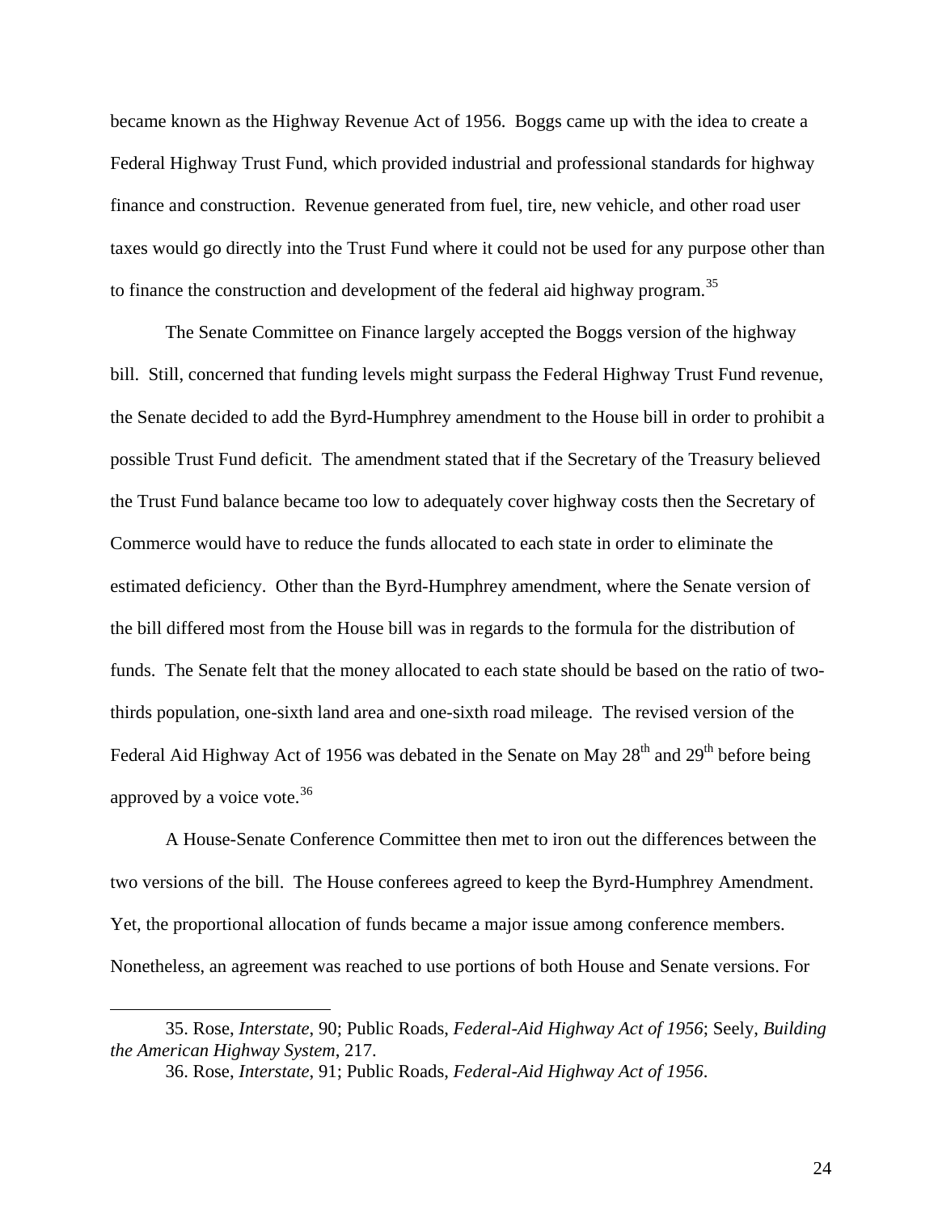became known as the Highway Revenue Act of 1956. Boggs came up with the idea to create a Federal Highway Trust Fund, which provided industrial and professional standards for highway finance and construction. Revenue generated from fuel, tire, new vehicle, and other road user taxes would go directly into the Trust Fund where it could not be used for any purpose other than to finance the construction and development of the federal aid highway program.[35]

The Senate Committee on Finance largely accepted the Boggs version of the highway bill. Still, concerned that funding levels might surpass the Federal Highway Trust Fund revenue, the Senate decided to add the Byrd-Humphrey amendment to the House bill in order to prohibit a possible Trust Fund deficit. The amendment stated that if the Secretary of the Treasury believed the Trust Fund balance became too low to adequately cover highway costs then the Secretary of Commerce would have to reduce the funds allocated to each state in order to eliminate the estimated deficiency. Other than the Byrd-Humphrey amendment, where the Senate version of the bill differed most from the House bill was in regards to the formula for the distribution of funds. The Senate felt that the money allocated to each state should be based on the ratio of two-thirds population, one-sixth land area and one-sixth road mileage. The revised version of the Federal Aid Highway Act of 1956 was debated in the Senate on May 28th and 29th before being approved by a voice vote.[36]

A House-Senate Conference Committee then met to iron out the differences between the two versions of the bill. The House conferees agreed to keep the Byrd-Humphrey Amendment. Yet, the proportional allocation of funds became a major issue among conference members. Nonetheless, an agreement was reached to use portions of both House and Senate versions. For

---

35. Rose, *Interstate*, 90; Public Roads, *Federal-Aid Highway Act of 1956*; Seely, *Building the American Highway System*, 217.

36. Rose, *Interstate*, 91; Public Roads, *Federal-Aid Highway Act of 1956*.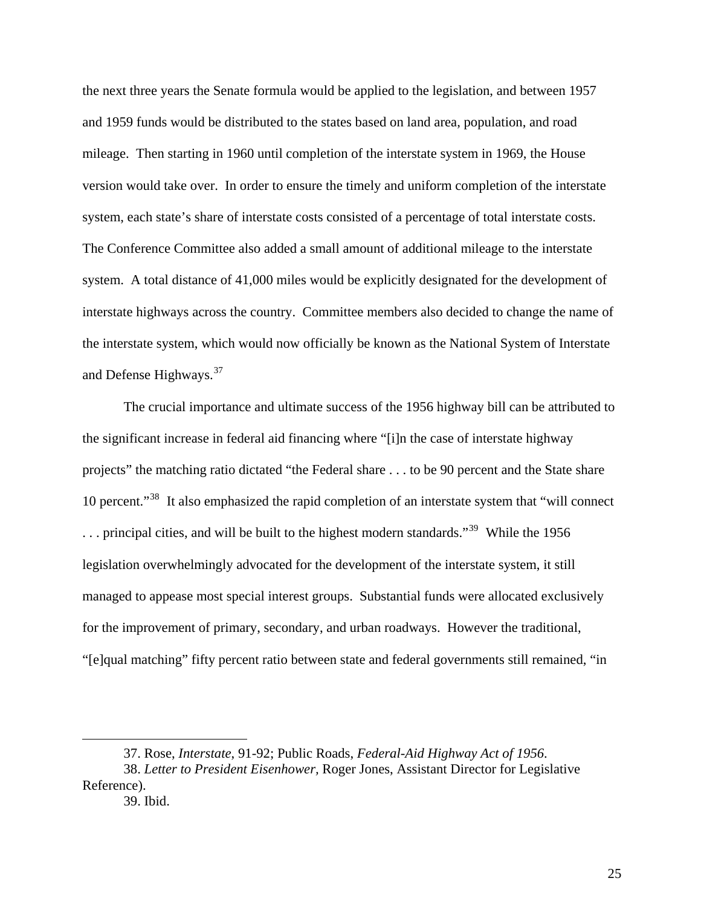the next three years the Senate formula would be applied to the legislation, and between 1957 and 1959 funds would be distributed to the states based on land area, population, and road mileage. Then starting in 1960 until completion of the interstate system in 1969, the House version would take over. In order to ensure the timely and uniform completion of the interstate system, each state's share of interstate costs consisted of a percentage of total interstate costs. The Conference Committee also added a small amount of additional mileage to the interstate system. A total distance of 41,000 miles would be explicitly designated for the development of interstate highways across the country. Committee members also decided to change the name of the interstate system, which would now officially be known as the National System of Interstate and Defense Highways.[37]

The crucial importance and ultimate success of the 1956 highway bill can be attributed to the significant increase in federal aid financing where "[i]n the case of interstate highway projects" the matching ratio dictated "the Federal share . . . to be 90 percent and the State share 10 percent."[38] It also emphasized the rapid completion of an interstate system that "will connect . . . principal cities, and will be built to the highest modern standards."[39] While the 1956 legislation overwhelmingly advocated for the development of the interstate system, it still managed to appease most special interest groups. Substantial funds were allocated exclusively for the improvement of primary, secondary, and urban roadways. However the traditional, "[e]qual matching" fifty percent ratio between state and federal governments still remained, "in

---

37. Rose, *Interstate*, 91-92; Public Roads, *Federal-Aid Highway Act of 1956*.

38. *Letter to President Eisenhower,* Roger Jones, Assistant Director for Legislative Reference).

39. Ibid.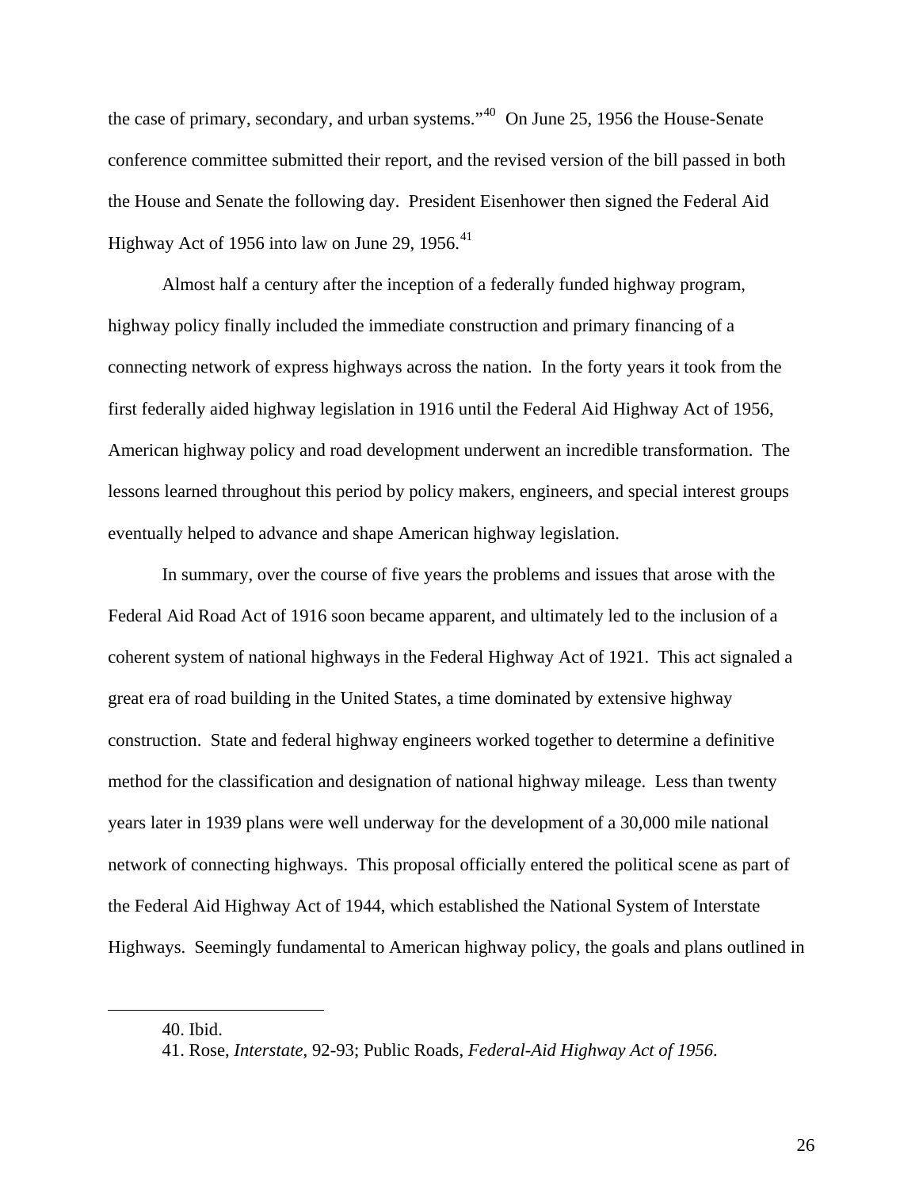the case of primary, secondary, and urban systems."[40] On June 25, 1956 the House-Senate conference committee submitted their report, and the revised version of the bill passed in both the House and Senate the following day. President Eisenhower then signed the Federal Aid Highway Act of 1956 into law on June 29, 1956.[41]

Almost half a century after the inception of a federally funded highway program, highway policy finally included the immediate construction and primary financing of a connecting network of express highways across the nation. In the forty years it took from the first federally aided highway legislation in 1916 until the Federal Aid Highway Act of 1956, American highway policy and road development underwent an incredible transformation. The lessons learned throughout this period by policy makers, engineers, and special interest groups eventually helped to advance and shape American highway legislation.

In summary, over the course of five years the problems and issues that arose with the Federal Aid Road Act of 1916 soon became apparent, and ultimately led to the inclusion of a coherent system of national highways in the Federal Highway Act of 1921. This act signaled a great era of road building in the United States, a time dominated by extensive highway construction. State and federal highway engineers worked together to determine a definitive method for the classification and designation of national highway mileage. Less than twenty years later in 1939 plans were well underway for the development of a 30,000 mile national network of connecting highways. This proposal officially entered the political scene as part of the Federal Aid Highway Act of 1944, which established the National System of Interstate Highways. Seemingly fundamental to American highway policy, the goals and plans outlined in

---

40. Ibid.

41. Rose, *Interstate*, 92-93; Public Roads, *Federal-Aid Highway Act of 1956*.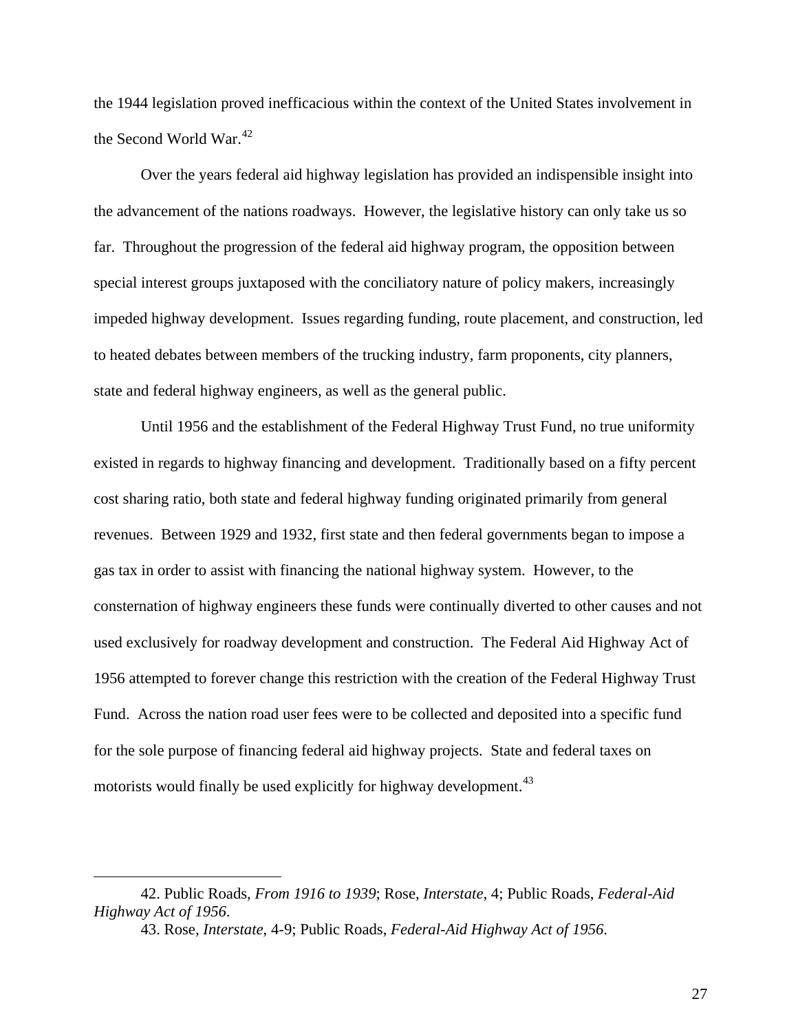the 1944 legislation proved inefficacious within the context of the United States involvement in the Second World War.[42]

Over the years federal aid highway legislation has provided an indispensible insight into the advancement of the nations roadways. However, the legislative history can only take us so far. Throughout the progression of the federal aid highway program, the opposition between special interest groups juxtaposed with the conciliatory nature of policy makers, increasingly impeded highway development. Issues regarding funding, route placement, and construction, led to heated debates between members of the trucking industry, farm proponents, city planners, state and federal highway engineers, as well as the general public.

Until 1956 and the establishment of the Federal Highway Trust Fund, no true uniformity existed in regards to highway financing and development. Traditionally based on a fifty percent cost sharing ratio, both state and federal highway funding originated primarily from general revenues. Between 1929 and 1932, first state and then federal governments began to impose a gas tax in order to assist with financing the national highway system. However, to the consternation of highway engineers these funds were continually diverted to other causes and not used exclusively for roadway development and construction. The Federal Aid Highway Act of 1956 attempted to forever change this restriction with the creation of the Federal Highway Trust Fund. Across the nation road user fees were to be collected and deposited into a specific fund for the sole purpose of financing federal aid highway projects. State and federal taxes on motorists would finally be used explicitly for highway development.[43]

---

42. Public Roads, *From 1916 to 1939*; Rose, *Interstate*, 4; Public Roads, *Federal-Aid Highway Act of 1956*.

43. Rose, *Interstate*, 4-9; Public Roads, *Federal-Aid Highway Act of 1956*.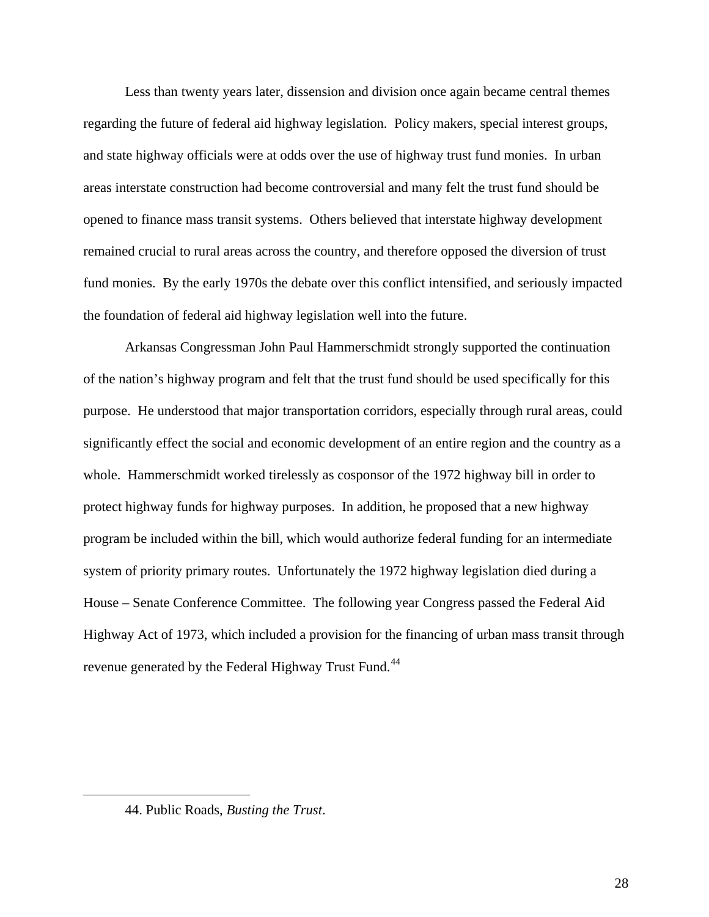Less than twenty years later, dissension and division once again became central themes regarding the future of federal aid highway legislation. Policy makers, special interest groups, and state highway officials were at odds over the use of highway trust fund monies. In urban areas interstate construction had become controversial and many felt the trust fund should be opened to finance mass transit systems. Others believed that interstate highway development remained crucial to rural areas across the country, and therefore opposed the diversion of trust fund monies. By the early 1970s the debate over this conflict intensified, and seriously impacted the foundation of federal aid highway legislation well into the future.

Arkansas Congressman John Paul Hammerschmidt strongly supported the continuation of the nation's highway program and felt that the trust fund should be used specifically for this purpose. He understood that major transportation corridors, especially through rural areas, could significantly effect the social and economic development of an entire region and the country as a whole. Hammerschmidt worked tirelessly as cosponsor of the 1972 highway bill in order to protect highway funds for highway purposes. In addition, he proposed that a new highway program be included within the bill, which would authorize federal funding for an intermediate system of priority primary routes. Unfortunately the 1972 highway legislation died during a House – Senate Conference Committee. The following year Congress passed the Federal Aid Highway Act of 1973, which included a provision for the financing of urban mass transit through revenue generated by the Federal Highway Trust Fund.[44]

---

44. Public Roads, *Busting the Trust*.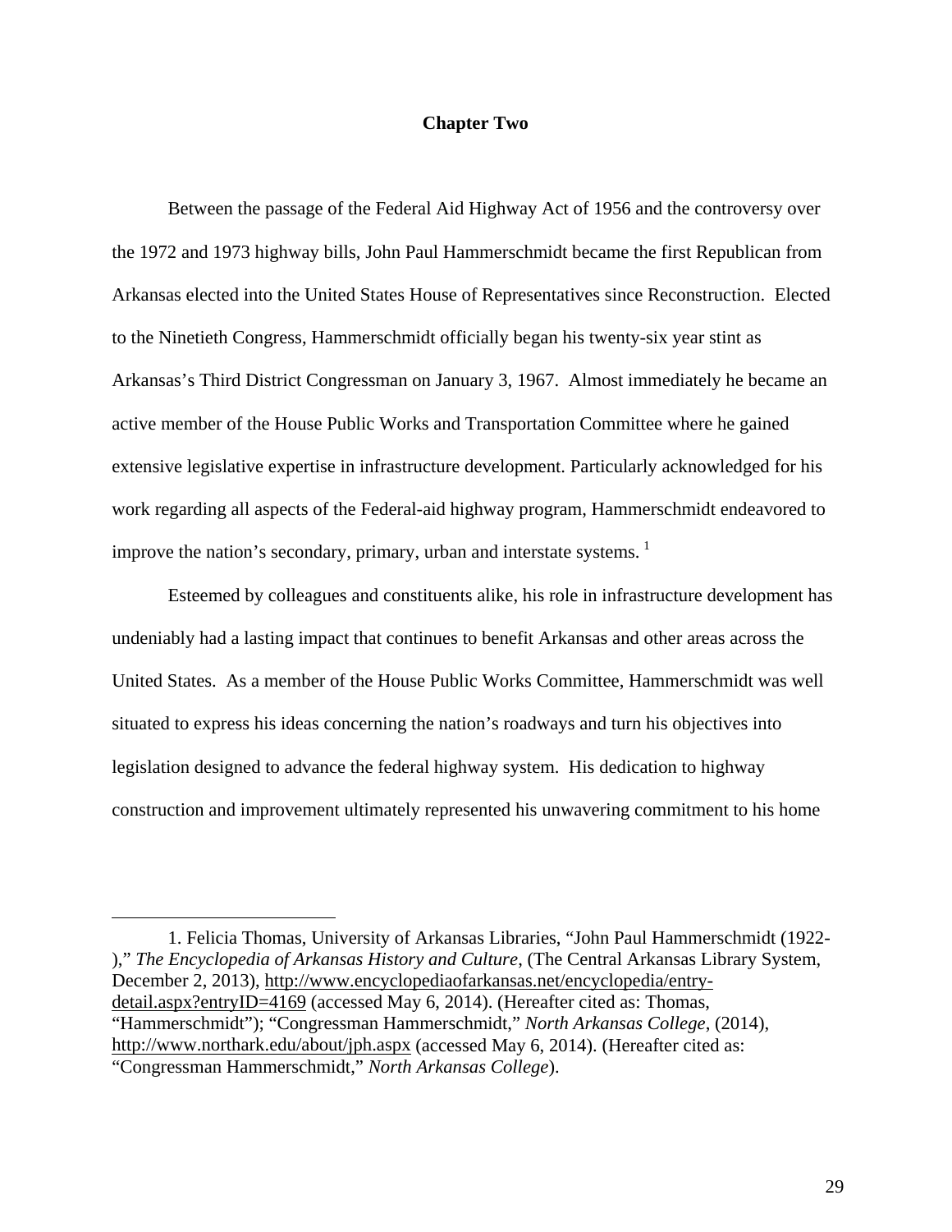# Chapter Two

Between the passage of the Federal Aid Highway Act of 1956 and the controversy over the 1972 and 1973 highway bills, John Paul Hammerschmidt became the first Republican from Arkansas elected into the United States House of Representatives since Reconstruction. Elected to the Ninetieth Congress, Hammerschmidt officially began his twenty-six year stint as Arkansas's Third District Congressman on January 3, 1967. Almost immediately he became an active member of the House Public Works and Transportation Committee where he gained extensive legislative expertise in infrastructure development. Particularly acknowledged for his work regarding all aspects of the Federal-aid highway program, Hammerschmidt endeavored to improve the nation's secondary, primary, urban and interstate systems. [1]

Esteemed by colleagues and constituents alike, his role in infrastructure development has undeniably had a lasting impact that continues to benefit Arkansas and other areas across the United States. As a member of the House Public Works Committee, Hammerschmidt was well situated to express his ideas concerning the nation's roadways and turn his objectives into legislation designed to advance the federal highway system. His dedication to highway construction and improvement ultimately represented his unwavering commitment to his home

---

1. Felicia Thomas, University of Arkansas Libraries, "John Paul Hammerschmidt (1922- )," *The Encyclopedia of Arkansas History and Culture*, (The Central Arkansas Library System, December 2, 2013), http://www.encyclopediaofarkansas.net/encyclopedia/entry-detail.aspx?entryID=4169 (accessed May 6, 2014). (Hereafter cited as: Thomas, "Hammerschmidt"); "Congressman Hammerschmidt," *North Arkansas College*, (2014), http://www.northark.edu/about/jph.aspx (accessed May 6, 2014). (Hereafter cited as: "Congressman Hammerschmidt," *North Arkansas College*).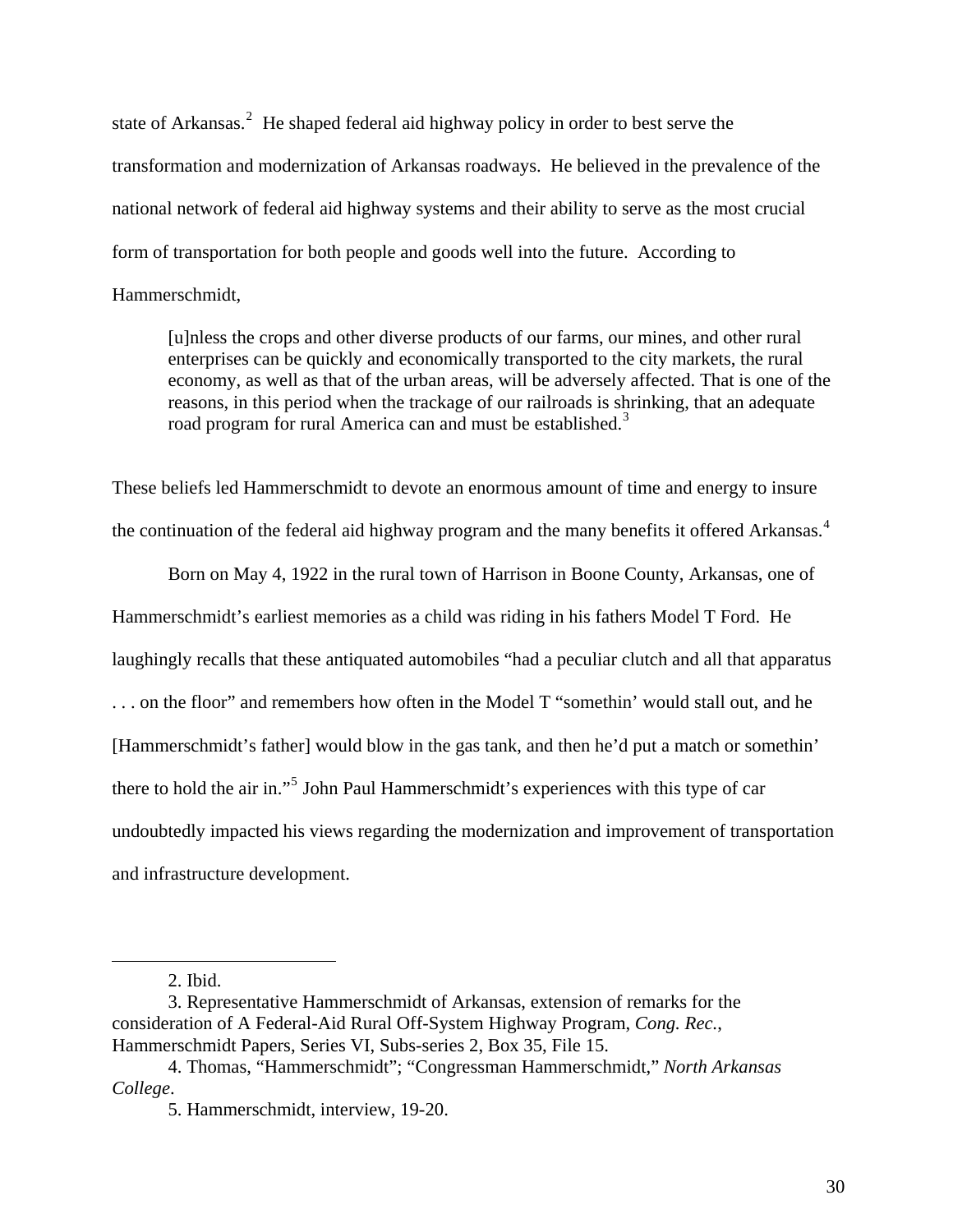state of Arkansas.[2] He shaped federal aid highway policy in order to best serve the transformation and modernization of Arkansas roadways. He believed in the prevalence of the national network of federal aid highway systems and their ability to serve as the most crucial form of transportation for both people and goods well into the future. According to Hammerschmidt,

> [u]nless the crops and other diverse products of our farms, our mines, and other rural enterprises can be quickly and economically transported to the city markets, the rural economy, as well as that of the urban areas, will be adversely affected. That is one of the reasons, in this period when the trackage of our railroads is shrinking, that an adequate road program for rural America can and must be established.[3]

These beliefs led Hammerschmidt to devote an enormous amount of time and energy to insure the continuation of the federal aid highway program and the many benefits it offered Arkansas.[4]

Born on May 4, 1922 in the rural town of Harrison in Boone County, Arkansas, one of Hammerschmidt's earliest memories as a child was riding in his fathers Model T Ford. He laughingly recalls that these antiquated automobiles "had a peculiar clutch and all that apparatus . . . on the floor" and remembers how often in the Model T "somethin' would stall out, and he [Hammerschmidt's father] would blow in the gas tank, and then he'd put a match or somethin' there to hold the air in."[5] John Paul Hammerschmidt's experiences with this type of car undoubtedly impacted his views regarding the modernization and improvement of transportation and infrastructure development.

---

2. Ibid.

3. Representative Hammerschmidt of Arkansas, extension of remarks for the consideration of A Federal-Aid Rural Off-System Highway Program, *Cong. Rec.*, Hammerschmidt Papers, Series VI, Subs-series 2, Box 35, File 15.

4. Thomas, "Hammerschmidt"; "Congressman Hammerschmidt," *North Arkansas College*.

5. Hammerschmidt, interview, 19-20.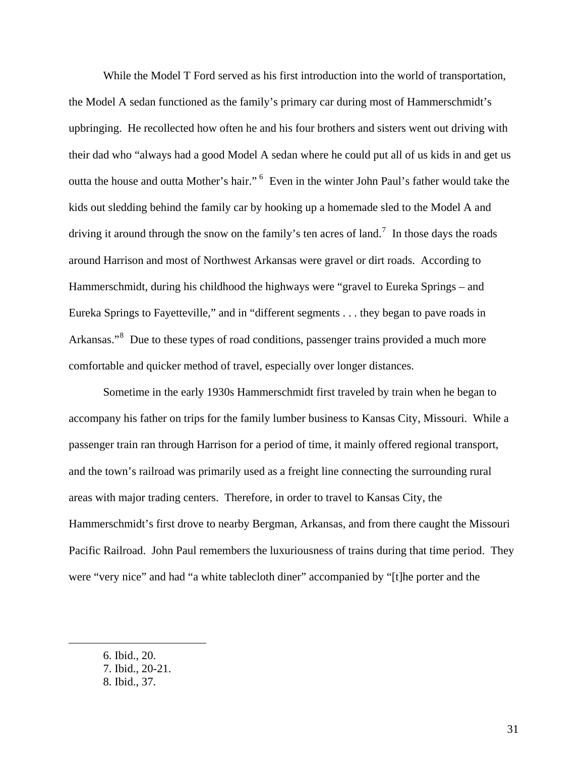While the Model T Ford served as his first introduction into the world of transportation, the Model A sedan functioned as the family's primary car during most of Hammerschmidt's upbringing. He recollected how often he and his four brothers and sisters went out driving with their dad who "always had a good Model A sedan where he could put all of us kids in and get us outta the house and outta Mother's hair." [6] Even in the winter John Paul's father would take the kids out sledding behind the family car by hooking up a homemade sled to the Model A and driving it around through the snow on the family's ten acres of land.[7] In those days the roads around Harrison and most of Northwest Arkansas were gravel or dirt roads. According to Hammerschmidt, during his childhood the highways were "gravel to Eureka Springs – and Eureka Springs to Fayetteville," and in "different segments . . . they began to pave roads in Arkansas."[8] Due to these types of road conditions, passenger trains provided a much more comfortable and quicker method of travel, especially over longer distances.

Sometime in the early 1930s Hammerschmidt first traveled by train when he began to accompany his father on trips for the family lumber business to Kansas City, Missouri. While a passenger train ran through Harrison for a period of time, it mainly offered regional transport, and the town's railroad was primarily used as a freight line connecting the surrounding rural areas with major trading centers. Therefore, in order to travel to Kansas City, the Hammerschmidt's first drove to nearby Bergman, Arkansas, and from there caught the Missouri Pacific Railroad. John Paul remembers the luxuriousness of trains during that time period. They were "very nice" and had "a white tablecloth diner" accompanied by "[t]he porter and the

---

6. Ibid., 20.
7. Ibid., 20-21.
8. Ibid., 37.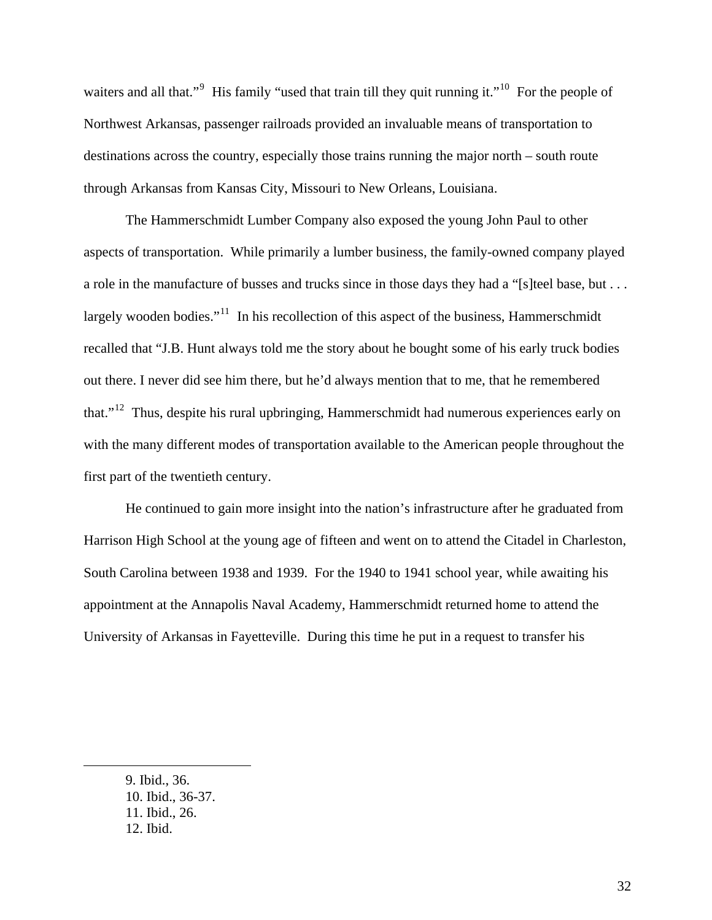waiters and all that."[9] His family "used that train till they quit running it."[10] For the people of Northwest Arkansas, passenger railroads provided an invaluable means of transportation to destinations across the country, especially those trains running the major north – south route through Arkansas from Kansas City, Missouri to New Orleans, Louisiana.

The Hammerschmidt Lumber Company also exposed the young John Paul to other aspects of transportation. While primarily a lumber business, the family-owned company played a role in the manufacture of busses and trucks since in those days they had a "[s]teel base, but . . . largely wooden bodies."[11] In his recollection of this aspect of the business, Hammerschmidt recalled that "J.B. Hunt always told me the story about he bought some of his early truck bodies out there. I never did see him there, but he'd always mention that to me, that he remembered that."[12] Thus, despite his rural upbringing, Hammerschmidt had numerous experiences early on with the many different modes of transportation available to the American people throughout the first part of the twentieth century.

He continued to gain more insight into the nation's infrastructure after he graduated from Harrison High School at the young age of fifteen and went on to attend the Citadel in Charleston, South Carolina between 1938 and 1939. For the 1940 to 1941 school year, while awaiting his appointment at the Annapolis Naval Academy, Hammerschmidt returned home to attend the University of Arkansas in Fayetteville. During this time he put in a request to transfer his

---

9. Ibid., 36.
10. Ibid., 36-37.
11. Ibid., 26.
12. Ibid.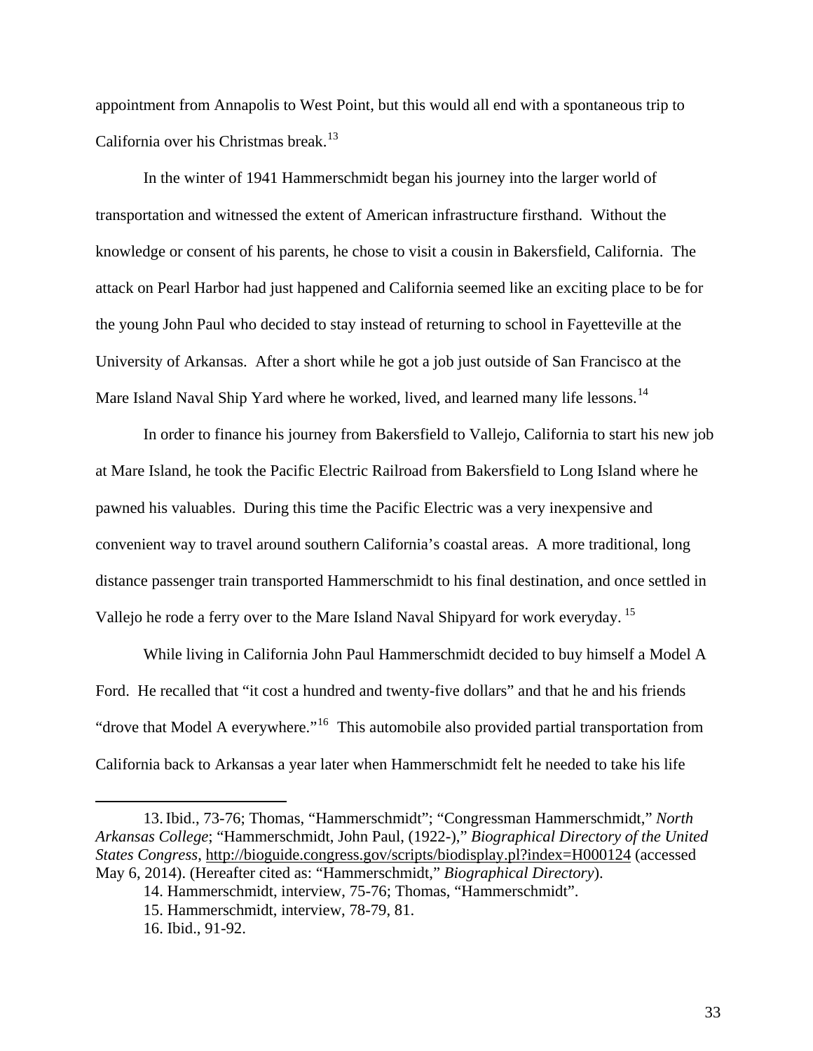appointment from Annapolis to West Point, but this would all end with a spontaneous trip to California over his Christmas break.[13]

In the winter of 1941 Hammerschmidt began his journey into the larger world of transportation and witnessed the extent of American infrastructure firsthand. Without the knowledge or consent of his parents, he chose to visit a cousin in Bakersfield, California. The attack on Pearl Harbor had just happened and California seemed like an exciting place to be for the young John Paul who decided to stay instead of returning to school in Fayetteville at the University of Arkansas. After a short while he got a job just outside of San Francisco at the Mare Island Naval Ship Yard where he worked, lived, and learned many life lessons.[14]

In order to finance his journey from Bakersfield to Vallejo, California to start his new job at Mare Island, he took the Pacific Electric Railroad from Bakersfield to Long Island where he pawned his valuables. During this time the Pacific Electric was a very inexpensive and convenient way to travel around southern California's coastal areas. A more traditional, long distance passenger train transported Hammerschmidt to his final destination, and once settled in Vallejo he rode a ferry over to the Mare Island Naval Shipyard for work everyday. [15]

While living in California John Paul Hammerschmidt decided to buy himself a Model A Ford. He recalled that "it cost a hundred and twenty-five dollars" and that he and his friends "drove that Model A everywhere."[16] This automobile also provided partial transportation from California back to Arkansas a year later when Hammerschmidt felt he needed to take his life

---

13. Ibid., 73-76; Thomas, "Hammerschmidt"; "Congressman Hammerschmidt," *North Arkansas College*; "Hammerschmidt, John Paul, (1922-)," *Biographical Directory of the United States Congress*, http://bioguide.congress.gov/scripts/biodisplay.pl?index=H000124 (accessed May 6, 2014). (Hereafter cited as: "Hammerschmidt," *Biographical Directory*).

14. Hammerschmidt, interview, 75-76; Thomas, "Hammerschmidt".

15. Hammerschmidt, interview, 78-79, 81.

16. Ibid., 91-92.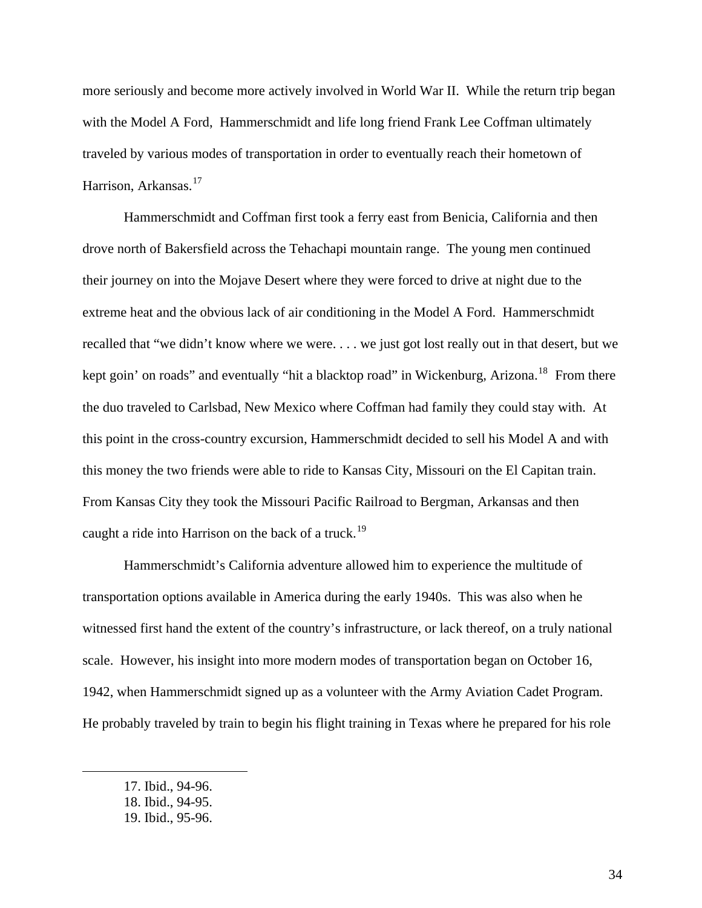more seriously and become more actively involved in World War II. While the return trip began with the Model A Ford, Hammerschmidt and life long friend Frank Lee Coffman ultimately traveled by various modes of transportation in order to eventually reach their hometown of Harrison, Arkansas.[17]

Hammerschmidt and Coffman first took a ferry east from Benicia, California and then drove north of Bakersfield across the Tehachapi mountain range. The young men continued their journey on into the Mojave Desert where they were forced to drive at night due to the extreme heat and the obvious lack of air conditioning in the Model A Ford. Hammerschmidt recalled that "we didn't know where we were. . . . we just got lost really out in that desert, but we kept goin' on roads" and eventually "hit a blacktop road" in Wickenburg, Arizona.[18] From there the duo traveled to Carlsbad, New Mexico where Coffman had family they could stay with. At this point in the cross-country excursion, Hammerschmidt decided to sell his Model A and with this money the two friends were able to ride to Kansas City, Missouri on the El Capitan train. From Kansas City they took the Missouri Pacific Railroad to Bergman, Arkansas and then caught a ride into Harrison on the back of a truck.[19]

Hammerschmidt's California adventure allowed him to experience the multitude of transportation options available in America during the early 1940s. This was also when he witnessed first hand the extent of the country's infrastructure, or lack thereof, on a truly national scale. However, his insight into more modern modes of transportation began on October 16, 1942, when Hammerschmidt signed up as a volunteer with the Army Aviation Cadet Program. He probably traveled by train to begin his flight training in Texas where he prepared for his role

---

17. Ibid., 94-96.
18. Ibid., 94-95.
19. Ibid., 95-96.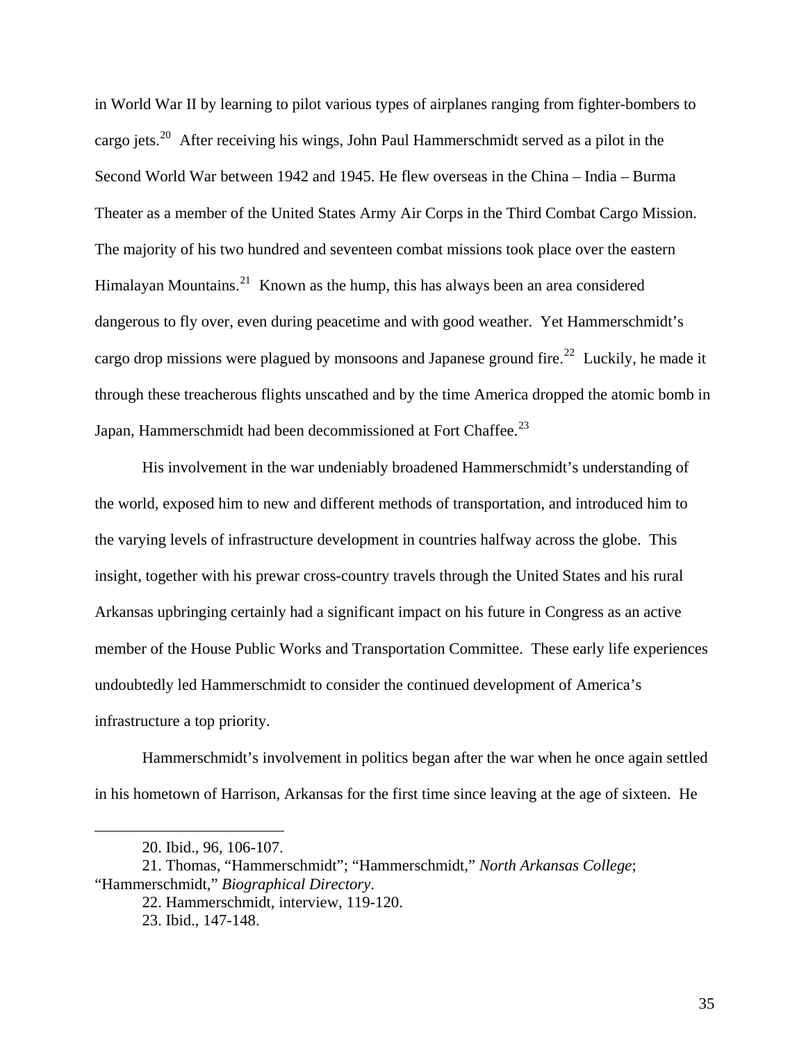in World War II by learning to pilot various types of airplanes ranging from fighter-bombers to cargo jets.[20] After receiving his wings, John Paul Hammerschmidt served as a pilot in the Second World War between 1942 and 1945. He flew overseas in the China – India – Burma Theater as a member of the United States Army Air Corps in the Third Combat Cargo Mission. The majority of his two hundred and seventeen combat missions took place over the eastern Himalayan Mountains.[21] Known as the hump, this has always been an area considered dangerous to fly over, even during peacetime and with good weather. Yet Hammerschmidt's cargo drop missions were plagued by monsoons and Japanese ground fire.[22] Luckily, he made it through these treacherous flights unscathed and by the time America dropped the atomic bomb in Japan, Hammerschmidt had been decommissioned at Fort Chaffee.[23]

His involvement in the war undeniably broadened Hammerschmidt's understanding of the world, exposed him to new and different methods of transportation, and introduced him to the varying levels of infrastructure development in countries halfway across the globe. This insight, together with his prewar cross-country travels through the United States and his rural Arkansas upbringing certainly had a significant impact on his future in Congress as an active member of the House Public Works and Transportation Committee. These early life experiences undoubtedly led Hammerschmidt to consider the continued development of America's infrastructure a top priority.

Hammerschmidt's involvement in politics began after the war when he once again settled in his hometown of Harrison, Arkansas for the first time since leaving at the age of sixteen. He

---

20. Ibid., 96, 106-107.

21. Thomas, "Hammerschmidt"; "Hammerschmidt," *North Arkansas College*; "Hammerschmidt," *Biographical Directory*.

22. Hammerschmidt, interview, 119-120.

23. Ibid., 147-148.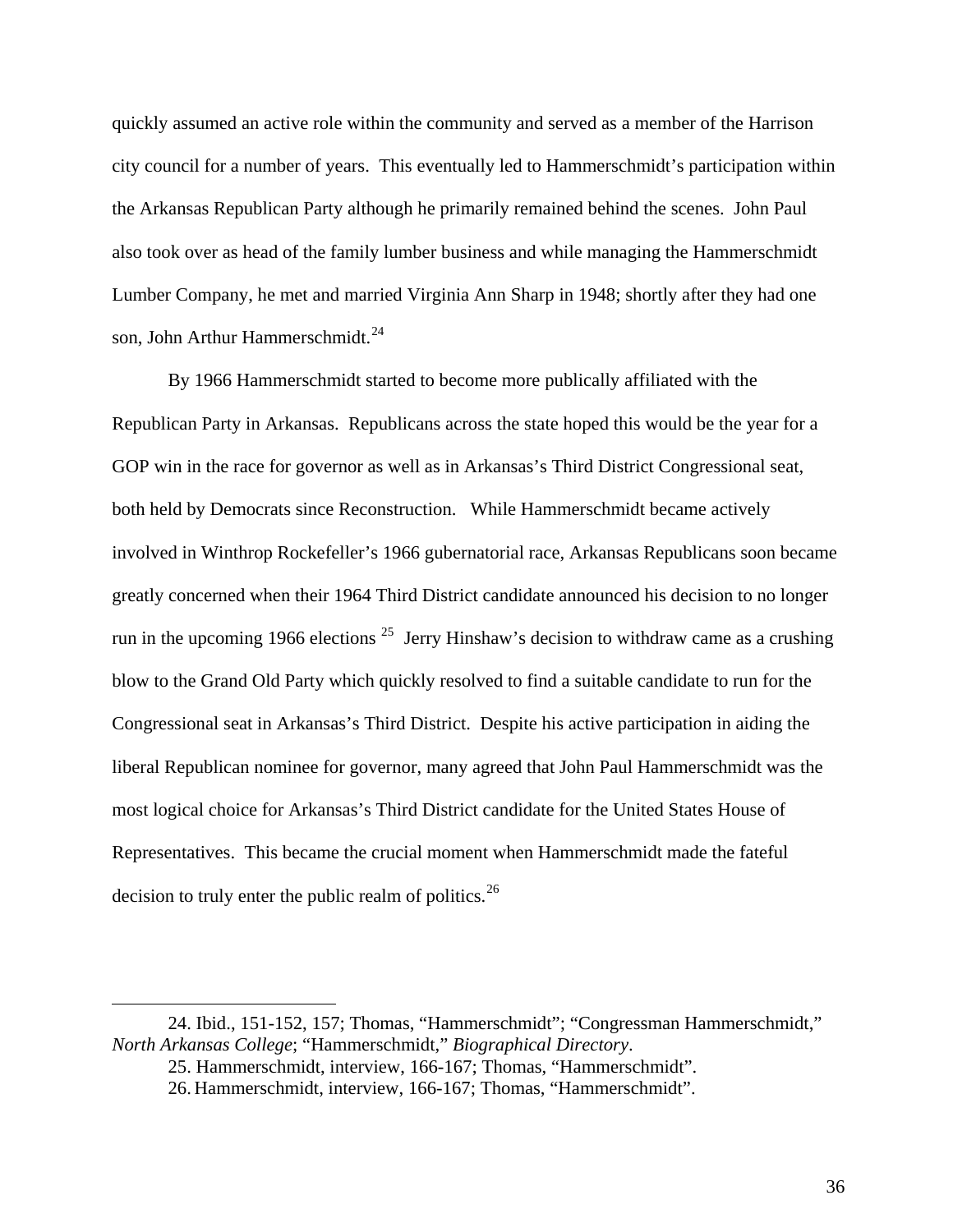quickly assumed an active role within the community and served as a member of the Harrison city council for a number of years. This eventually led to Hammerschmidt's participation within the Arkansas Republican Party although he primarily remained behind the scenes. John Paul also took over as head of the family lumber business and while managing the Hammerschmidt Lumber Company, he met and married Virginia Ann Sharp in 1948; shortly after they had one son, John Arthur Hammerschmidt.[24]

By 1966 Hammerschmidt started to become more publically affiliated with the Republican Party in Arkansas. Republicans across the state hoped this would be the year for a GOP win in the race for governor as well as in Arkansas's Third District Congressional seat, both held by Democrats since Reconstruction. While Hammerschmidt became actively involved in Winthrop Rockefeller's 1966 gubernatorial race, Arkansas Republicans soon became greatly concerned when their 1964 Third District candidate announced his decision to no longer run in the upcoming 1966 elections [25] Jerry Hinshaw's decision to withdraw came as a crushing blow to the Grand Old Party which quickly resolved to find a suitable candidate to run for the Congressional seat in Arkansas's Third District. Despite his active participation in aiding the liberal Republican nominee for governor, many agreed that John Paul Hammerschmidt was the most logical choice for Arkansas's Third District candidate for the United States House of Representatives. This became the crucial moment when Hammerschmidt made the fateful decision to truly enter the public realm of politics.[26]

---

24. Ibid., 151-152, 157; Thomas, "Hammerschmidt"; "Congressman Hammerschmidt," *North Arkansas College*; "Hammerschmidt," *Biographical Directory*.

25. Hammerschmidt, interview, 166-167; Thomas, "Hammerschmidt".

26. Hammerschmidt, interview, 166-167; Thomas, "Hammerschmidt".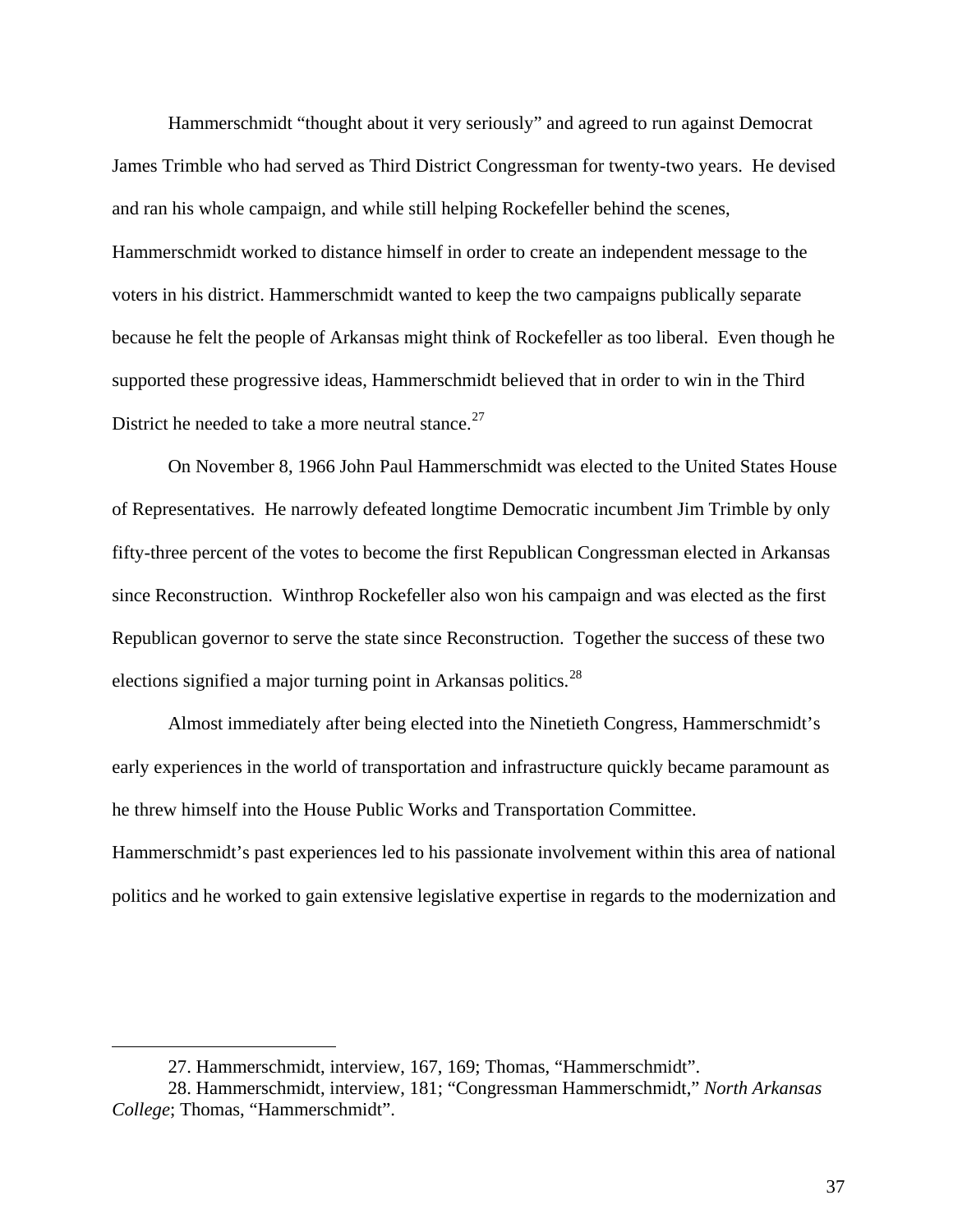Hammerschmidt "thought about it very seriously" and agreed to run against Democrat James Trimble who had served as Third District Congressman for twenty-two years. He devised and ran his whole campaign, and while still helping Rockefeller behind the scenes, Hammerschmidt worked to distance himself in order to create an independent message to the voters in his district. Hammerschmidt wanted to keep the two campaigns publically separate because he felt the people of Arkansas might think of Rockefeller as too liberal. Even though he supported these progressive ideas, Hammerschmidt believed that in order to win in the Third District he needed to take a more neutral stance.[27]

On November 8, 1966 John Paul Hammerschmidt was elected to the United States House of Representatives. He narrowly defeated longtime Democratic incumbent Jim Trimble by only fifty-three percent of the votes to become the first Republican Congressman elected in Arkansas since Reconstruction. Winthrop Rockefeller also won his campaign and was elected as the first Republican governor to serve the state since Reconstruction. Together the success of these two elections signified a major turning point in Arkansas politics.[28]

Almost immediately after being elected into the Ninetieth Congress, Hammerschmidt's early experiences in the world of transportation and infrastructure quickly became paramount as he threw himself into the House Public Works and Transportation Committee. Hammerschmidt's past experiences led to his passionate involvement within this area of national politics and he worked to gain extensive legislative expertise in regards to the modernization and

---

27. Hammerschmidt, interview, 167, 169; Thomas, "Hammerschmidt".

28. Hammerschmidt, interview, 181; "Congressman Hammerschmidt," *North Arkansas College*; Thomas, "Hammerschmidt".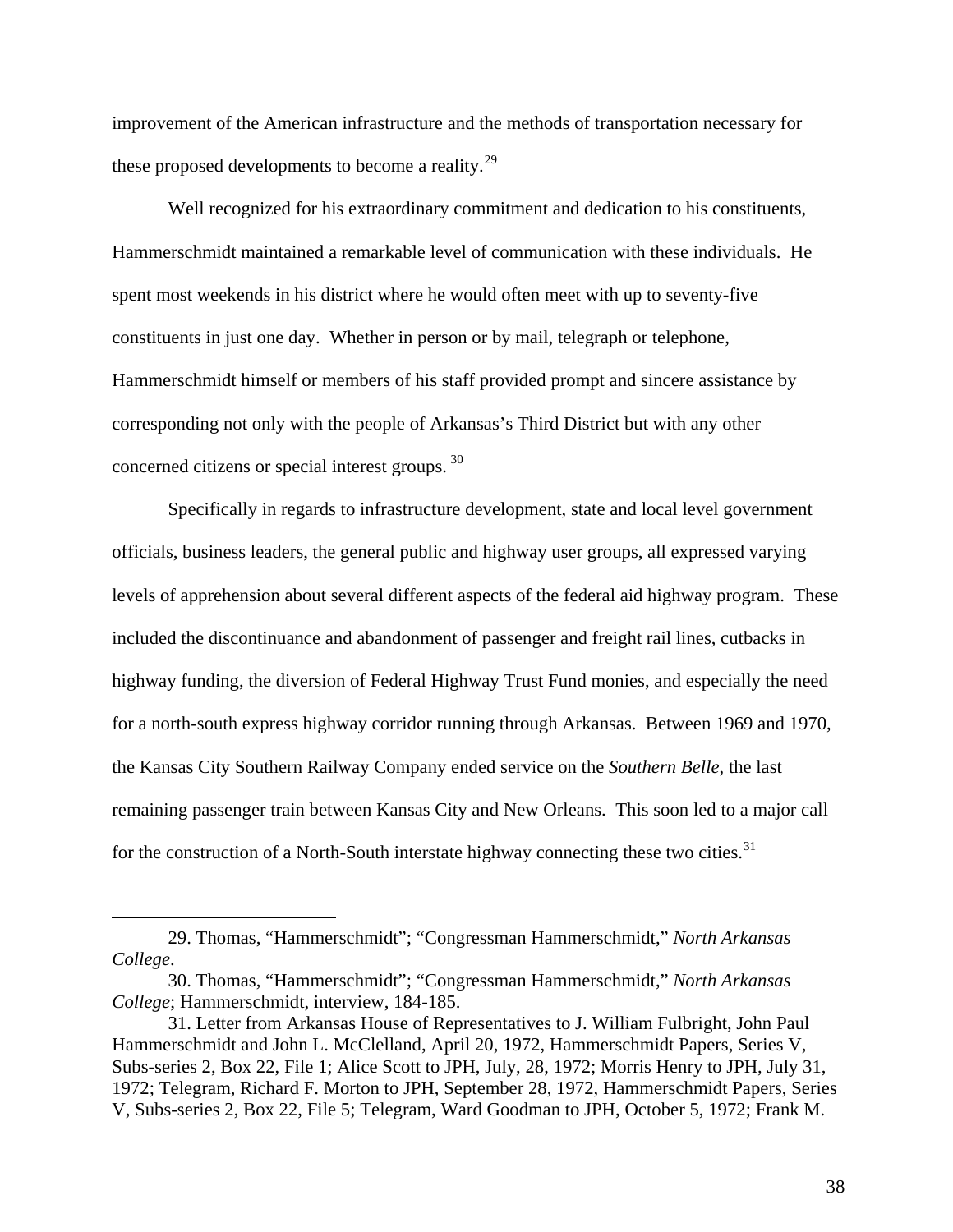improvement of the American infrastructure and the methods of transportation necessary for these proposed developments to become a reality.[29]

Well recognized for his extraordinary commitment and dedication to his constituents, Hammerschmidt maintained a remarkable level of communication with these individuals. He spent most weekends in his district where he would often meet with up to seventy-five constituents in just one day. Whether in person or by mail, telegraph or telephone, Hammerschmidt himself or members of his staff provided prompt and sincere assistance by corresponding not only with the people of Arkansas's Third District but with any other concerned citizens or special interest groups.[30]

Specifically in regards to infrastructure development, state and local level government officials, business leaders, the general public and highway user groups, all expressed varying levels of apprehension about several different aspects of the federal aid highway program. These included the discontinuance and abandonment of passenger and freight rail lines, cutbacks in highway funding, the diversion of Federal Highway Trust Fund monies, and especially the need for a north-south express highway corridor running through Arkansas. Between 1969 and 1970, the Kansas City Southern Railway Company ended service on the *Southern Belle*, the last remaining passenger train between Kansas City and New Orleans. This soon led to a major call for the construction of a North-South interstate highway connecting these two cities.[31]

---

29. Thomas, "Hammerschmidt"; "Congressman Hammerschmidt," *North Arkansas College*.

30. Thomas, "Hammerschmidt"; "Congressman Hammerschmidt," *North Arkansas College*; Hammerschmidt, interview, 184-185.

31. Letter from Arkansas House of Representatives to J. William Fulbright, John Paul Hammerschmidt and John L. McClelland, April 20, 1972, Hammerschmidt Papers, Series V, Subs-series 2, Box 22, File 1; Alice Scott to JPH, July, 28, 1972; Morris Henry to JPH, July 31, 1972; Telegram, Richard F. Morton to JPH, September 28, 1972, Hammerschmidt Papers, Series V, Subs-series 2, Box 22, File 5; Telegram, Ward Goodman to JPH, October 5, 1972; Frank M.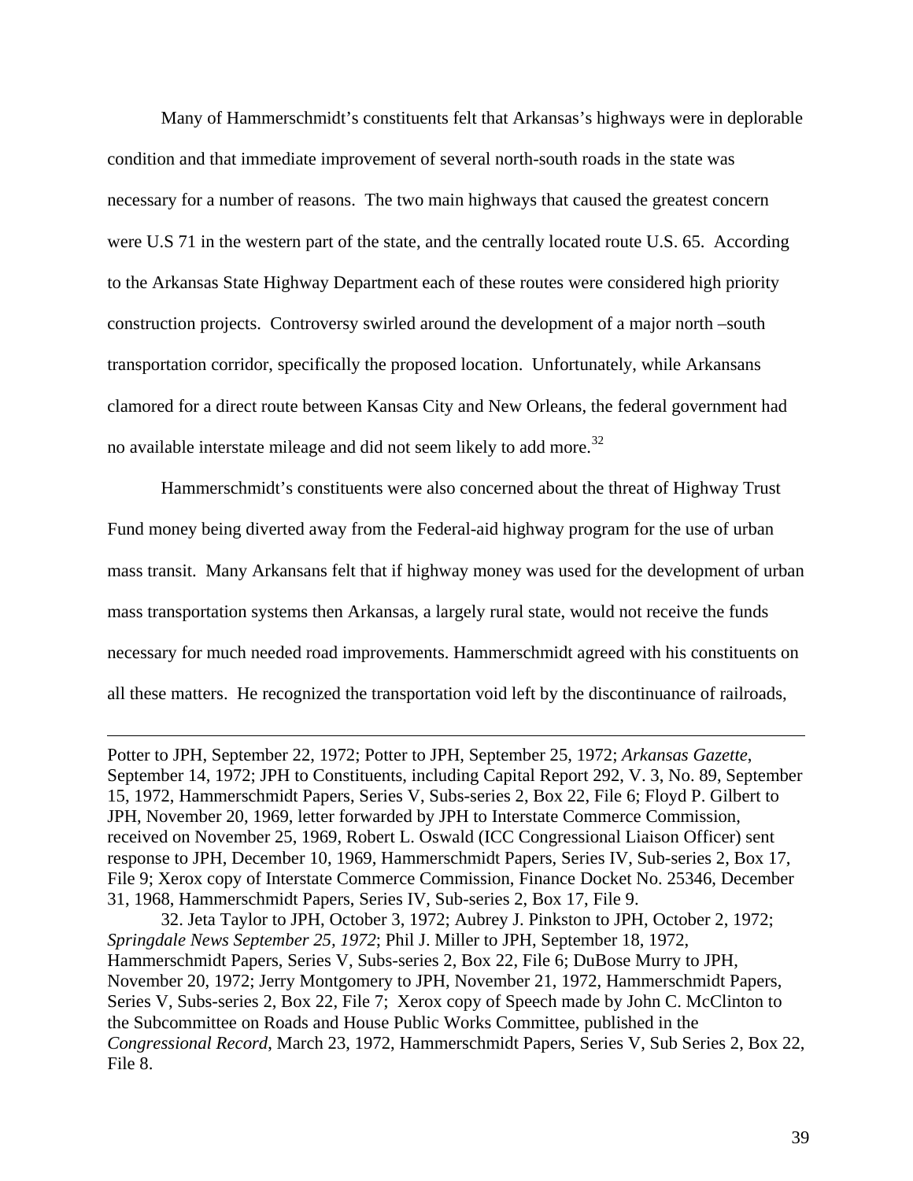Many of Hammerschmidt's constituents felt that Arkansas's highways were in deplorable condition and that immediate improvement of several north-south roads in the state was necessary for a number of reasons. The two main highways that caused the greatest concern were U.S 71 in the western part of the state, and the centrally located route U.S. 65. According to the Arkansas State Highway Department each of these routes were considered high priority construction projects. Controversy swirled around the development of a major north –south transportation corridor, specifically the proposed location. Unfortunately, while Arkansans clamored for a direct route between Kansas City and New Orleans, the federal government had no available interstate mileage and did not seem likely to add more.[32]

Hammerschmidt's constituents were also concerned about the threat of Highway Trust Fund money being diverted away from the Federal-aid highway program for the use of urban mass transit. Many Arkansans felt that if highway money was used for the development of urban mass transportation systems then Arkansas, a largely rural state, would not receive the funds necessary for much needed road improvements. Hammerschmidt agreed with his constituents on all these matters. He recognized the transportation void left by the discontinuance of railroads,

---

Potter to JPH, September 22, 1972; Potter to JPH, September 25, 1972; *Arkansas Gazette*, September 14, 1972; JPH to Constituents, including Capital Report 292, V. 3, No. 89, September 15, 1972, Hammerschmidt Papers, Series V, Subs-series 2, Box 22, File 6; Floyd P. Gilbert to JPH, November 20, 1969, letter forwarded by JPH to Interstate Commerce Commission, received on November 25, 1969, Robert L. Oswald (ICC Congressional Liaison Officer) sent response to JPH, December 10, 1969, Hammerschmidt Papers, Series IV, Sub-series 2, Box 17, File 9; Xerox copy of Interstate Commerce Commission, Finance Docket No. 25346, December 31, 1968, Hammerschmidt Papers, Series IV, Sub-series 2, Box 17, File 9.

32. Jeta Taylor to JPH, October 3, 1972; Aubrey J. Pinkston to JPH, October 2, 1972; *Springdale News September 25, 1972*; Phil J. Miller to JPH, September 18, 1972, Hammerschmidt Papers, Series V, Subs-series 2, Box 22, File 6; DuBose Murry to JPH, November 20, 1972; Jerry Montgomery to JPH, November 21, 1972, Hammerschmidt Papers, Series V, Subs-series 2, Box 22, File 7; Xerox copy of Speech made by John C. McClinton to the Subcommittee on Roads and House Public Works Committee, published in the *Congressional Record*, March 23, 1972, Hammerschmidt Papers, Series V, Sub Series 2, Box 22, File 8.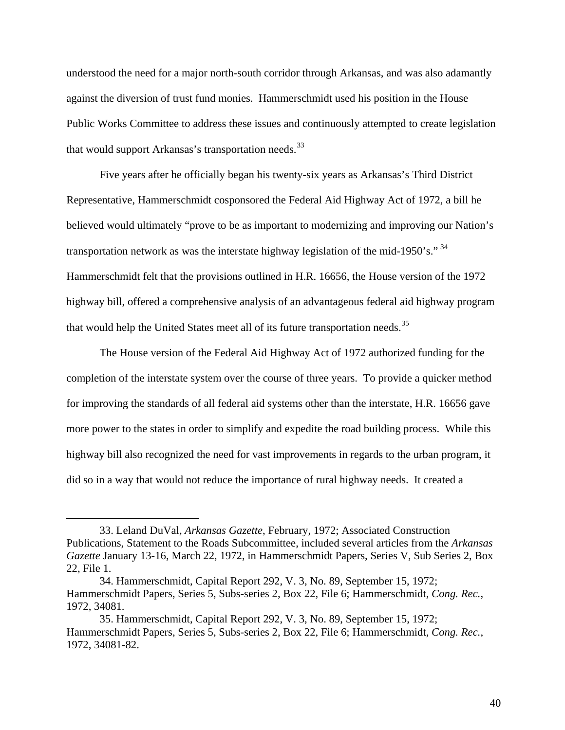understood the need for a major north-south corridor through Arkansas, and was also adamantly against the diversion of trust fund monies. Hammerschmidt used his position in the House Public Works Committee to address these issues and continuously attempted to create legislation that would support Arkansas's transportation needs.[33]

Five years after he officially began his twenty-six years as Arkansas's Third District Representative, Hammerschmidt cosponsored the Federal Aid Highway Act of 1972, a bill he believed would ultimately "prove to be as important to modernizing and improving our Nation's transportation network as was the interstate highway legislation of the mid-1950's."[34] Hammerschmidt felt that the provisions outlined in H.R. 16656, the House version of the 1972 highway bill, offered a comprehensive analysis of an advantageous federal aid highway program that would help the United States meet all of its future transportation needs.[35]

The House version of the Federal Aid Highway Act of 1972 authorized funding for the completion of the interstate system over the course of three years. To provide a quicker method for improving the standards of all federal aid systems other than the interstate, H.R. 16656 gave more power to the states in order to simplify and expedite the road building process. While this highway bill also recognized the need for vast improvements in regards to the urban program, it did so in a way that would not reduce the importance of rural highway needs. It created a

---

33. Leland DuVal, *Arkansas Gazette*, February, 1972; Associated Construction Publications, Statement to the Roads Subcommittee, included several articles from the *Arkansas Gazette* January 13-16, March 22, 1972, in Hammerschmidt Papers, Series V, Sub Series 2, Box 22, File 1.

34. Hammerschmidt, Capital Report 292, V. 3, No. 89, September 15, 1972; Hammerschmidt Papers, Series 5, Subs-series 2, Box 22, File 6; Hammerschmidt, *Cong. Rec.*, 1972, 34081.

35. Hammerschmidt, Capital Report 292, V. 3, No. 89, September 15, 1972; Hammerschmidt Papers, Series 5, Subs-series 2, Box 22, File 6; Hammerschmidt, *Cong. Rec.*, 1972, 34081-82.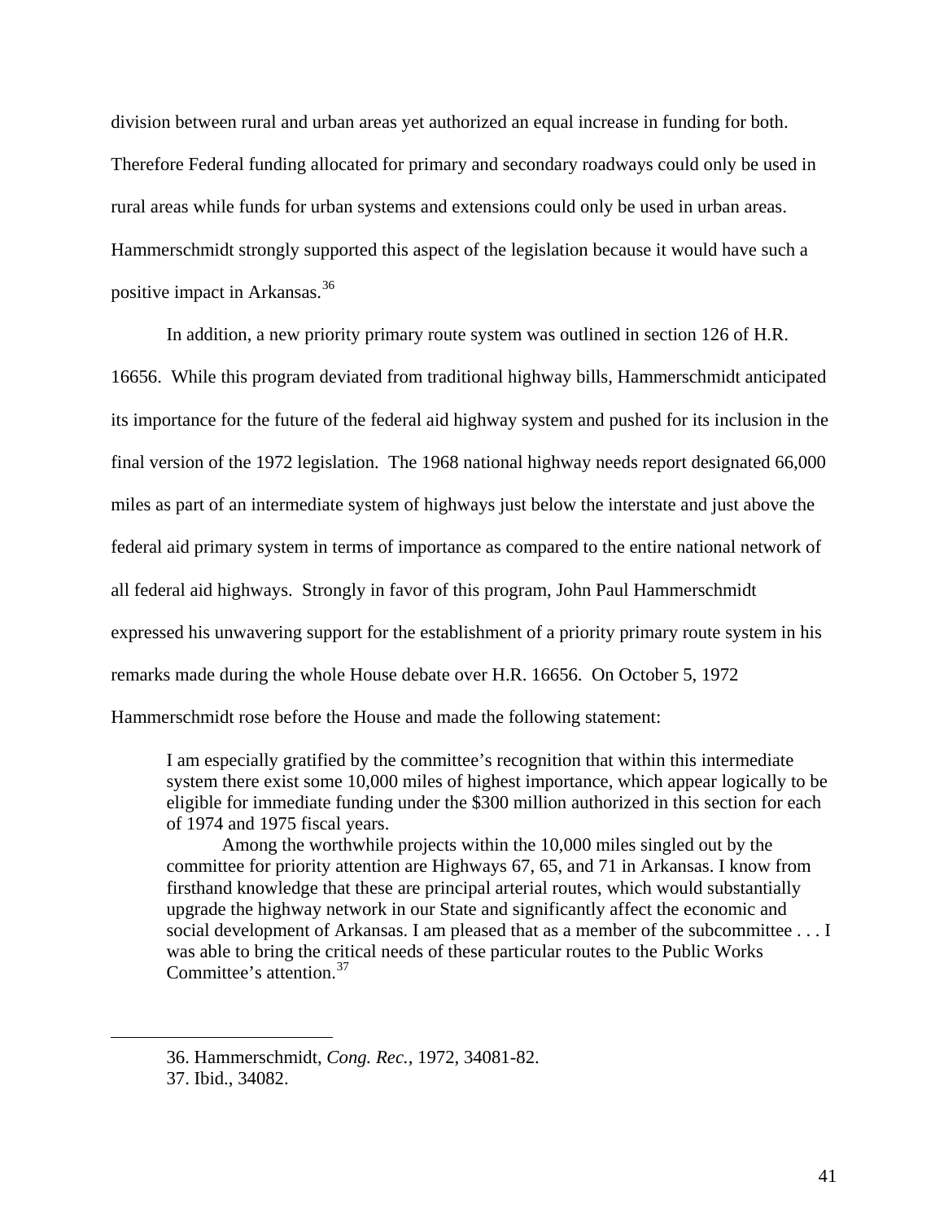division between rural and urban areas yet authorized an equal increase in funding for both. Therefore Federal funding allocated for primary and secondary roadways could only be used in rural areas while funds for urban systems and extensions could only be used in urban areas. Hammerschmidt strongly supported this aspect of the legislation because it would have such a positive impact in Arkansas.[36]

In addition, a new priority primary route system was outlined in section 126 of H.R. 16656. While this program deviated from traditional highway bills, Hammerschmidt anticipated its importance for the future of the federal aid highway system and pushed for its inclusion in the final version of the 1972 legislation. The 1968 national highway needs report designated 66,000 miles as part of an intermediate system of highways just below the interstate and just above the federal aid primary system in terms of importance as compared to the entire national network of all federal aid highways. Strongly in favor of this program, John Paul Hammerschmidt expressed his unwavering support for the establishment of a priority primary route system in his remarks made during the whole House debate over H.R. 16656. On October 5, 1972 Hammerschmidt rose before the House and made the following statement:

> I am especially gratified by the committee's recognition that within this intermediate system there exist some 10,000 miles of highest importance, which appear logically to be eligible for immediate funding under the $300 million authorized in this section for each of 1974 and 1975 fiscal years.
>
> Among the worthwhile projects within the 10,000 miles singled out by the committee for priority attention are Highways 67, 65, and 71 in Arkansas. I know from firsthand knowledge that these are principal arterial routes, which would substantially upgrade the highway network in our State and significantly affect the economic and social development of Arkansas. I am pleased that as a member of the subcommittee . . . I was able to bring the critical needs of these particular routes to the Public Works Committee's attention.[37]

---

36. Hammerschmidt, *Cong. Rec.*, 1972, 34081-82.

37. Ibid., 34082.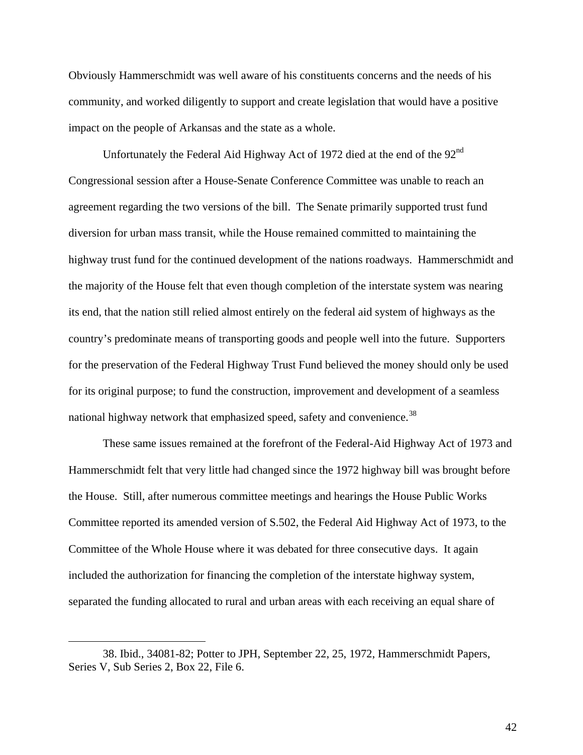Obviously Hammerschmidt was well aware of his constituents concerns and the needs of his community, and worked diligently to support and create legislation that would have a positive impact on the people of Arkansas and the state as a whole.

Unfortunately the Federal Aid Highway Act of 1972 died at the end of the 92nd Congressional session after a House-Senate Conference Committee was unable to reach an agreement regarding the two versions of the bill. The Senate primarily supported trust fund diversion for urban mass transit, while the House remained committed to maintaining the highway trust fund for the continued development of the nations roadways. Hammerschmidt and the majority of the House felt that even though completion of the interstate system was nearing its end, that the nation still relied almost entirely on the federal aid system of highways as the country's predominate means of transporting goods and people well into the future. Supporters for the preservation of the Federal Highway Trust Fund believed the money should only be used for its original purpose; to fund the construction, improvement and development of a seamless national highway network that emphasized speed, safety and convenience.[38]

These same issues remained at the forefront of the Federal-Aid Highway Act of 1973 and Hammerschmidt felt that very little had changed since the 1972 highway bill was brought before the House. Still, after numerous committee meetings and hearings the House Public Works Committee reported its amended version of S.502, the Federal Aid Highway Act of 1973, to the Committee of the Whole House where it was debated for three consecutive days. It again included the authorization for financing the completion of the interstate highway system, separated the funding allocated to rural and urban areas with each receiving an equal share of

38. Ibid., 34081-82; Potter to JPH, September 22, 25, 1972, Hammerschmidt Papers, Series V, Sub Series 2, Box 22, File 6.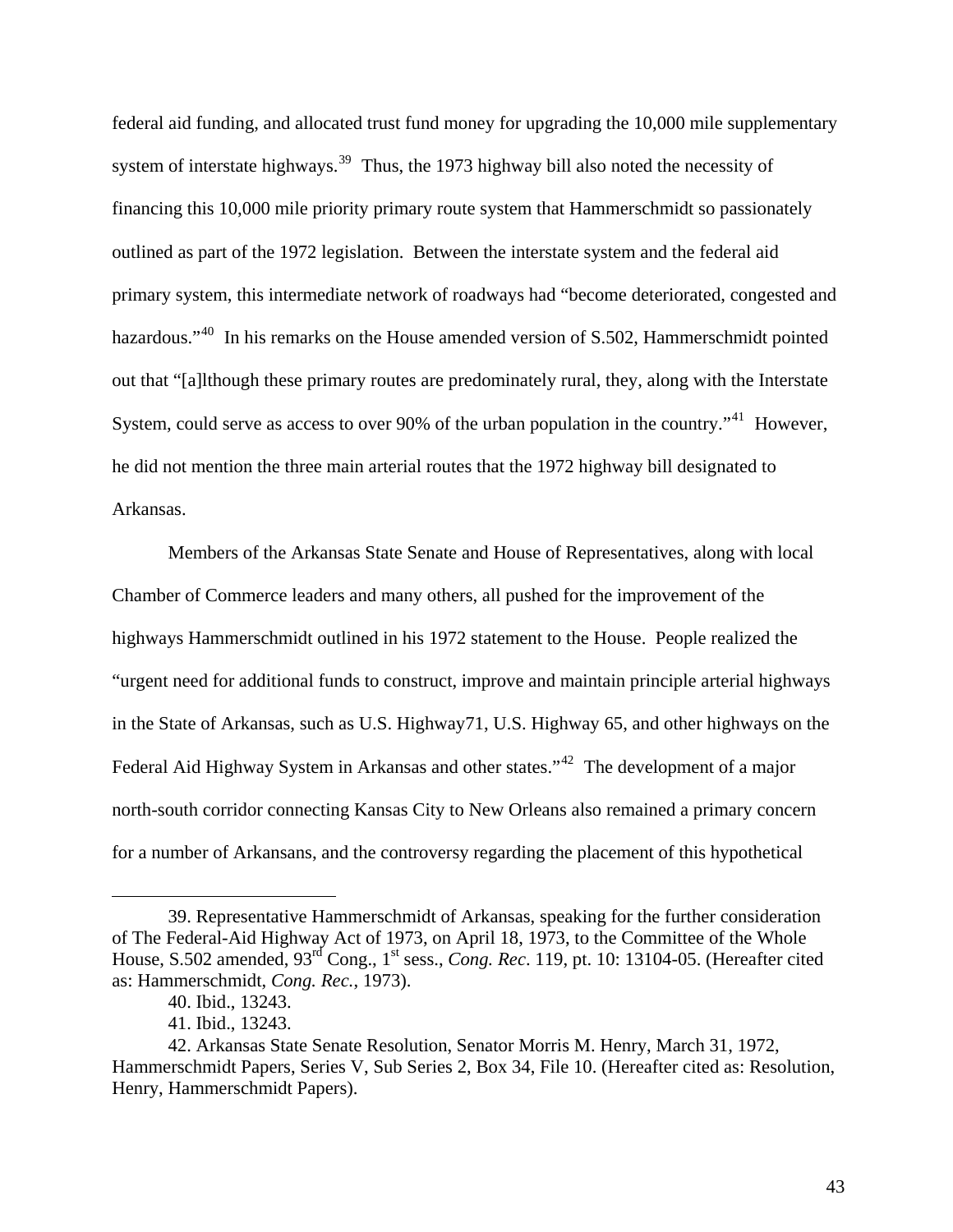federal aid funding, and allocated trust fund money for upgrading the 10,000 mile supplementary system of interstate highways.[39] Thus, the 1973 highway bill also noted the necessity of financing this 10,000 mile priority primary route system that Hammerschmidt so passionately outlined as part of the 1972 legislation. Between the interstate system and the federal aid primary system, this intermediate network of roadways had "become deteriorated, congested and hazardous."[40] In his remarks on the House amended version of S.502, Hammerschmidt pointed out that "[a]lthough these primary routes are predominately rural, they, along with the Interstate System, could serve as access to over 90% of the urban population in the country."[41] However, he did not mention the three main arterial routes that the 1972 highway bill designated to Arkansas.

Members of the Arkansas State Senate and House of Representatives, along with local Chamber of Commerce leaders and many others, all pushed for the improvement of the highways Hammerschmidt outlined in his 1972 statement to the House. People realized the "urgent need for additional funds to construct, improve and maintain principle arterial highways in the State of Arkansas, such as U.S. Highway71, U.S. Highway 65, and other highways on the Federal Aid Highway System in Arkansas and other states."[42] The development of a major north-south corridor connecting Kansas City to New Orleans also remained a primary concern for a number of Arkansans, and the controversy regarding the placement of this hypothetical

---

39. Representative Hammerschmidt of Arkansas, speaking for the further consideration of The Federal-Aid Highway Act of 1973, on April 18, 1973, to the Committee of the Whole House, S.502 amended, 93rd Cong., 1st sess., *Cong. Rec*. 119, pt. 10: 13104-05. (Hereafter cited as: Hammerschmidt, *Cong. Rec.*, 1973).

40. Ibid., 13243.

41. Ibid., 13243.

42. Arkansas State Senate Resolution, Senator Morris M. Henry, March 31, 1972, Hammerschmidt Papers, Series V, Sub Series 2, Box 34, File 10. (Hereafter cited as: Resolution, Henry, Hammerschmidt Papers).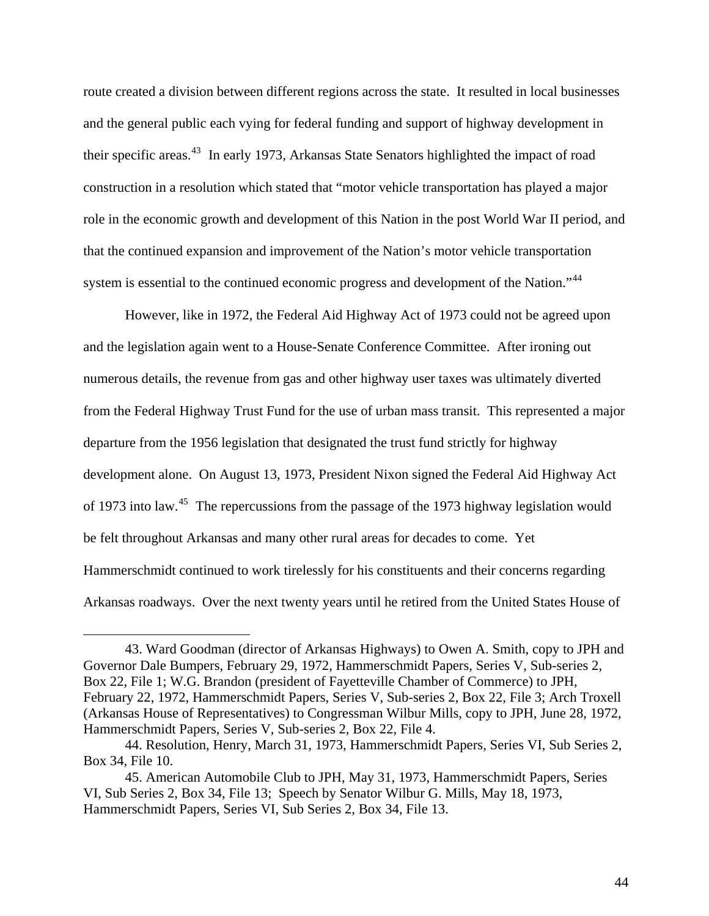route created a division between different regions across the state. It resulted in local businesses and the general public each vying for federal funding and support of highway development in their specific areas.[43] In early 1973, Arkansas State Senators highlighted the impact of road construction in a resolution which stated that "motor vehicle transportation has played a major role in the economic growth and development of this Nation in the post World War II period, and that the continued expansion and improvement of the Nation's motor vehicle transportation system is essential to the continued economic progress and development of the Nation."[44]

However, like in 1972, the Federal Aid Highway Act of 1973 could not be agreed upon and the legislation again went to a House-Senate Conference Committee. After ironing out numerous details, the revenue from gas and other highway user taxes was ultimately diverted from the Federal Highway Trust Fund for the use of urban mass transit. This represented a major departure from the 1956 legislation that designated the trust fund strictly for highway development alone. On August 13, 1973, President Nixon signed the Federal Aid Highway Act of 1973 into law.[45] The repercussions from the passage of the 1973 highway legislation would be felt throughout Arkansas and many other rural areas for decades to come. Yet Hammerschmidt continued to work tirelessly for his constituents and their concerns regarding Arkansas roadways. Over the next twenty years until he retired from the United States House of

---

43. Ward Goodman (director of Arkansas Highways) to Owen A. Smith, copy to JPH and Governor Dale Bumpers, February 29, 1972, Hammerschmidt Papers, Series V, Sub-series 2, Box 22, File 1; W.G. Brandon (president of Fayetteville Chamber of Commerce) to JPH, February 22, 1972, Hammerschmidt Papers, Series V, Sub-series 2, Box 22, File 3; Arch Troxell (Arkansas House of Representatives) to Congressman Wilbur Mills, copy to JPH, June 28, 1972, Hammerschmidt Papers, Series V, Sub-series 2, Box 22, File 4.

44. Resolution, Henry, March 31, 1973, Hammerschmidt Papers, Series VI, Sub Series 2, Box 34, File 10.

45. American Automobile Club to JPH, May 31, 1973, Hammerschmidt Papers, Series VI, Sub Series 2, Box 34, File 13; Speech by Senator Wilbur G. Mills, May 18, 1973, Hammerschmidt Papers, Series VI, Sub Series 2, Box 34, File 13.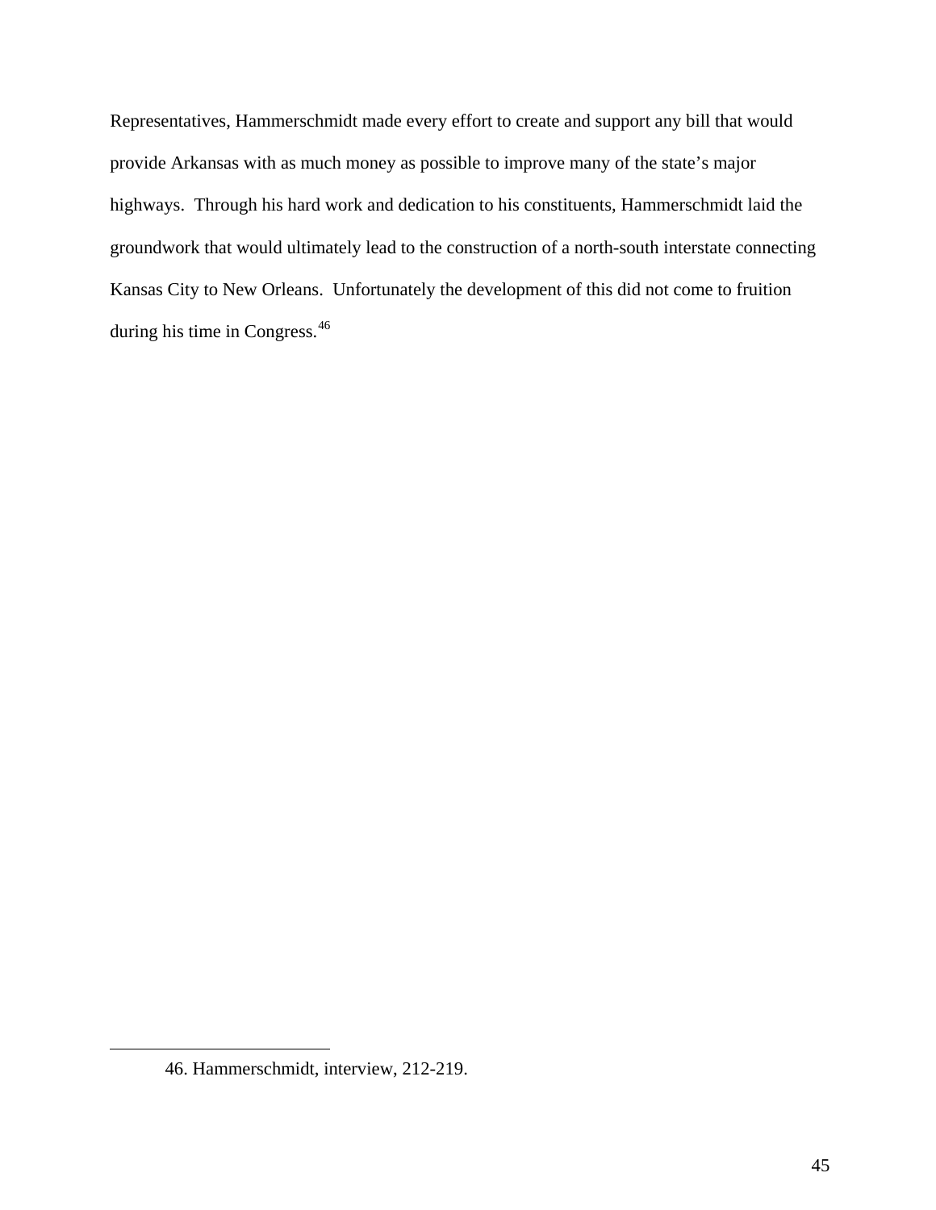Representatives, Hammerschmidt made every effort to create and support any bill that would provide Arkansas with as much money as possible to improve many of the state's major highways. Through his hard work and dedication to his constituents, Hammerschmidt laid the groundwork that would ultimately lead to the construction of a north-south interstate connecting Kansas City to New Orleans. Unfortunately the development of this did not come to fruition during his time in Congress.[46]

---

46. Hammerschmidt, interview, 212-219.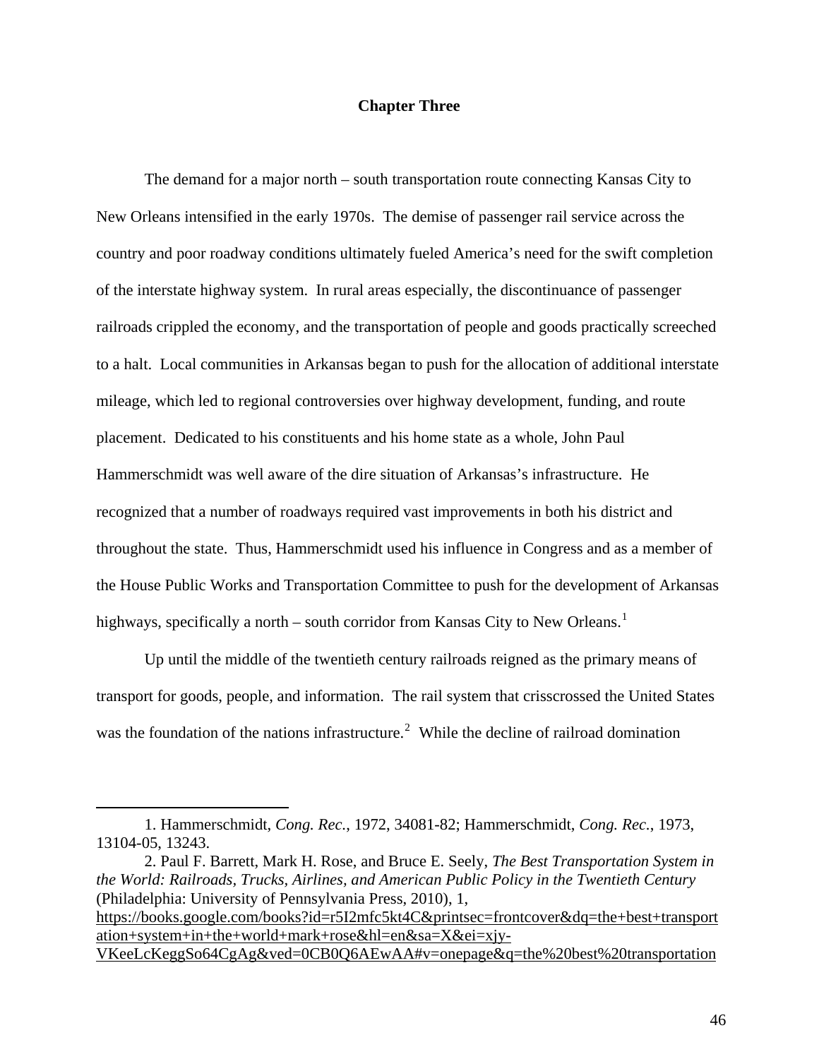# Chapter Three

The demand for a major north – south transportation route connecting Kansas City to New Orleans intensified in the early 1970s. The demise of passenger rail service across the country and poor roadway conditions ultimately fueled America's need for the swift completion of the interstate highway system. In rural areas especially, the discontinuance of passenger railroads crippled the economy, and the transportation of people and goods practically screeched to a halt. Local communities in Arkansas began to push for the allocation of additional interstate mileage, which led to regional controversies over highway development, funding, and route placement. Dedicated to his constituents and his home state as a whole, John Paul Hammerschmidt was well aware of the dire situation of Arkansas's infrastructure. He recognized that a number of roadways required vast improvements in both his district and throughout the state. Thus, Hammerschmidt used his influence in Congress and as a member of the House Public Works and Transportation Committee to push for the development of Arkansas highways, specifically a north – south corridor from Kansas City to New Orleans.[1]

Up until the middle of the twentieth century railroads reigned as the primary means of transport for goods, people, and information. The rail system that crisscrossed the United States was the foundation of the nations infrastructure.[2] While the decline of railroad domination

---

1. Hammerschmidt, *Cong. Rec.*, 1972, 34081-82; Hammerschmidt, *Cong. Rec.*, 1973, 13104-05, 13243.

2. Paul F. Barrett, Mark H. Rose, and Bruce E. Seely, *The Best Transportation System in the World: Railroads, Trucks, Airlines, and American Public Policy in the Twentieth Century* (Philadelphia: University of Pennsylvania Press, 2010), 1, https://books.google.com/books?id=r5I2mfc5kt4C&printsec=frontcover&dq=the+best+transportation+system+in+the+world+mark+rose&hl=en&sa=X&ei=xjy-VKeeLcKeggSo64CgAg&ved=0CB0Q6AEwAA#v=onepage&q=the%20best%20transportation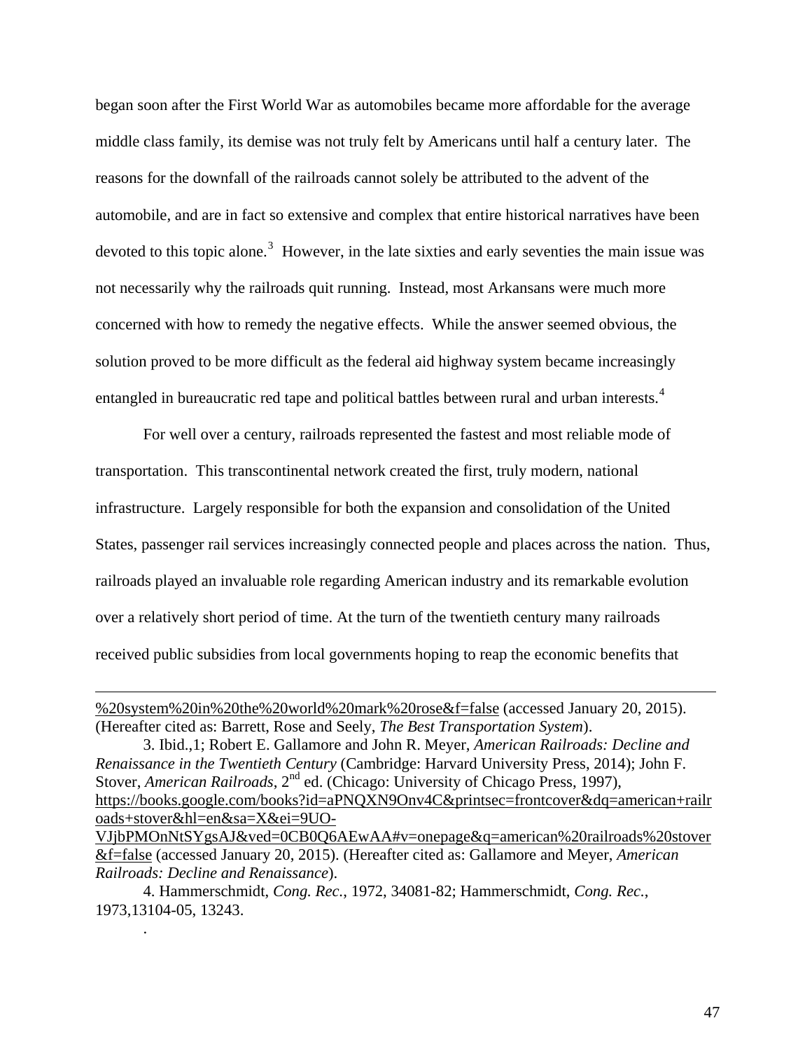began soon after the First World War as automobiles became more affordable for the average middle class family, its demise was not truly felt by Americans until half a century later. The reasons for the downfall of the railroads cannot solely be attributed to the advent of the automobile, and are in fact so extensive and complex that entire historical narratives have been devoted to this topic alone.[3] However, in the late sixties and early seventies the main issue was not necessarily why the railroads quit running. Instead, most Arkansans were much more concerned with how to remedy the negative effects. While the answer seemed obvious, the solution proved to be more difficult as the federal aid highway system became increasingly entangled in bureaucratic red tape and political battles between rural and urban interests.[4]

For well over a century, railroads represented the fastest and most reliable mode of transportation. This transcontinental network created the first, truly modern, national infrastructure. Largely responsible for both the expansion and consolidation of the United States, passenger rail services increasingly connected people and places across the nation. Thus, railroads played an invaluable role regarding American industry and its remarkable evolution over a relatively short period of time. At the turn of the twentieth century many railroads received public subsidies from local governments hoping to reap the economic benefits that

---

%20system%20in%20the%20world%20mark%20rose&f=false (accessed January 20, 2015). (Hereafter cited as: Barrett, Rose and Seely, *The Best Transportation System*).

3. Ibid.,1; Robert E. Gallamore and John R. Meyer, *American Railroads: Decline and Renaissance in the Twentieth Century* (Cambridge: Harvard University Press, 2014); John F. Stover, *American Railroads*, 2nd ed. (Chicago: University of Chicago Press, 1997), https://books.google.com/books?id=aPNQXN9Onv4C&printsec=frontcover&dq=american+railroads+stover&hl=en&sa=X&ei=9UO-VJjbPMOnNtSYgsAJ&ved=0CB0Q6AEwAA#v=onepage&q=american%20railroads%20stover&f=false (accessed January 20, 2015). (Hereafter cited as: Gallamore and Meyer, *American Railroads: Decline and Renaissance*).

4. Hammerschmidt, *Cong. Rec.*, 1972, 34081-82; Hammerschmidt, *Cong. Rec.*, 1973,13104-05, 13243.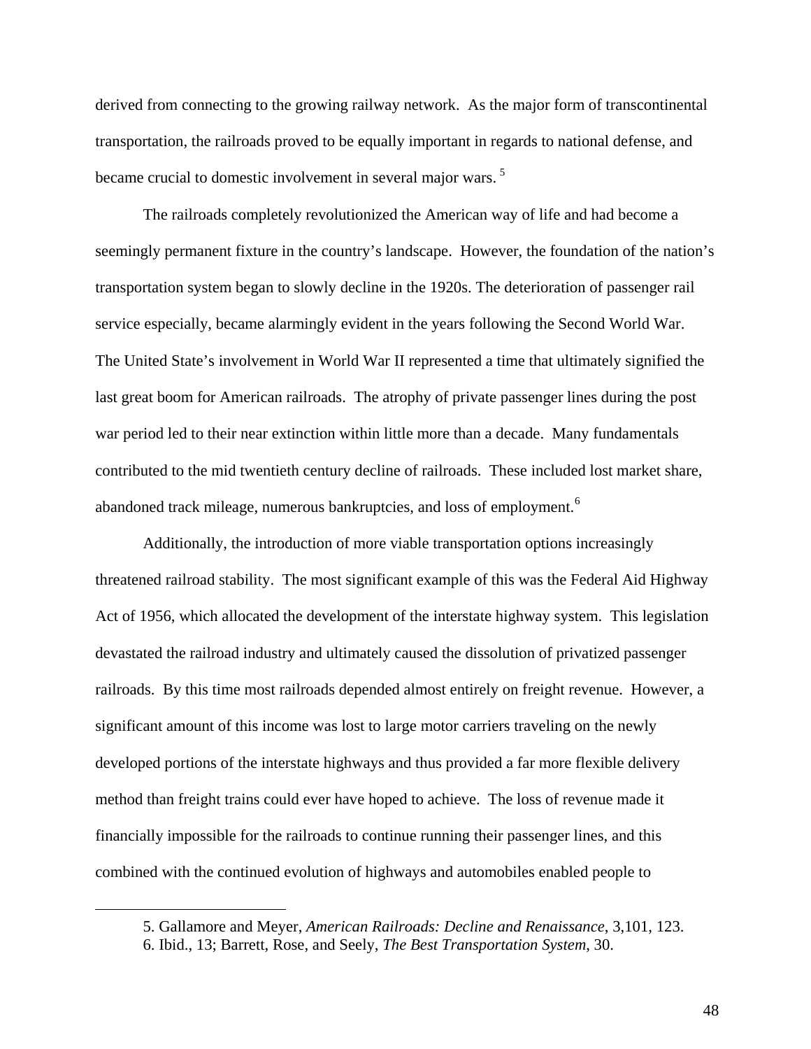derived from connecting to the growing railway network. As the major form of transcontinental transportation, the railroads proved to be equally important in regards to national defense, and became crucial to domestic involvement in several major wars. [5]

The railroads completely revolutionized the American way of life and had become a seemingly permanent fixture in the country's landscape. However, the foundation of the nation's transportation system began to slowly decline in the 1920s. The deterioration of passenger rail service especially, became alarmingly evident in the years following the Second World War. The United State's involvement in World War II represented a time that ultimately signified the last great boom for American railroads. The atrophy of private passenger lines during the post war period led to their near extinction within little more than a decade. Many fundamentals contributed to the mid twentieth century decline of railroads. These included lost market share, abandoned track mileage, numerous bankruptcies, and loss of employment.[6]

Additionally, the introduction of more viable transportation options increasingly threatened railroad stability. The most significant example of this was the Federal Aid Highway Act of 1956, which allocated the development of the interstate highway system. This legislation devastated the railroad industry and ultimately caused the dissolution of privatized passenger railroads. By this time most railroads depended almost entirely on freight revenue. However, a significant amount of this income was lost to large motor carriers traveling on the newly developed portions of the interstate highways and thus provided a far more flexible delivery method than freight trains could ever have hoped to achieve. The loss of revenue made it financially impossible for the railroads to continue running their passenger lines, and this combined with the continued evolution of highways and automobiles enabled people to

---

5. Gallamore and Meyer, *American Railroads: Decline and Renaissance*, 3,101, 123.
6. Ibid., 13; Barrett, Rose, and Seely, *The Best Transportation System*, 30.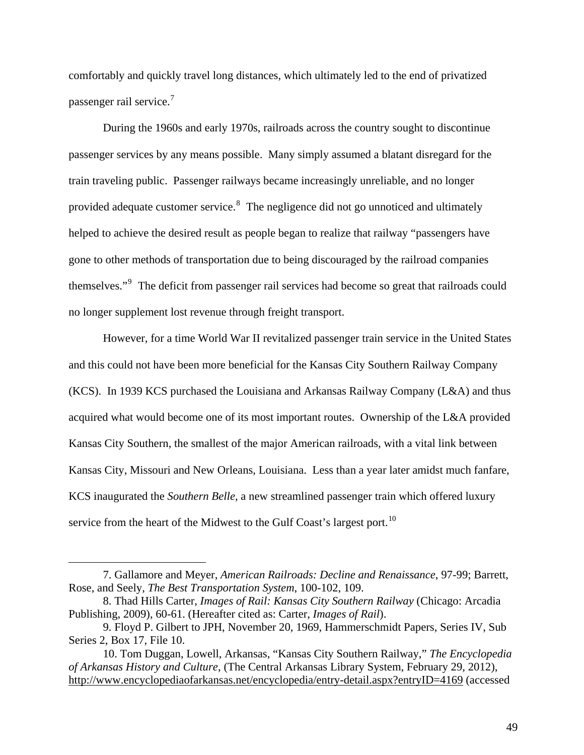comfortably and quickly travel long distances, which ultimately led to the end of privatized passenger rail service.[7]

During the 1960s and early 1970s, railroads across the country sought to discontinue passenger services by any means possible. Many simply assumed a blatant disregard for the train traveling public. Passenger railways became increasingly unreliable, and no longer provided adequate customer service.[8] The negligence did not go unnoticed and ultimately helped to achieve the desired result as people began to realize that railway "passengers have gone to other methods of transportation due to being discouraged by the railroad companies themselves."[9] The deficit from passenger rail services had become so great that railroads could no longer supplement lost revenue through freight transport.

However, for a time World War II revitalized passenger train service in the United States and this could not have been more beneficial for the Kansas City Southern Railway Company (KCS). In 1939 KCS purchased the Louisiana and Arkansas Railway Company (L&A) and thus acquired what would become one of its most important routes. Ownership of the L&A provided Kansas City Southern, the smallest of the major American railroads, with a vital link between Kansas City, Missouri and New Orleans, Louisiana. Less than a year later amidst much fanfare, KCS inaugurated the *Southern Belle*, a new streamlined passenger train which offered luxury service from the heart of the Midwest to the Gulf Coast's largest port.[10]

---

7. Gallamore and Meyer, *American Railroads: Decline and Renaissance*, 97-99; Barrett, Rose, and Seely, *The Best Transportation System*, 100-102, 109.

8. Thad Hills Carter, *Images of Rail: Kansas City Southern Railway* (Chicago: Arcadia Publishing, 2009), 60-61. (Hereafter cited as: Carter, *Images of Rail*).

9. Floyd P. Gilbert to JPH, November 20, 1969, Hammerschmidt Papers, Series IV, Sub Series 2, Box 17, File 10.

10. Tom Duggan, Lowell, Arkansas, "Kansas City Southern Railway," *The Encyclopedia of Arkansas History and Culture*, (The Central Arkansas Library System, February 29, 2012), http://www.encyclopediaofarkansas.net/encyclopedia/entry-detail.aspx?entryID=4169 (accessed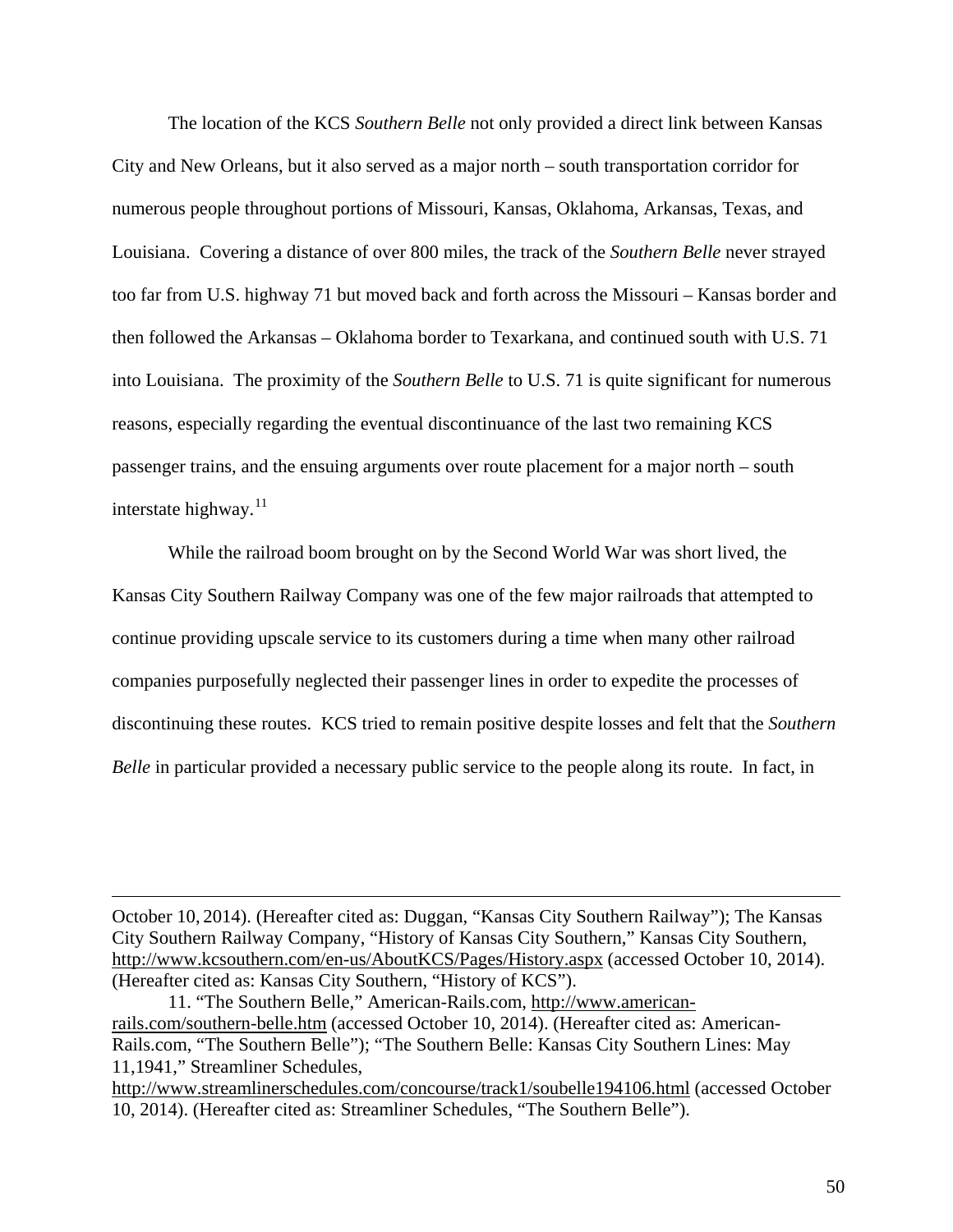The location of the KCS *Southern Belle* not only provided a direct link between Kansas City and New Orleans, but it also served as a major north – south transportation corridor for numerous people throughout portions of Missouri, Kansas, Oklahoma, Arkansas, Texas, and Louisiana. Covering a distance of over 800 miles, the track of the *Southern Belle* never strayed too far from U.S. highway 71 but moved back and forth across the Missouri – Kansas border and then followed the Arkansas – Oklahoma border to Texarkana, and continued south with U.S. 71 into Louisiana. The proximity of the *Southern Belle* to U.S. 71 is quite significant for numerous reasons, especially regarding the eventual discontinuance of the last two remaining KCS passenger trains, and the ensuing arguments over route placement for a major north – south interstate highway.[11]

While the railroad boom brought on by the Second World War was short lived, the Kansas City Southern Railway Company was one of the few major railroads that attempted to continue providing upscale service to its customers during a time when many other railroad companies purposefully neglected their passenger lines in order to expedite the processes of discontinuing these routes. KCS tried to remain positive despite losses and felt that the *Southern Belle* in particular provided a necessary public service to the people along its route. In fact, in

---

October 10, 2014). (Hereafter cited as: Duggan, "Kansas City Southern Railway"); The Kansas City Southern Railway Company, "History of Kansas City Southern," Kansas City Southern, http://www.kcsouthern.com/en-us/AboutKCS/Pages/History.aspx (accessed October 10, 2014). (Hereafter cited as: Kansas City Southern, "History of KCS").

11. "The Southern Belle," American-Rails.com, http://www.american-rails.com/southern-belle.htm (accessed October 10, 2014). (Hereafter cited as: American-Rails.com, "The Southern Belle"); "The Southern Belle: Kansas City Southern Lines: May 11,1941," Streamliner Schedules, http://www.streamlinerschedules.com/concourse/track1/soubelle194106.html (accessed October 10, 2014). (Hereafter cited as: Streamliner Schedules, "The Southern Belle").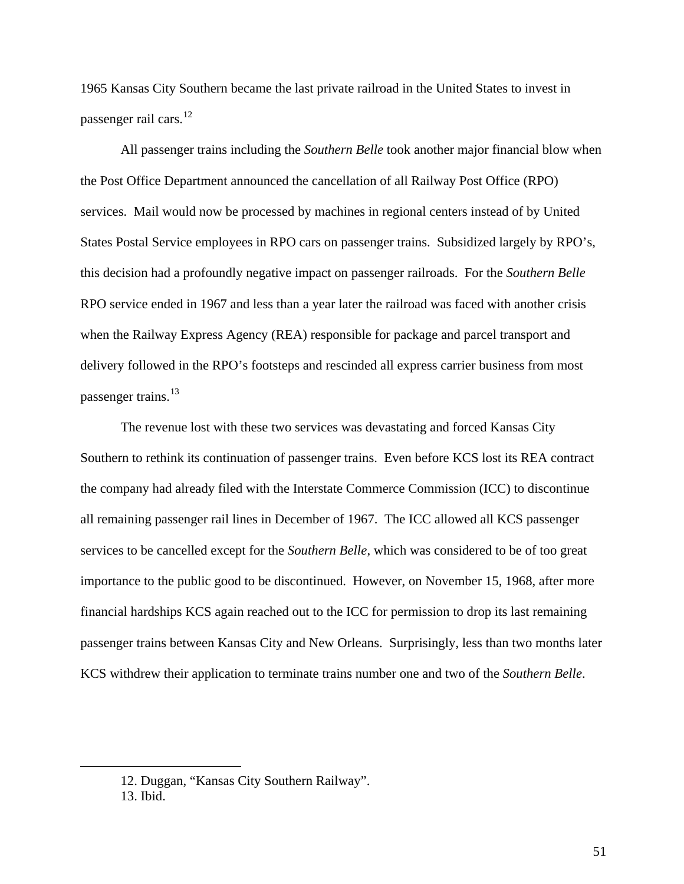1965 Kansas City Southern became the last private railroad in the United States to invest in passenger rail cars.[12]

All passenger trains including the *Southern Belle* took another major financial blow when the Post Office Department announced the cancellation of all Railway Post Office (RPO) services. Mail would now be processed by machines in regional centers instead of by United States Postal Service employees in RPO cars on passenger trains. Subsidized largely by RPO's, this decision had a profoundly negative impact on passenger railroads. For the *Southern Belle* RPO service ended in 1967 and less than a year later the railroad was faced with another crisis when the Railway Express Agency (REA) responsible for package and parcel transport and delivery followed in the RPO's footsteps and rescinded all express carrier business from most passenger trains.[13]

The revenue lost with these two services was devastating and forced Kansas City Southern to rethink its continuation of passenger trains. Even before KCS lost its REA contract the company had already filed with the Interstate Commerce Commission (ICC) to discontinue all remaining passenger rail lines in December of 1967. The ICC allowed all KCS passenger services to be cancelled except for the *Southern Belle*, which was considered to be of too great importance to the public good to be discontinued. However, on November 15, 1968, after more financial hardships KCS again reached out to the ICC for permission to drop its last remaining passenger trains between Kansas City and New Orleans. Surprisingly, less than two months later KCS withdrew their application to terminate trains number one and two of the *Southern Belle*.

---

12. Duggan, "Kansas City Southern Railway".

13. Ibid.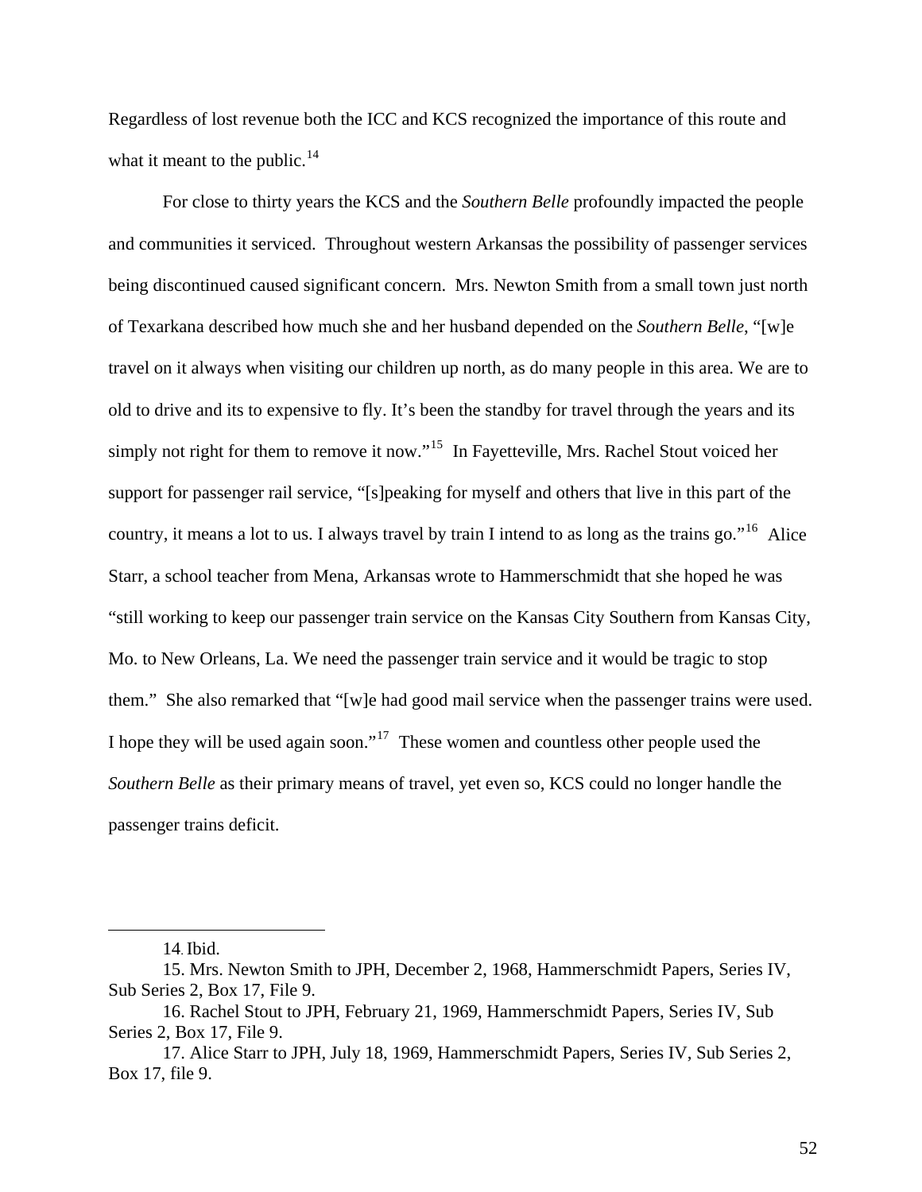Regardless of lost revenue both the ICC and KCS recognized the importance of this route and what it meant to the public.[14]

For close to thirty years the KCS and the *Southern Belle* profoundly impacted the people and communities it serviced. Throughout western Arkansas the possibility of passenger services being discontinued caused significant concern. Mrs. Newton Smith from a small town just north of Texarkana described how much she and her husband depended on the *Southern Belle*, "[w]e travel on it always when visiting our children up north, as do many people in this area. We are to old to drive and its to expensive to fly. It's been the standby for travel through the years and its simply not right for them to remove it now."[15] In Fayetteville, Mrs. Rachel Stout voiced her support for passenger rail service, "[s]peaking for myself and others that live in this part of the country, it means a lot to us. I always travel by train I intend to as long as the trains go."[16] Alice Starr, a school teacher from Mena, Arkansas wrote to Hammerschmidt that she hoped he was "still working to keep our passenger train service on the Kansas City Southern from Kansas City, Mo. to New Orleans, La. We need the passenger train service and it would be tragic to stop them." She also remarked that "[w]e had good mail service when the passenger trains were used. I hope they will be used again soon."[17] These women and countless other people used the *Southern Belle* as their primary means of travel, yet even so, KCS could no longer handle the passenger trains deficit.

---

14. Ibid.

15. Mrs. Newton Smith to JPH, December 2, 1968, Hammerschmidt Papers, Series IV, Sub Series 2, Box 17, File 9.

16. Rachel Stout to JPH, February 21, 1969, Hammerschmidt Papers, Series IV, Sub Series 2, Box 17, File 9.

17. Alice Starr to JPH, July 18, 1969, Hammerschmidt Papers, Series IV, Sub Series 2, Box 17, file 9.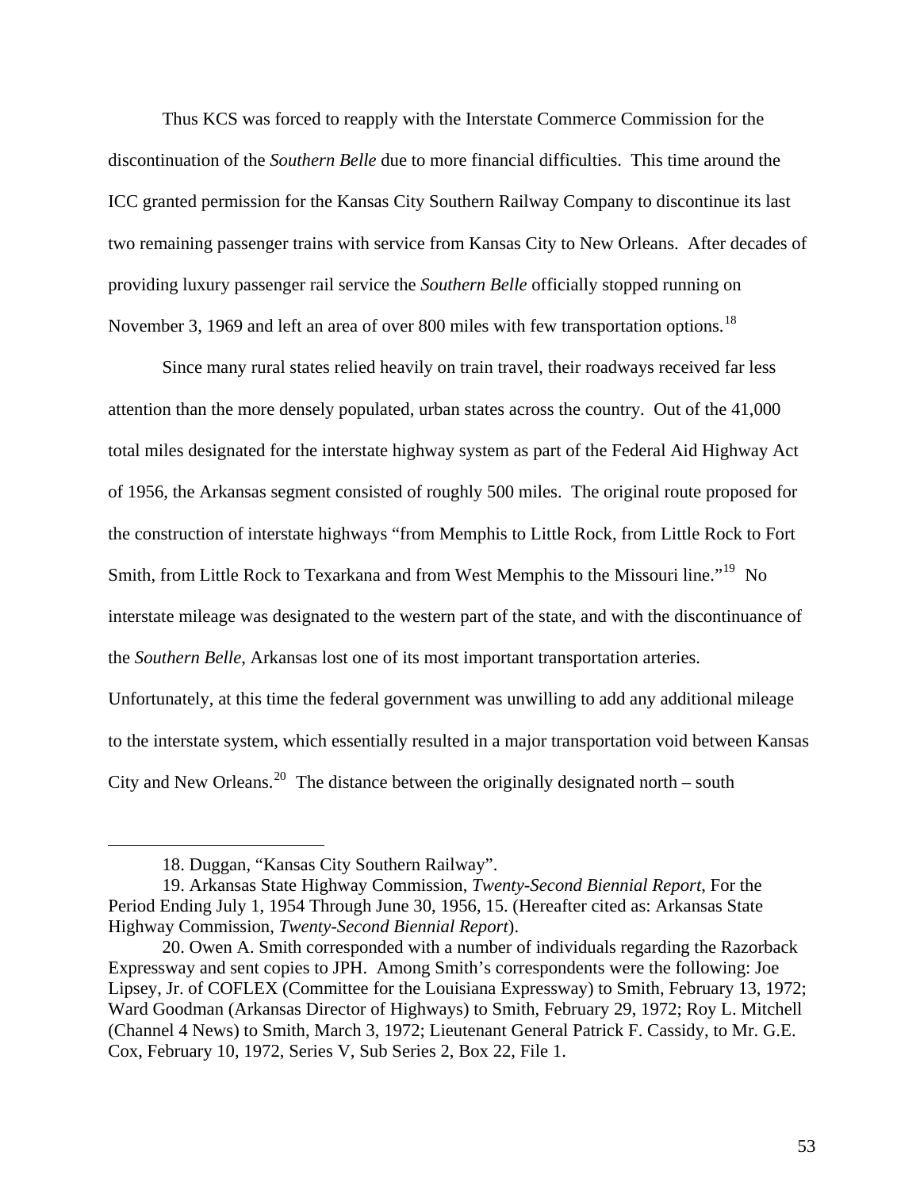Thus KCS was forced to reapply with the Interstate Commerce Commission for the discontinuation of the *Southern Belle* due to more financial difficulties. This time around the ICC granted permission for the Kansas City Southern Railway Company to discontinue its last two remaining passenger trains with service from Kansas City to New Orleans. After decades of providing luxury passenger rail service the *Southern Belle* officially stopped running on November 3, 1969 and left an area of over 800 miles with few transportation options.[18]

Since many rural states relied heavily on train travel, their roadways received far less attention than the more densely populated, urban states across the country. Out of the 41,000 total miles designated for the interstate highway system as part of the Federal Aid Highway Act of 1956, the Arkansas segment consisted of roughly 500 miles. The original route proposed for the construction of interstate highways "from Memphis to Little Rock, from Little Rock to Fort Smith, from Little Rock to Texarkana and from West Memphis to the Missouri line."[19] No interstate mileage was designated to the western part of the state, and with the discontinuance of the *Southern Belle*, Arkansas lost one of its most important transportation arteries. Unfortunately, at this time the federal government was unwilling to add any additional mileage to the interstate system, which essentially resulted in a major transportation void between Kansas City and New Orleans.[20] The distance between the originally designated north – south

---

18. Duggan, "Kansas City Southern Railway".

19. Arkansas State Highway Commission, *Twenty-Second Biennial Report*, For the Period Ending July 1, 1954 Through June 30, 1956, 15. (Hereafter cited as: Arkansas State Highway Commission, *Twenty-Second Biennial Report*).

20. Owen A. Smith corresponded with a number of individuals regarding the Razorback Expressway and sent copies to JPH. Among Smith's correspondents were the following: Joe Lipsey, Jr. of COFLEX (Committee for the Louisiana Expressway) to Smith, February 13, 1972; Ward Goodman (Arkansas Director of Highways) to Smith, February 29, 1972; Roy L. Mitchell (Channel 4 News) to Smith, March 3, 1972; Lieutenant General Patrick F. Cassidy, to Mr. G.E. Cox, February 10, 1972, Series V, Sub Series 2, Box 22, File 1.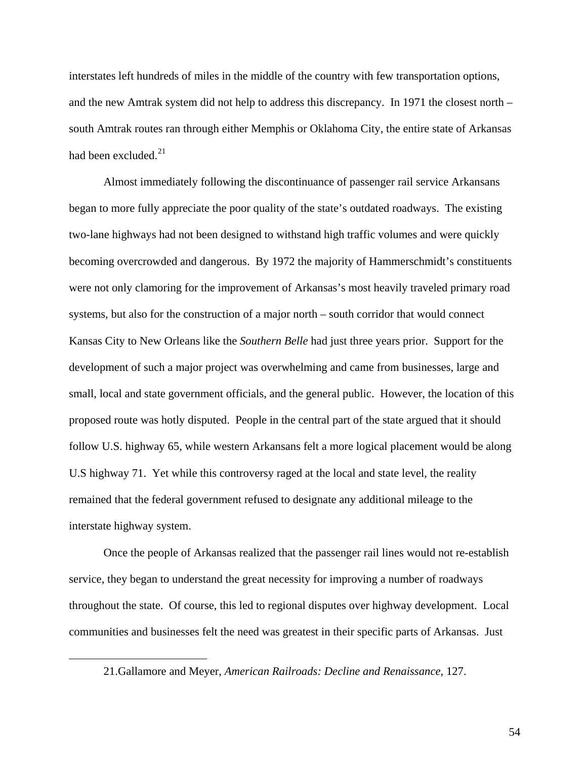interstates left hundreds of miles in the middle of the country with few transportation options, and the new Amtrak system did not help to address this discrepancy. In 1971 the closest north – south Amtrak routes ran through either Memphis or Oklahoma City, the entire state of Arkansas had been excluded.[21]

Almost immediately following the discontinuance of passenger rail service Arkansans began to more fully appreciate the poor quality of the state's outdated roadways. The existing two-lane highways had not been designed to withstand high traffic volumes and were quickly becoming overcrowded and dangerous. By 1972 the majority of Hammerschmidt's constituents were not only clamoring for the improvement of Arkansas's most heavily traveled primary road systems, but also for the construction of a major north – south corridor that would connect Kansas City to New Orleans like the *Southern Belle* had just three years prior. Support for the development of such a major project was overwhelming and came from businesses, large and small, local and state government officials, and the general public. However, the location of this proposed route was hotly disputed. People in the central part of the state argued that it should follow U.S. highway 65, while western Arkansans felt a more logical placement would be along U.S highway 71. Yet while this controversy raged at the local and state level, the reality remained that the federal government refused to designate any additional mileage to the interstate highway system.

Once the people of Arkansas realized that the passenger rail lines would not re-establish service, they began to understand the great necessity for improving a number of roadways throughout the state. Of course, this led to regional disputes over highway development. Local communities and businesses felt the need was greatest in their specific parts of Arkansas. Just

---

21.Gallamore and Meyer, *American Railroads: Decline and Renaissance*, 127.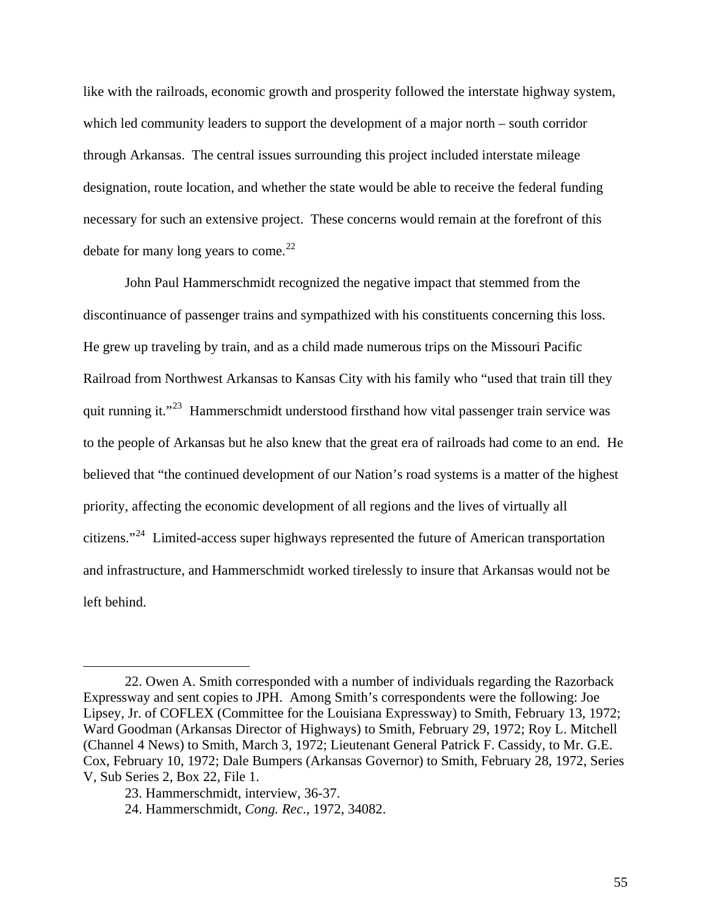like with the railroads, economic growth and prosperity followed the interstate highway system, which led community leaders to support the development of a major north – south corridor through Arkansas. The central issues surrounding this project included interstate mileage designation, route location, and whether the state would be able to receive the federal funding necessary for such an extensive project. These concerns would remain at the forefront of this debate for many long years to come.[22]

John Paul Hammerschmidt recognized the negative impact that stemmed from the discontinuance of passenger trains and sympathized with his constituents concerning this loss. He grew up traveling by train, and as a child made numerous trips on the Missouri Pacific Railroad from Northwest Arkansas to Kansas City with his family who "used that train till they quit running it."[23] Hammerschmidt understood firsthand how vital passenger train service was to the people of Arkansas but he also knew that the great era of railroads had come to an end. He believed that "the continued development of our Nation's road systems is a matter of the highest priority, affecting the economic development of all regions and the lives of virtually all citizens."[24] Limited-access super highways represented the future of American transportation and infrastructure, and Hammerschmidt worked tirelessly to insure that Arkansas would not be left behind.

---

22. Owen A. Smith corresponded with a number of individuals regarding the Razorback Expressway and sent copies to JPH. Among Smith's correspondents were the following: Joe Lipsey, Jr. of COFLEX (Committee for the Louisiana Expressway) to Smith, February 13, 1972; Ward Goodman (Arkansas Director of Highways) to Smith, February 29, 1972; Roy L. Mitchell (Channel 4 News) to Smith, March 3, 1972; Lieutenant General Patrick F. Cassidy, to Mr. G.E. Cox, February 10, 1972; Dale Bumpers (Arkansas Governor) to Smith, February 28, 1972, Series V, Sub Series 2, Box 22, File 1.

23. Hammerschmidt, interview, 36-37.

24. Hammerschmidt, *Cong. Rec*., 1972, 34082.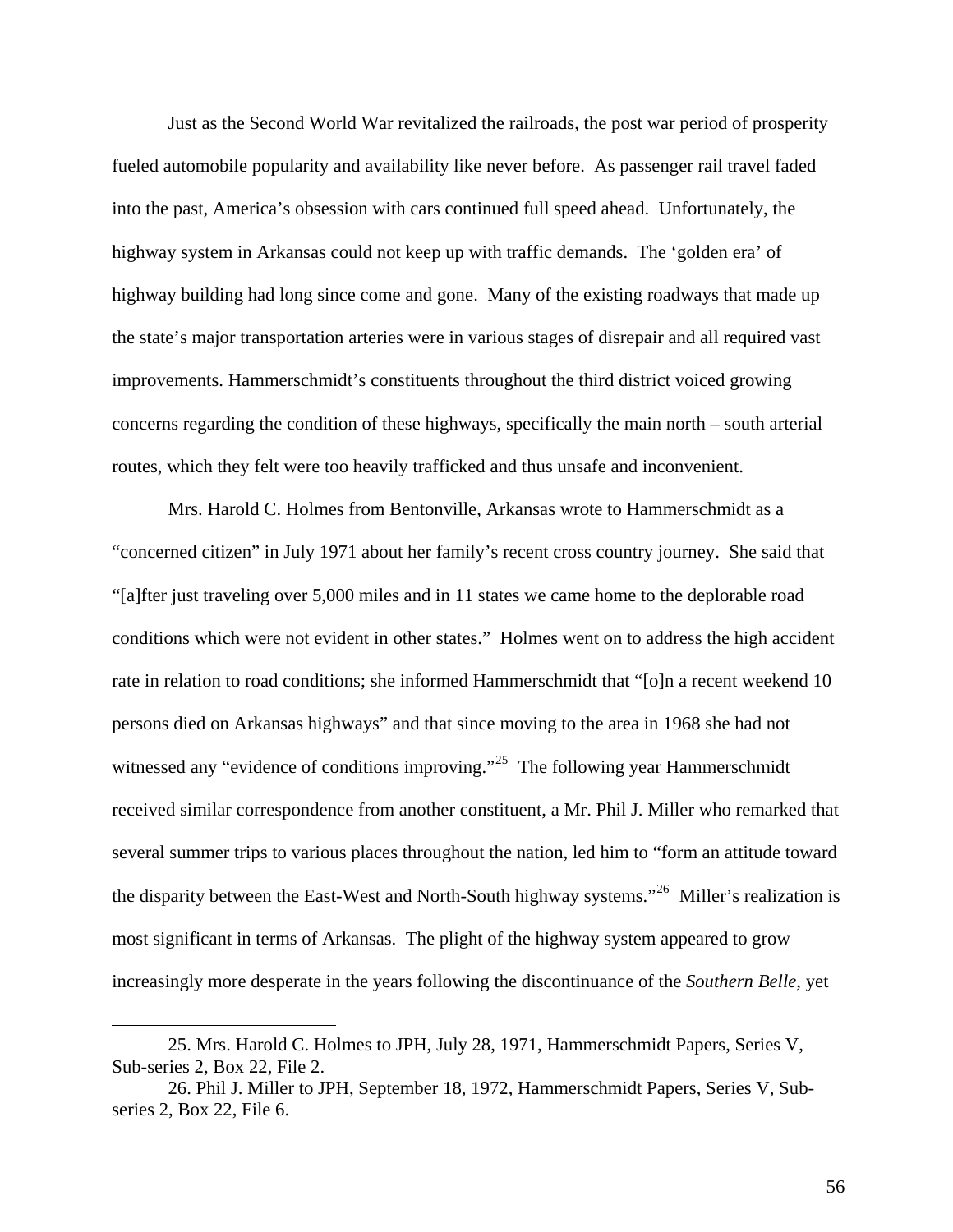Just as the Second World War revitalized the railroads, the post war period of prosperity fueled automobile popularity and availability like never before. As passenger rail travel faded into the past, America's obsession with cars continued full speed ahead. Unfortunately, the highway system in Arkansas could not keep up with traffic demands. The 'golden era' of highway building had long since come and gone. Many of the existing roadways that made up the state's major transportation arteries were in various stages of disrepair and all required vast improvements. Hammerschmidt's constituents throughout the third district voiced growing concerns regarding the condition of these highways, specifically the main north – south arterial routes, which they felt were too heavily trafficked and thus unsafe and inconvenient.

Mrs. Harold C. Holmes from Bentonville, Arkansas wrote to Hammerschmidt as a "concerned citizen" in July 1971 about her family's recent cross country journey. She said that "[a]fter just traveling over 5,000 miles and in 11 states we came home to the deplorable road conditions which were not evident in other states." Holmes went on to address the high accident rate in relation to road conditions; she informed Hammerschmidt that "[o]n a recent weekend 10 persons died on Arkansas highways" and that since moving to the area in 1968 she had not witnessed any "evidence of conditions improving."[25] The following year Hammerschmidt received similar correspondence from another constituent, a Mr. Phil J. Miller who remarked that several summer trips to various places throughout the nation, led him to "form an attitude toward the disparity between the East-West and North-South highway systems."[26] Miller's realization is most significant in terms of Arkansas. The plight of the highway system appeared to grow increasingly more desperate in the years following the discontinuance of the *Southern Belle*, yet

---

25. Mrs. Harold C. Holmes to JPH, July 28, 1971, Hammerschmidt Papers, Series V, Sub-series 2, Box 22, File 2.

26. Phil J. Miller to JPH, September 18, 1972, Hammerschmidt Papers, Series V, Sub-series 2, Box 22, File 6.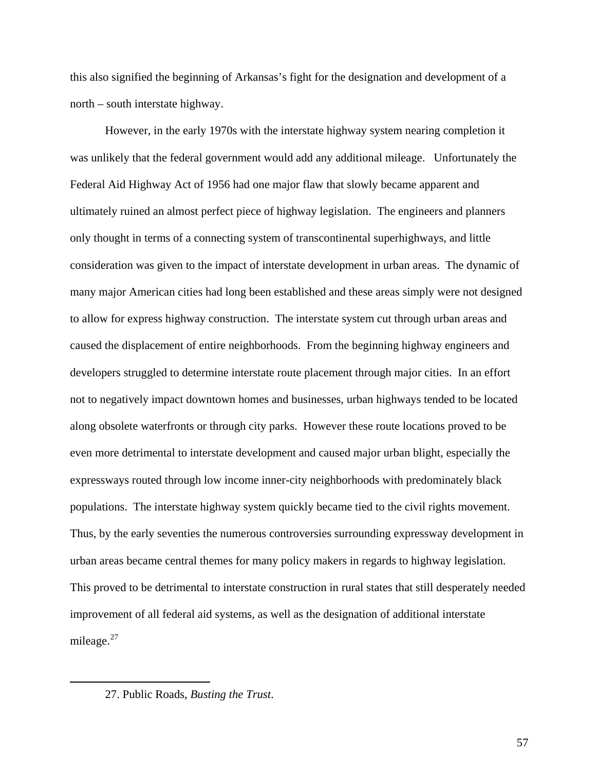this also signified the beginning of Arkansas's fight for the designation and development of a north – south interstate highway.

However, in the early 1970s with the interstate highway system nearing completion it was unlikely that the federal government would add any additional mileage. Unfortunately the Federal Aid Highway Act of 1956 had one major flaw that slowly became apparent and ultimately ruined an almost perfect piece of highway legislation. The engineers and planners only thought in terms of a connecting system of transcontinental superhighways, and little consideration was given to the impact of interstate development in urban areas. The dynamic of many major American cities had long been established and these areas simply were not designed to allow for express highway construction. The interstate system cut through urban areas and caused the displacement of entire neighborhoods. From the beginning highway engineers and developers struggled to determine interstate route placement through major cities. In an effort not to negatively impact downtown homes and businesses, urban highways tended to be located along obsolete waterfronts or through city parks. However these route locations proved to be even more detrimental to interstate development and caused major urban blight, especially the expressways routed through low income inner-city neighborhoods with predominately black populations. The interstate highway system quickly became tied to the civil rights movement. Thus, by the early seventies the numerous controversies surrounding expressway development in urban areas became central themes for many policy makers in regards to highway legislation. This proved to be detrimental to interstate construction in rural states that still desperately needed improvement of all federal aid systems, as well as the designation of additional interstate mileage.[27]

---

27. Public Roads, *Busting the Trust*.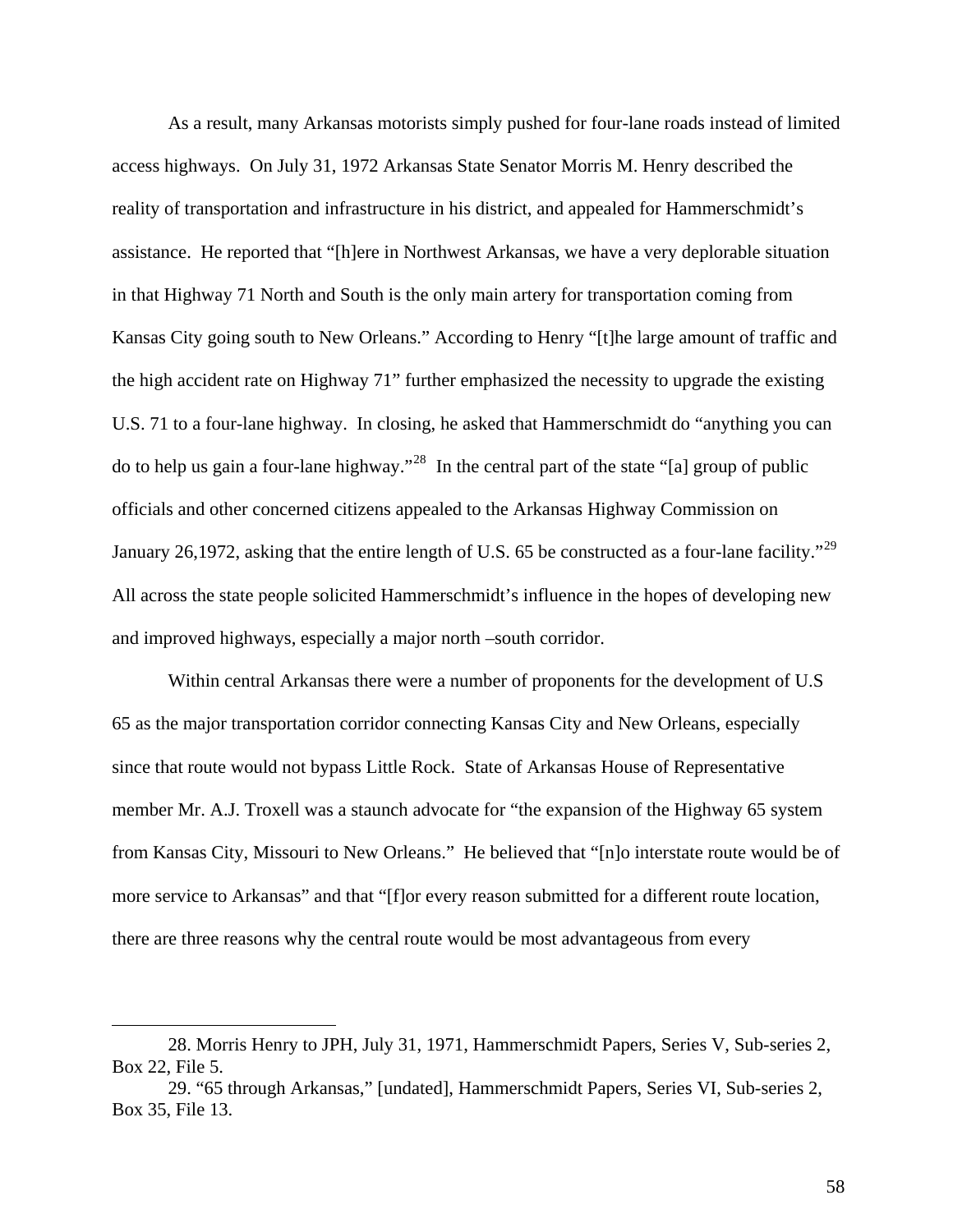As a result, many Arkansas motorists simply pushed for four-lane roads instead of limited access highways. On July 31, 1972 Arkansas State Senator Morris M. Henry described the reality of transportation and infrastructure in his district, and appealed for Hammerschmidt's assistance. He reported that "[h]ere in Northwest Arkansas, we have a very deplorable situation in that Highway 71 North and South is the only main artery for transportation coming from Kansas City going south to New Orleans." According to Henry "[t]he large amount of traffic and the high accident rate on Highway 71" further emphasized the necessity to upgrade the existing U.S. 71 to a four-lane highway. In closing, he asked that Hammerschmidt do "anything you can do to help us gain a four-lane highway."[28] In the central part of the state "[a] group of public officials and other concerned citizens appealed to the Arkansas Highway Commission on January 26,1972, asking that the entire length of U.S. 65 be constructed as a four-lane facility."[29] All across the state people solicited Hammerschmidt's influence in the hopes of developing new and improved highways, especially a major north –south corridor.

Within central Arkansas there were a number of proponents for the development of U.S 65 as the major transportation corridor connecting Kansas City and New Orleans, especially since that route would not bypass Little Rock. State of Arkansas House of Representative member Mr. A.J. Troxell was a staunch advocate for "the expansion of the Highway 65 system from Kansas City, Missouri to New Orleans." He believed that "[n]o interstate route would be of more service to Arkansas" and that "[f]or every reason submitted for a different route location, there are three reasons why the central route would be most advantageous from every

---

28. Morris Henry to JPH, July 31, 1971, Hammerschmidt Papers, Series V, Sub-series 2, Box 22, File 5.

29. "65 through Arkansas," [undated], Hammerschmidt Papers, Series VI, Sub-series 2, Box 35, File 13.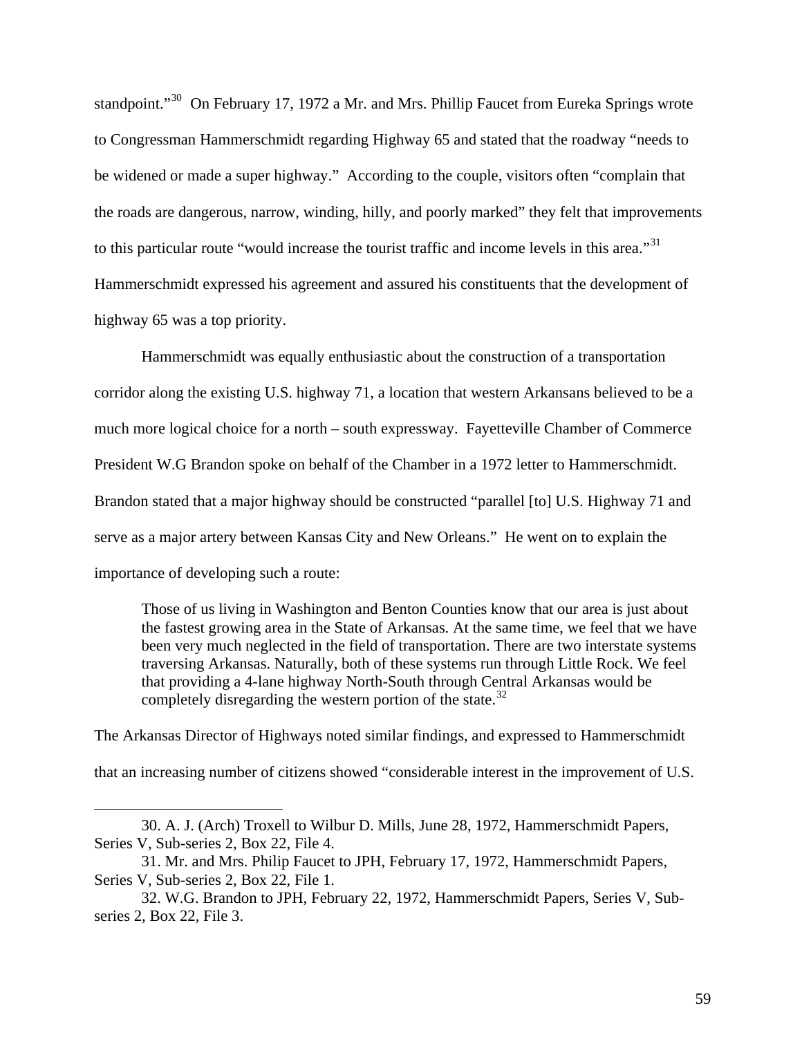standpoint."[30] On February 17, 1972 a Mr. and Mrs. Phillip Faucet from Eureka Springs wrote to Congressman Hammerschmidt regarding Highway 65 and stated that the roadway "needs to be widened or made a super highway." According to the couple, visitors often "complain that the roads are dangerous, narrow, winding, hilly, and poorly marked" they felt that improvements to this particular route "would increase the tourist traffic and income levels in this area."[31] Hammerschmidt expressed his agreement and assured his constituents that the development of highway 65 was a top priority.

Hammerschmidt was equally enthusiastic about the construction of a transportation corridor along the existing U.S. highway 71, a location that western Arkansans believed to be a much more logical choice for a north – south expressway. Fayetteville Chamber of Commerce President W.G Brandon spoke on behalf of the Chamber in a 1972 letter to Hammerschmidt. Brandon stated that a major highway should be constructed "parallel [to] U.S. Highway 71 and serve as a major artery between Kansas City and New Orleans." He went on to explain the importance of developing such a route:

> Those of us living in Washington and Benton Counties know that our area is just about the fastest growing area in the State of Arkansas. At the same time, we feel that we have been very much neglected in the field of transportation. There are two interstate systems traversing Arkansas. Naturally, both of these systems run through Little Rock. We feel that providing a 4-lane highway North-South through Central Arkansas would be completely disregarding the western portion of the state.[32]

The Arkansas Director of Highways noted similar findings, and expressed to Hammerschmidt that an increasing number of citizens showed "considerable interest in the improvement of U.S.

---

30. A. J. (Arch) Troxell to Wilbur D. Mills, June 28, 1972, Hammerschmidt Papers, Series V, Sub-series 2, Box 22, File 4.

31. Mr. and Mrs. Philip Faucet to JPH, February 17, 1972, Hammerschmidt Papers, Series V, Sub-series 2, Box 22, File 1.

32. W.G. Brandon to JPH, February 22, 1972, Hammerschmidt Papers, Series V, Sub-series 2, Box 22, File 3.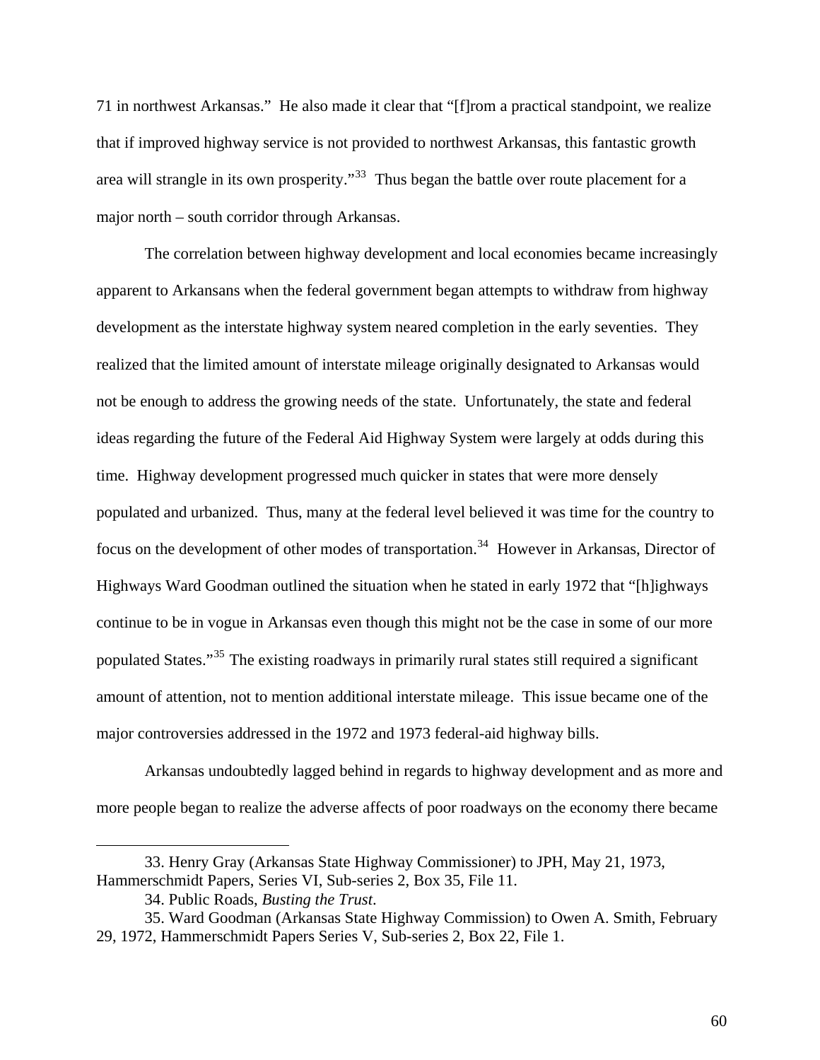71 in northwest Arkansas." He also made it clear that "[f]rom a practical standpoint, we realize that if improved highway service is not provided to northwest Arkansas, this fantastic growth area will strangle in its own prosperity."[33] Thus began the battle over route placement for a major north – south corridor through Arkansas.

The correlation between highway development and local economies became increasingly apparent to Arkansans when the federal government began attempts to withdraw from highway development as the interstate highway system neared completion in the early seventies. They realized that the limited amount of interstate mileage originally designated to Arkansas would not be enough to address the growing needs of the state. Unfortunately, the state and federal ideas regarding the future of the Federal Aid Highway System were largely at odds during this time. Highway development progressed much quicker in states that were more densely populated and urbanized. Thus, many at the federal level believed it was time for the country to focus on the development of other modes of transportation.[34] However in Arkansas, Director of Highways Ward Goodman outlined the situation when he stated in early 1972 that "[h]ighways continue to be in vogue in Arkansas even though this might not be the case in some of our more populated States."[35] The existing roadways in primarily rural states still required a significant amount of attention, not to mention additional interstate mileage. This issue became one of the major controversies addressed in the 1972 and 1973 federal-aid highway bills.

Arkansas undoubtedly lagged behind in regards to highway development and as more and more people began to realize the adverse affects of poor roadways on the economy there became

---

33. Henry Gray (Arkansas State Highway Commissioner) to JPH, May 21, 1973, Hammerschmidt Papers, Series VI, Sub-series 2, Box 35, File 11.

34. Public Roads, *Busting the Trust*.

35. Ward Goodman (Arkansas State Highway Commission) to Owen A. Smith, February 29, 1972, Hammerschmidt Papers Series V, Sub-series 2, Box 22, File 1.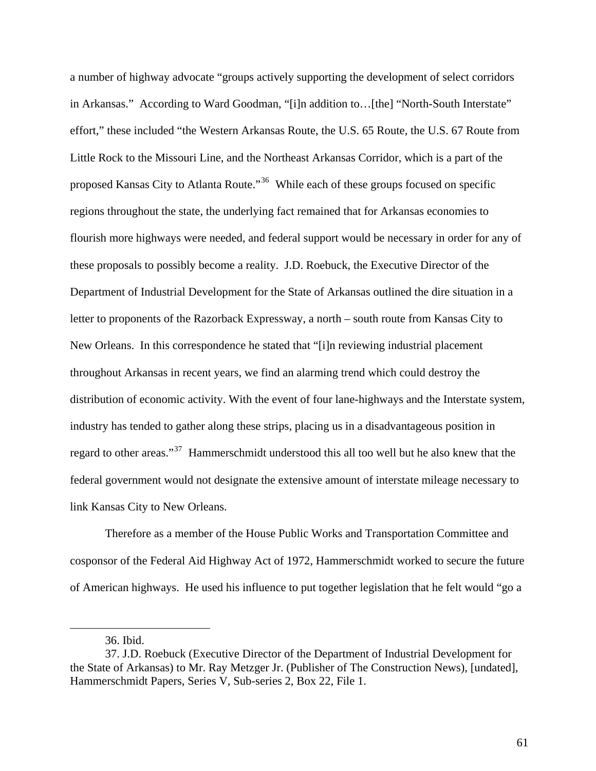a number of highway advocate "groups actively supporting the development of select corridors in Arkansas." According to Ward Goodman, "[i]n addition to…[the] "North-South Interstate" effort," these included "the Western Arkansas Route, the U.S. 65 Route, the U.S. 67 Route from Little Rock to the Missouri Line, and the Northeast Arkansas Corridor, which is a part of the proposed Kansas City to Atlanta Route."[36] While each of these groups focused on specific regions throughout the state, the underlying fact remained that for Arkansas economies to flourish more highways were needed, and federal support would be necessary in order for any of these proposals to possibly become a reality. J.D. Roebuck, the Executive Director of the Department of Industrial Development for the State of Arkansas outlined the dire situation in a letter to proponents of the Razorback Expressway, a north – south route from Kansas City to New Orleans. In this correspondence he stated that "[i]n reviewing industrial placement throughout Arkansas in recent years, we find an alarming trend which could destroy the distribution of economic activity. With the event of four lane-highways and the Interstate system, industry has tended to gather along these strips, placing us in a disadvantageous position in regard to other areas."[37] Hammerschmidt understood this all too well but he also knew that the federal government would not designate the extensive amount of interstate mileage necessary to link Kansas City to New Orleans.

Therefore as a member of the House Public Works and Transportation Committee and cosponsor of the Federal Aid Highway Act of 1972, Hammerschmidt worked to secure the future of American highways. He used his influence to put together legislation that he felt would "go a

---

36. Ibid.

37. J.D. Roebuck (Executive Director of the Department of Industrial Development for the State of Arkansas) to Mr. Ray Metzger Jr. (Publisher of The Construction News), [undated], Hammerschmidt Papers, Series V, Sub-series 2, Box 22, File 1.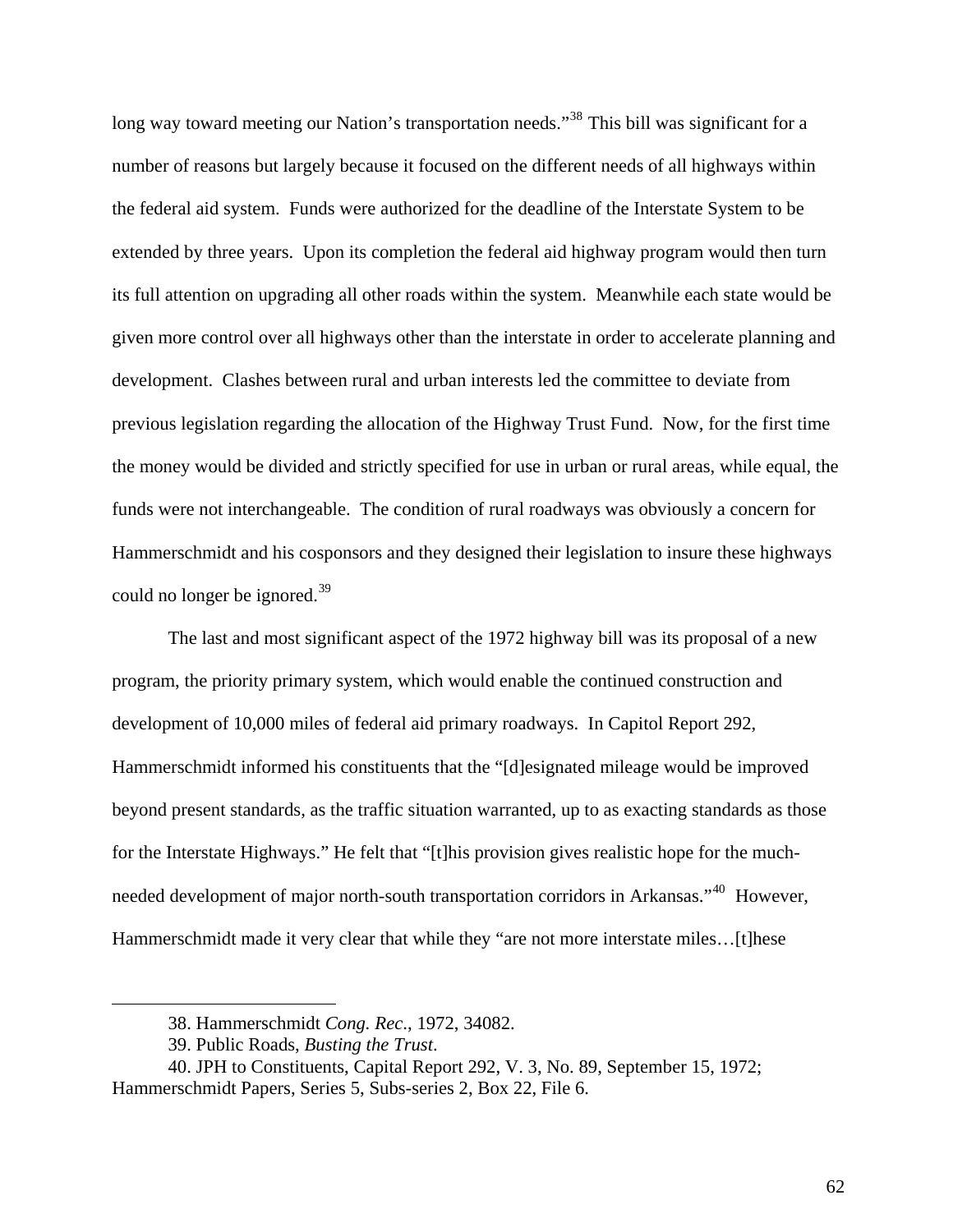long way toward meeting our Nation's transportation needs."[38] This bill was significant for a number of reasons but largely because it focused on the different needs of all highways within the federal aid system. Funds were authorized for the deadline of the Interstate System to be extended by three years. Upon its completion the federal aid highway program would then turn its full attention on upgrading all other roads within the system. Meanwhile each state would be given more control over all highways other than the interstate in order to accelerate planning and development. Clashes between rural and urban interests led the committee to deviate from previous legislation regarding the allocation of the Highway Trust Fund. Now, for the first time the money would be divided and strictly specified for use in urban or rural areas, while equal, the funds were not interchangeable. The condition of rural roadways was obviously a concern for Hammerschmidt and his cosponsors and they designed their legislation to insure these highways could no longer be ignored.[39]

The last and most significant aspect of the 1972 highway bill was its proposal of a new program, the priority primary system, which would enable the continued construction and development of 10,000 miles of federal aid primary roadways. In Capitol Report 292, Hammerschmidt informed his constituents that the "[d]esignated mileage would be improved beyond present standards, as the traffic situation warranted, up to as exacting standards as those for the Interstate Highways." He felt that "[t]his provision gives realistic hope for the much-needed development of major north-south transportation corridors in Arkansas."[40] However, Hammerschmidt made it very clear that while they "are not more interstate miles…[t]hese

---

38. Hammerschmidt *Cong. Rec*., 1972, 34082.

39. Public Roads, *Busting the Trust*.

40. JPH to Constituents, Capital Report 292, V. 3, No. 89, September 15, 1972; Hammerschmidt Papers, Series 5, Subs-series 2, Box 22, File 6.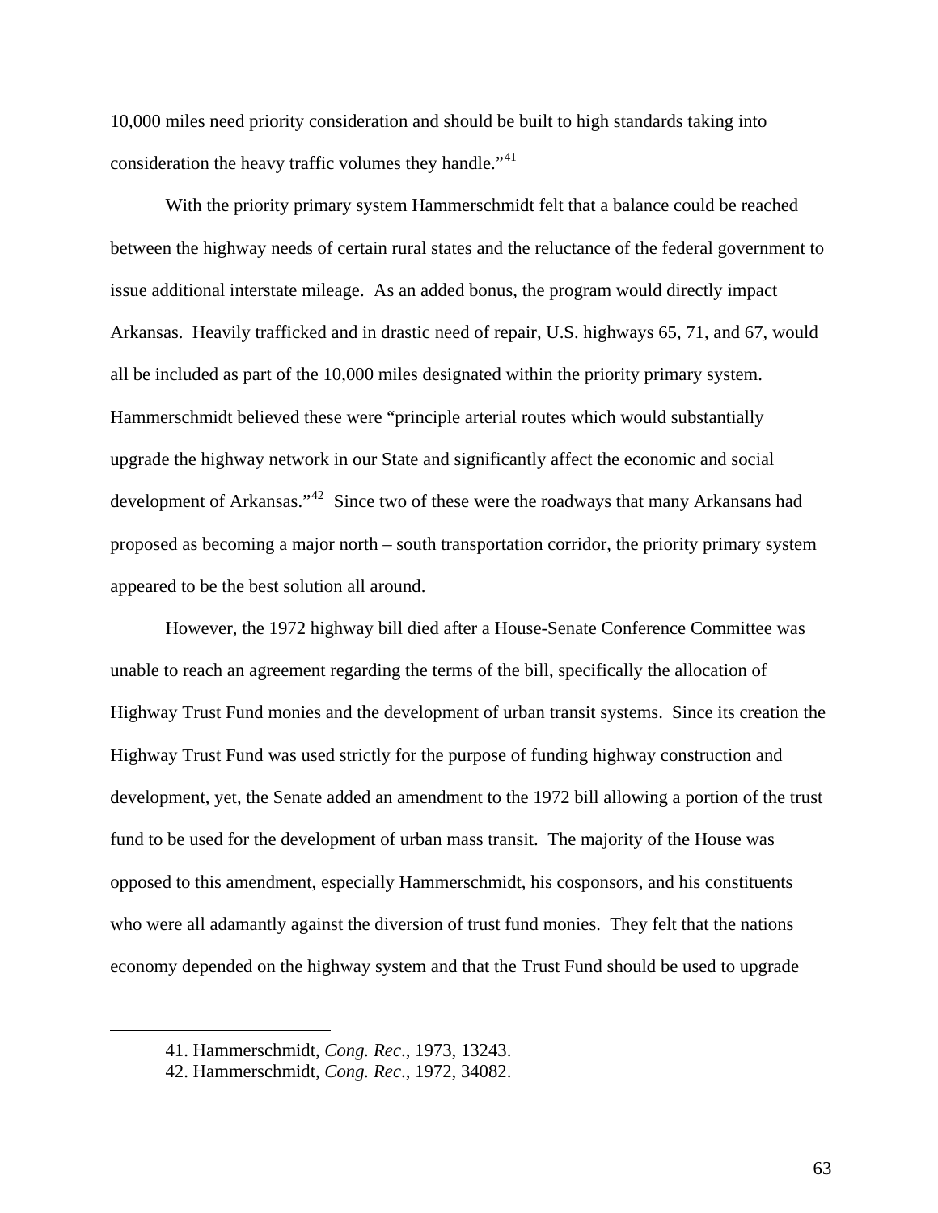10,000 miles need priority consideration and should be built to high standards taking into consideration the heavy traffic volumes they handle."[41]

With the priority primary system Hammerschmidt felt that a balance could be reached between the highway needs of certain rural states and the reluctance of the federal government to issue additional interstate mileage. As an added bonus, the program would directly impact Arkansas. Heavily trafficked and in drastic need of repair, U.S. highways 65, 71, and 67, would all be included as part of the 10,000 miles designated within the priority primary system. Hammerschmidt believed these were "principle arterial routes which would substantially upgrade the highway network in our State and significantly affect the economic and social development of Arkansas."[42] Since two of these were the roadways that many Arkansans had proposed as becoming a major north – south transportation corridor, the priority primary system appeared to be the best solution all around.

However, the 1972 highway bill died after a House-Senate Conference Committee was unable to reach an agreement regarding the terms of the bill, specifically the allocation of Highway Trust Fund monies and the development of urban transit systems. Since its creation the Highway Trust Fund was used strictly for the purpose of funding highway construction and development, yet, the Senate added an amendment to the 1972 bill allowing a portion of the trust fund to be used for the development of urban mass transit. The majority of the House was opposed to this amendment, especially Hammerschmidt, his cosponsors, and his constituents who were all adamantly against the diversion of trust fund monies. They felt that the nations economy depended on the highway system and that the Trust Fund should be used to upgrade

---

41. Hammerschmidt, *Cong. Rec*., 1973, 13243.
42. Hammerschmidt, *Cong. Rec*., 1972, 34082.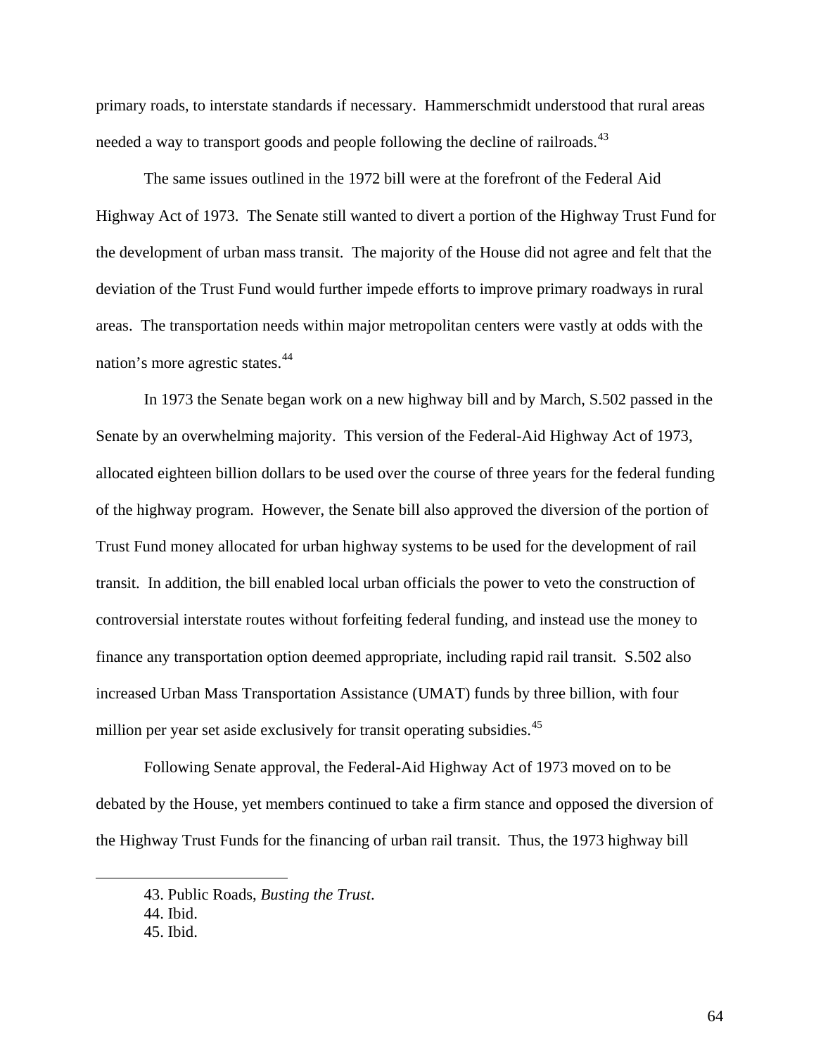primary roads, to interstate standards if necessary. Hammerschmidt understood that rural areas needed a way to transport goods and people following the decline of railroads.[43]

The same issues outlined in the 1972 bill were at the forefront of the Federal Aid Highway Act of 1973. The Senate still wanted to divert a portion of the Highway Trust Fund for the development of urban mass transit. The majority of the House did not agree and felt that the deviation of the Trust Fund would further impede efforts to improve primary roadways in rural areas. The transportation needs within major metropolitan centers were vastly at odds with the nation's more agrestic states.[44]

In 1973 the Senate began work on a new highway bill and by March, S.502 passed in the Senate by an overwhelming majority. This version of the Federal-Aid Highway Act of 1973, allocated eighteen billion dollars to be used over the course of three years for the federal funding of the highway program. However, the Senate bill also approved the diversion of the portion of Trust Fund money allocated for urban highway systems to be used for the development of rail transit. In addition, the bill enabled local urban officials the power to veto the construction of controversial interstate routes without forfeiting federal funding, and instead use the money to finance any transportation option deemed appropriate, including rapid rail transit. S.502 also increased Urban Mass Transportation Assistance (UMAT) funds by three billion, with four million per year set aside exclusively for transit operating subsidies.[45]

Following Senate approval, the Federal-Aid Highway Act of 1973 moved on to be debated by the House, yet members continued to take a firm stance and opposed the diversion of the Highway Trust Funds for the financing of urban rail transit. Thus, the 1973 highway bill

---

43. Public Roads, *Busting the Trust*.
44. Ibid.
45. Ibid.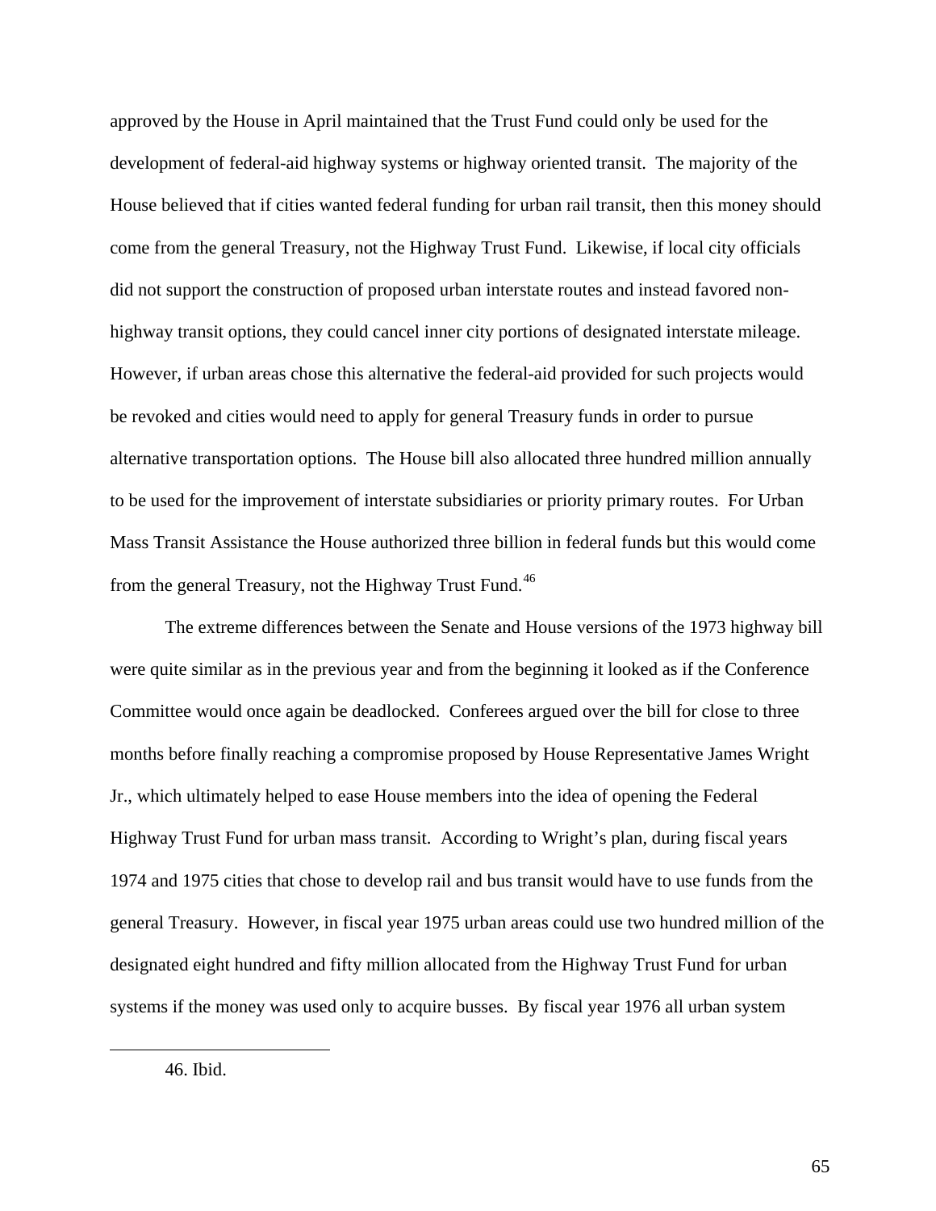approved by the House in April maintained that the Trust Fund could only be used for the development of federal-aid highway systems or highway oriented transit. The majority of the House believed that if cities wanted federal funding for urban rail transit, then this money should come from the general Treasury, not the Highway Trust Fund. Likewise, if local city officials did not support the construction of proposed urban interstate routes and instead favored non-highway transit options, they could cancel inner city portions of designated interstate mileage. However, if urban areas chose this alternative the federal-aid provided for such projects would be revoked and cities would need to apply for general Treasury funds in order to pursue alternative transportation options. The House bill also allocated three hundred million annually to be used for the improvement of interstate subsidiaries or priority primary routes. For Urban Mass Transit Assistance the House authorized three billion in federal funds but this would come from the general Treasury, not the Highway Trust Fund.[46]

The extreme differences between the Senate and House versions of the 1973 highway bill were quite similar as in the previous year and from the beginning it looked as if the Conference Committee would once again be deadlocked. Conferees argued over the bill for close to three months before finally reaching a compromise proposed by House Representative James Wright Jr., which ultimately helped to ease House members into the idea of opening the Federal Highway Trust Fund for urban mass transit. According to Wright's plan, during fiscal years 1974 and 1975 cities that chose to develop rail and bus transit would have to use funds from the general Treasury. However, in fiscal year 1975 urban areas could use two hundred million of the designated eight hundred and fifty million allocated from the Highway Trust Fund for urban systems if the money was used only to acquire busses. By fiscal year 1976 all urban system

46. Ibid.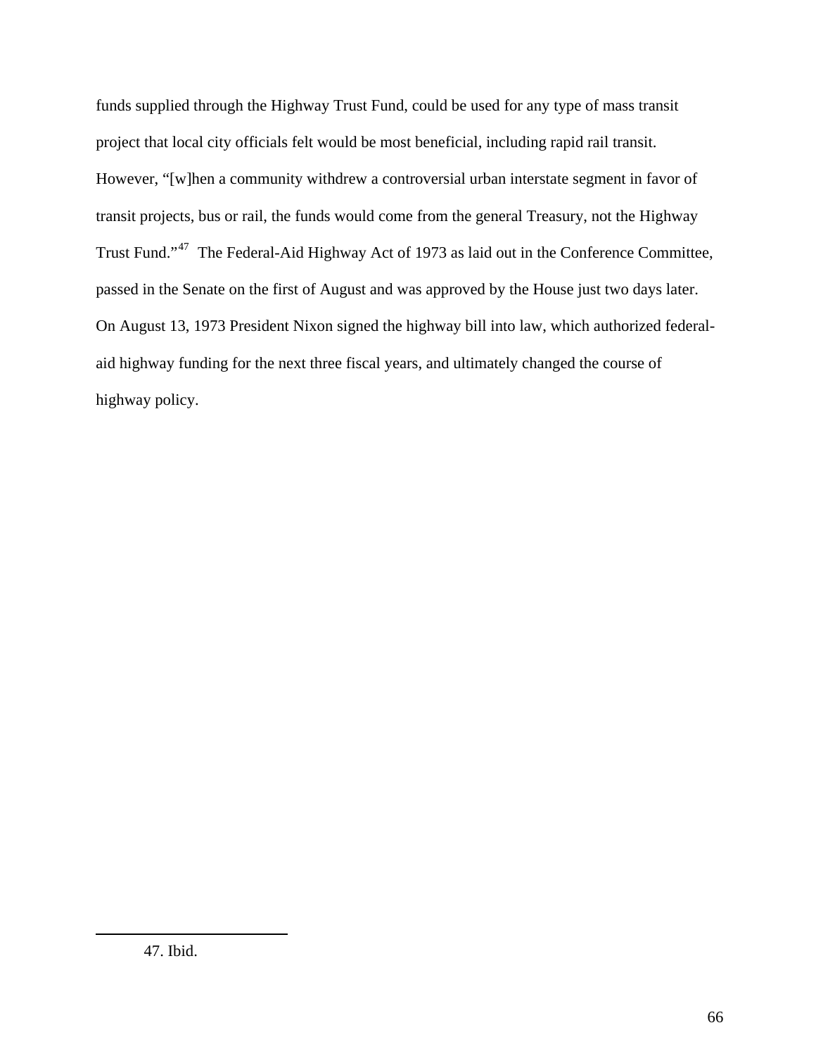funds supplied through the Highway Trust Fund, could be used for any type of mass transit project that local city officials felt would be most beneficial, including rapid rail transit. However, "[w]hen a community withdrew a controversial urban interstate segment in favor of transit projects, bus or rail, the funds would come from the general Treasury, not the Highway Trust Fund."[47] The Federal-Aid Highway Act of 1973 as laid out in the Conference Committee, passed in the Senate on the first of August and was approved by the House just two days later. On August 13, 1973 President Nixon signed the highway bill into law, which authorized federal-aid highway funding for the next three fiscal years, and ultimately changed the course of highway policy.

---

47. Ibid.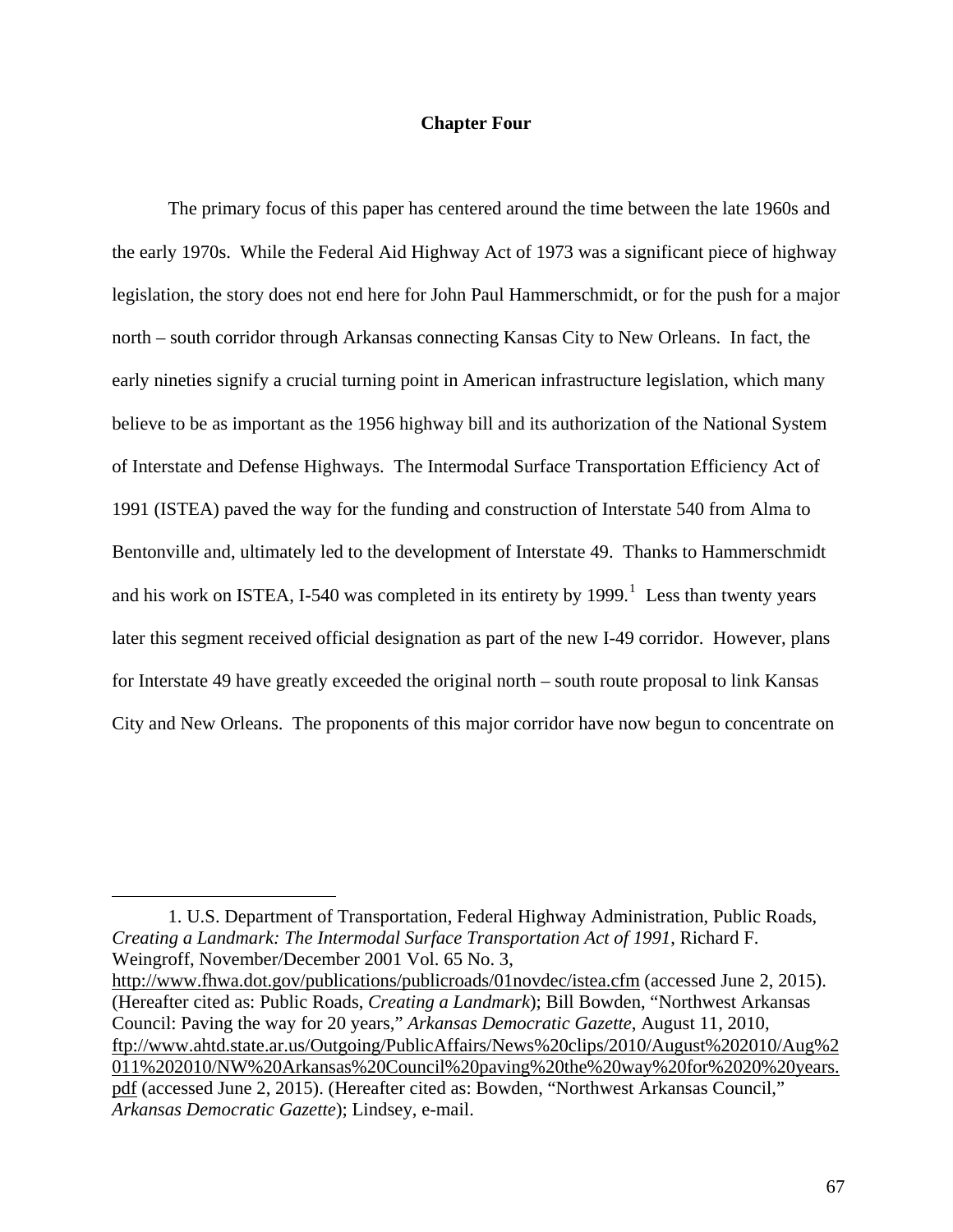# Chapter Four

The primary focus of this paper has centered around the time between the late 1960s and the early 1970s. While the Federal Aid Highway Act of 1973 was a significant piece of highway legislation, the story does not end here for John Paul Hammerschmidt, or for the push for a major north – south corridor through Arkansas connecting Kansas City to New Orleans. In fact, the early nineties signify a crucial turning point in American infrastructure legislation, which many believe to be as important as the 1956 highway bill and its authorization of the National System of Interstate and Defense Highways. The Intermodal Surface Transportation Efficiency Act of 1991 (ISTEA) paved the way for the funding and construction of Interstate 540 from Alma to Bentonville and, ultimately led to the development of Interstate 49. Thanks to Hammerschmidt and his work on ISTEA, I-540 was completed in its entirety by 1999.[1] Less than twenty years later this segment received official designation as part of the new I-49 corridor. However, plans for Interstate 49 have greatly exceeded the original north – south route proposal to link Kansas City and New Orleans. The proponents of this major corridor have now begun to concentrate on

---

1. U.S. Department of Transportation, Federal Highway Administration, Public Roads, *Creating a Landmark: The Intermodal Surface Transportation Act of 1991*, Richard F. Weingroff, November/December 2001 Vol. 65 No. 3, http://www.fhwa.dot.gov/publications/publicroads/01novdec/istea.cfm (accessed June 2, 2015). (Hereafter cited as: Public Roads, *Creating a Landmark*); Bill Bowden, "Northwest Arkansas Council: Paving the way for 20 years," *Arkansas Democratic Gazette*, August 11, 2010, ftp://www.ahtd.state.ar.us/Outgoing/PublicAffairs/News%20clips/2010/August%202010/Aug%2011%202010/NW%20Arkansas%20Council%20paving%20the%20way%20for%2020%20years.pdf (accessed June 2, 2015). (Hereafter cited as: Bowden, "Northwest Arkansas Council," *Arkansas Democratic Gazette*); Lindsey, e-mail.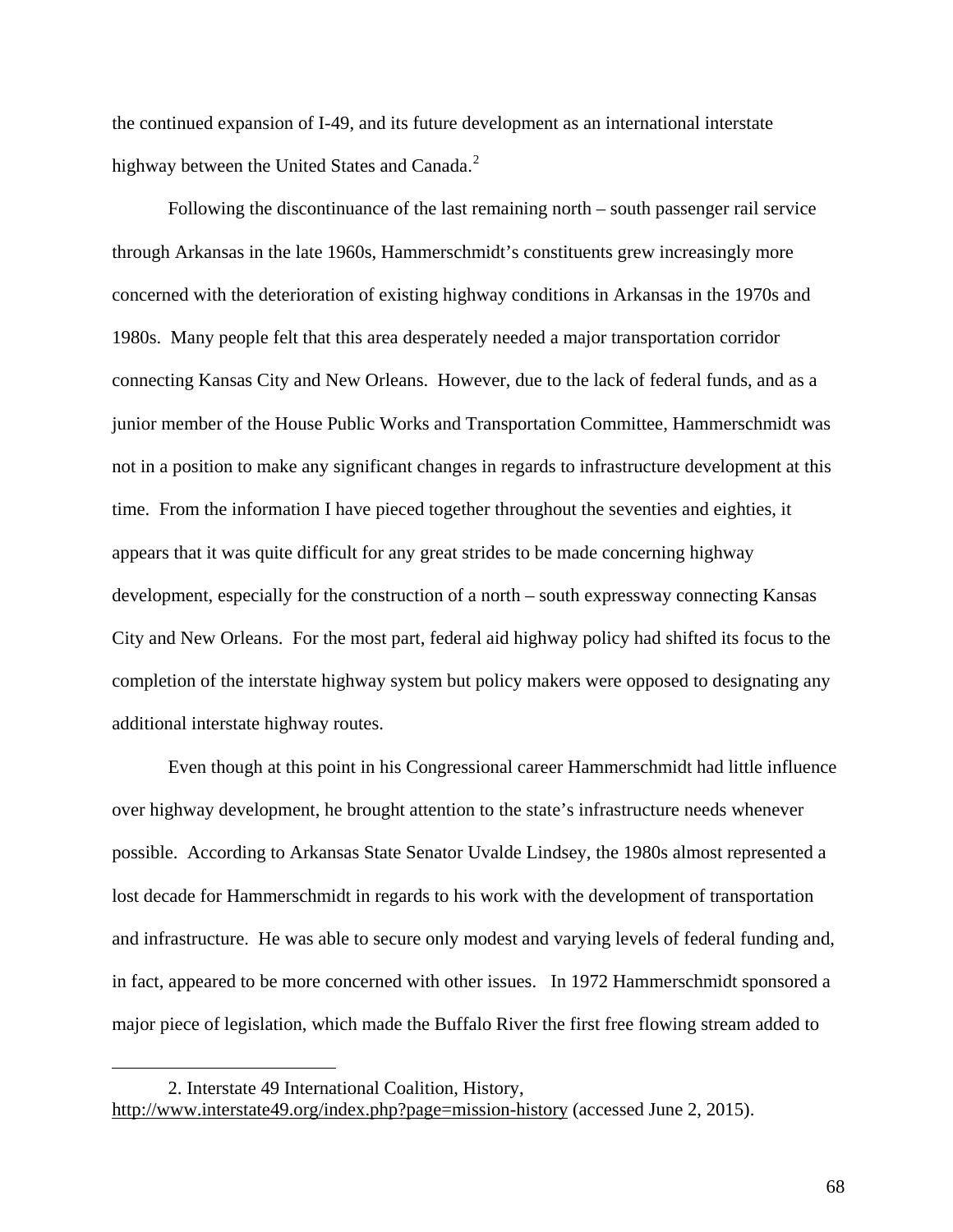the continued expansion of I-49, and its future development as an international interstate highway between the United States and Canada.[2]

Following the discontinuance of the last remaining north – south passenger rail service through Arkansas in the late 1960s, Hammerschmidt's constituents grew increasingly more concerned with the deterioration of existing highway conditions in Arkansas in the 1970s and 1980s. Many people felt that this area desperately needed a major transportation corridor connecting Kansas City and New Orleans. However, due to the lack of federal funds, and as a junior member of the House Public Works and Transportation Committee, Hammerschmidt was not in a position to make any significant changes in regards to infrastructure development at this time. From the information I have pieced together throughout the seventies and eighties, it appears that it was quite difficult for any great strides to be made concerning highway development, especially for the construction of a north – south expressway connecting Kansas City and New Orleans. For the most part, federal aid highway policy had shifted its focus to the completion of the interstate highway system but policy makers were opposed to designating any additional interstate highway routes.

Even though at this point in his Congressional career Hammerschmidt had little influence over highway development, he brought attention to the state's infrastructure needs whenever possible. According to Arkansas State Senator Uvalde Lindsey, the 1980s almost represented a lost decade for Hammerschmidt in regards to his work with the development of transportation and infrastructure. He was able to secure only modest and varying levels of federal funding and, in fact, appeared to be more concerned with other issues. In 1972 Hammerschmidt sponsored a major piece of legislation, which made the Buffalo River the first free flowing stream added to

---

2. Interstate 49 International Coalition, History, http://www.interstate49.org/index.php?page=mission-history (accessed June 2, 2015).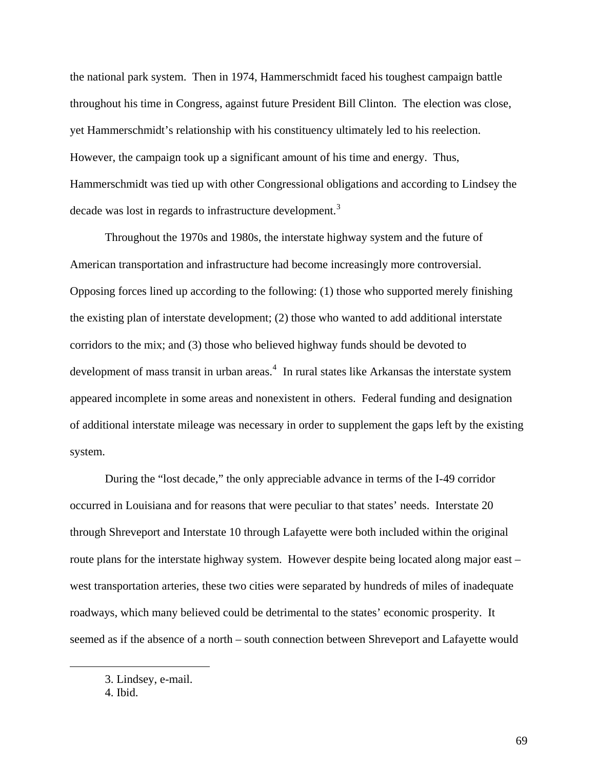the national park system. Then in 1974, Hammerschmidt faced his toughest campaign battle throughout his time in Congress, against future President Bill Clinton. The election was close, yet Hammerschmidt's relationship with his constituency ultimately led to his reelection. However, the campaign took up a significant amount of his time and energy. Thus, Hammerschmidt was tied up with other Congressional obligations and according to Lindsey the decade was lost in regards to infrastructure development.[3]

Throughout the 1970s and 1980s, the interstate highway system and the future of American transportation and infrastructure had become increasingly more controversial. Opposing forces lined up according to the following: (1) those who supported merely finishing the existing plan of interstate development; (2) those who wanted to add additional interstate corridors to the mix; and (3) those who believed highway funds should be devoted to development of mass transit in urban areas.[4] In rural states like Arkansas the interstate system appeared incomplete in some areas and nonexistent in others. Federal funding and designation of additional interstate mileage was necessary in order to supplement the gaps left by the existing system.

During the "lost decade," the only appreciable advance in terms of the I-49 corridor occurred in Louisiana and for reasons that were peculiar to that states' needs. Interstate 20 through Shreveport and Interstate 10 through Lafayette were both included within the original route plans for the interstate highway system. However despite being located along major east – west transportation arteries, these two cities were separated by hundreds of miles of inadequate roadways, which many believed could be detrimental to the states' economic prosperity. It seemed as if the absence of a north – south connection between Shreveport and Lafayette would

3. Lindsey, e-mail.

4. Ibid.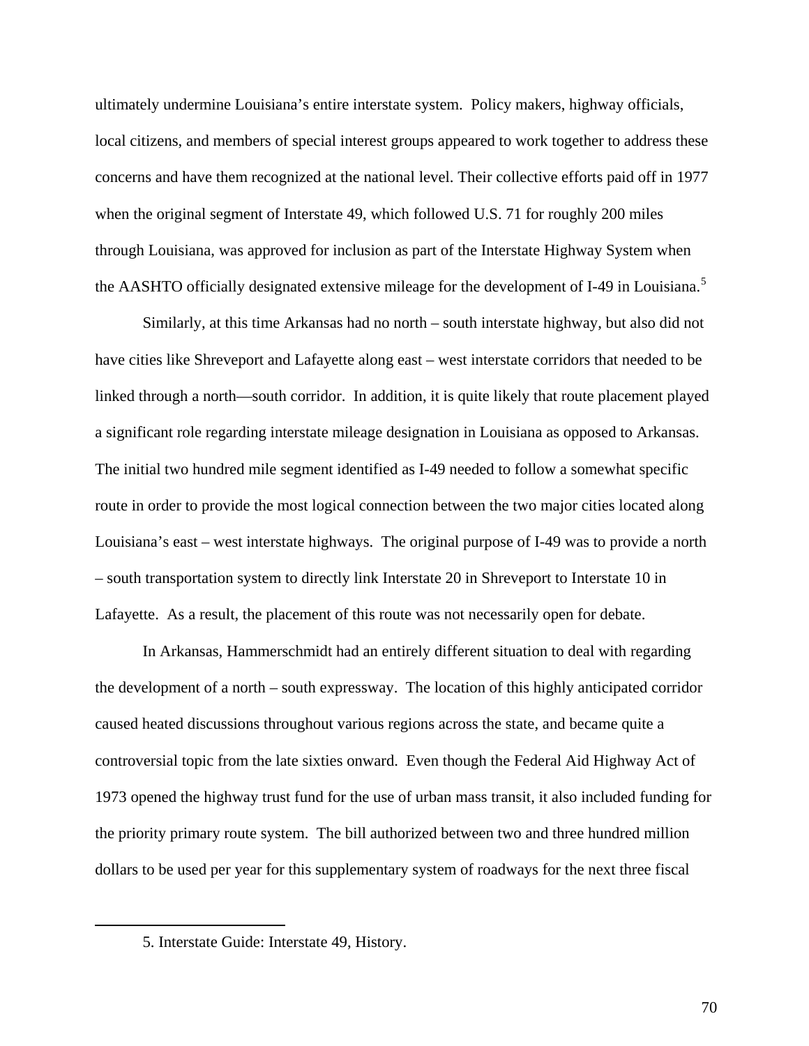ultimately undermine Louisiana's entire interstate system. Policy makers, highway officials, local citizens, and members of special interest groups appeared to work together to address these concerns and have them recognized at the national level. Their collective efforts paid off in 1977 when the original segment of Interstate 49, which followed U.S. 71 for roughly 200 miles through Louisiana, was approved for inclusion as part of the Interstate Highway System when the AASHTO officially designated extensive mileage for the development of I-49 in Louisiana.[5]

Similarly, at this time Arkansas had no north – south interstate highway, but also did not have cities like Shreveport and Lafayette along east – west interstate corridors that needed to be linked through a north—south corridor. In addition, it is quite likely that route placement played a significant role regarding interstate mileage designation in Louisiana as opposed to Arkansas. The initial two hundred mile segment identified as I-49 needed to follow a somewhat specific route in order to provide the most logical connection between the two major cities located along Louisiana's east – west interstate highways. The original purpose of I-49 was to provide a north – south transportation system to directly link Interstate 20 in Shreveport to Interstate 10 in Lafayette. As a result, the placement of this route was not necessarily open for debate.

In Arkansas, Hammerschmidt had an entirely different situation to deal with regarding the development of a north – south expressway. The location of this highly anticipated corridor caused heated discussions throughout various regions across the state, and became quite a controversial topic from the late sixties onward. Even though the Federal Aid Highway Act of 1973 opened the highway trust fund for the use of urban mass transit, it also included funding for the priority primary route system. The bill authorized between two and three hundred million dollars to be used per year for this supplementary system of roadways for the next three fiscal

5. Interstate Guide: Interstate 49, History.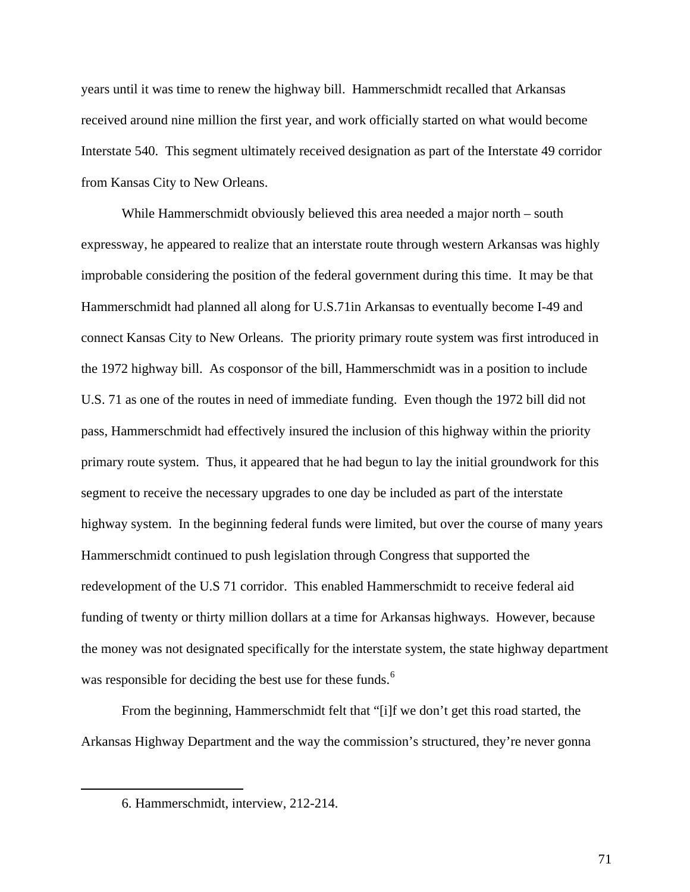years until it was time to renew the highway bill. Hammerschmidt recalled that Arkansas received around nine million the first year, and work officially started on what would become Interstate 540. This segment ultimately received designation as part of the Interstate 49 corridor from Kansas City to New Orleans.

While Hammerschmidt obviously believed this area needed a major north – south expressway, he appeared to realize that an interstate route through western Arkansas was highly improbable considering the position of the federal government during this time. It may be that Hammerschmidt had planned all along for U.S.71in Arkansas to eventually become I-49 and connect Kansas City to New Orleans. The priority primary route system was first introduced in the 1972 highway bill. As cosponsor of the bill, Hammerschmidt was in a position to include U.S. 71 as one of the routes in need of immediate funding. Even though the 1972 bill did not pass, Hammerschmidt had effectively insured the inclusion of this highway within the priority primary route system. Thus, it appeared that he had begun to lay the initial groundwork for this segment to receive the necessary upgrades to one day be included as part of the interstate highway system. In the beginning federal funds were limited, but over the course of many years Hammerschmidt continued to push legislation through Congress that supported the redevelopment of the U.S 71 corridor. This enabled Hammerschmidt to receive federal aid funding of twenty or thirty million dollars at a time for Arkansas highways. However, because the money was not designated specifically for the interstate system, the state highway department was responsible for deciding the best use for these funds.[6]

From the beginning, Hammerschmidt felt that "[i]f we don't get this road started, the Arkansas Highway Department and the way the commission's structured, they're never gonna

6. Hammerschmidt, interview, 212-214.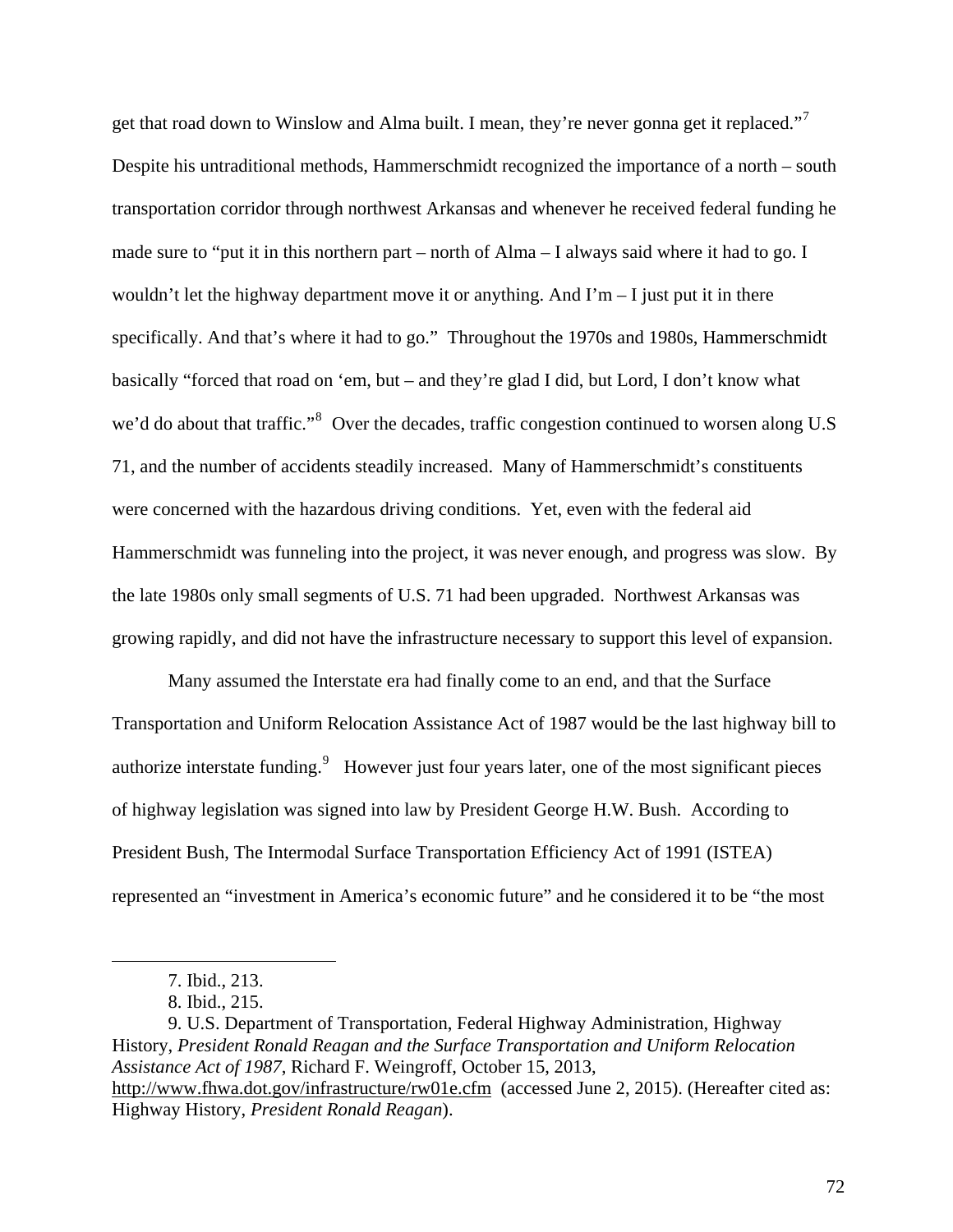get that road down to Winslow and Alma built. I mean, they're never gonna get it replaced."[7] Despite his untraditional methods, Hammerschmidt recognized the importance of a north – south transportation corridor through northwest Arkansas and whenever he received federal funding he made sure to "put it in this northern part – north of Alma – I always said where it had to go. I wouldn't let the highway department move it or anything. And I'm – I just put it in there specifically. And that's where it had to go." Throughout the 1970s and 1980s, Hammerschmidt basically "forced that road on 'em, but – and they're glad I did, but Lord, I don't know what we'd do about that traffic."[8] Over the decades, traffic congestion continued to worsen along U.S 71, and the number of accidents steadily increased. Many of Hammerschmidt's constituents were concerned with the hazardous driving conditions. Yet, even with the federal aid Hammerschmidt was funneling into the project, it was never enough, and progress was slow. By the late 1980s only small segments of U.S. 71 had been upgraded. Northwest Arkansas was growing rapidly, and did not have the infrastructure necessary to support this level of expansion.

Many assumed the Interstate era had finally come to an end, and that the Surface Transportation and Uniform Relocation Assistance Act of 1987 would be the last highway bill to authorize interstate funding.[9] However just four years later, one of the most significant pieces of highway legislation was signed into law by President George H.W. Bush. According to President Bush, The Intermodal Surface Transportation Efficiency Act of 1991 (ISTEA) represented an "investment in America's economic future" and he considered it to be "the most

---

7. Ibid., 213.

8. Ibid., 215.

9. U.S. Department of Transportation, Federal Highway Administration, Highway History, *President Ronald Reagan and the Surface Transportation and Uniform Relocation Assistance Act of 1987*, Richard F. Weingroff, October 15, 2013, http://www.fhwa.dot.gov/infrastructure/rw01e.cfm (accessed June 2, 2015). (Hereafter cited as: Highway History, *President Ronald Reagan*).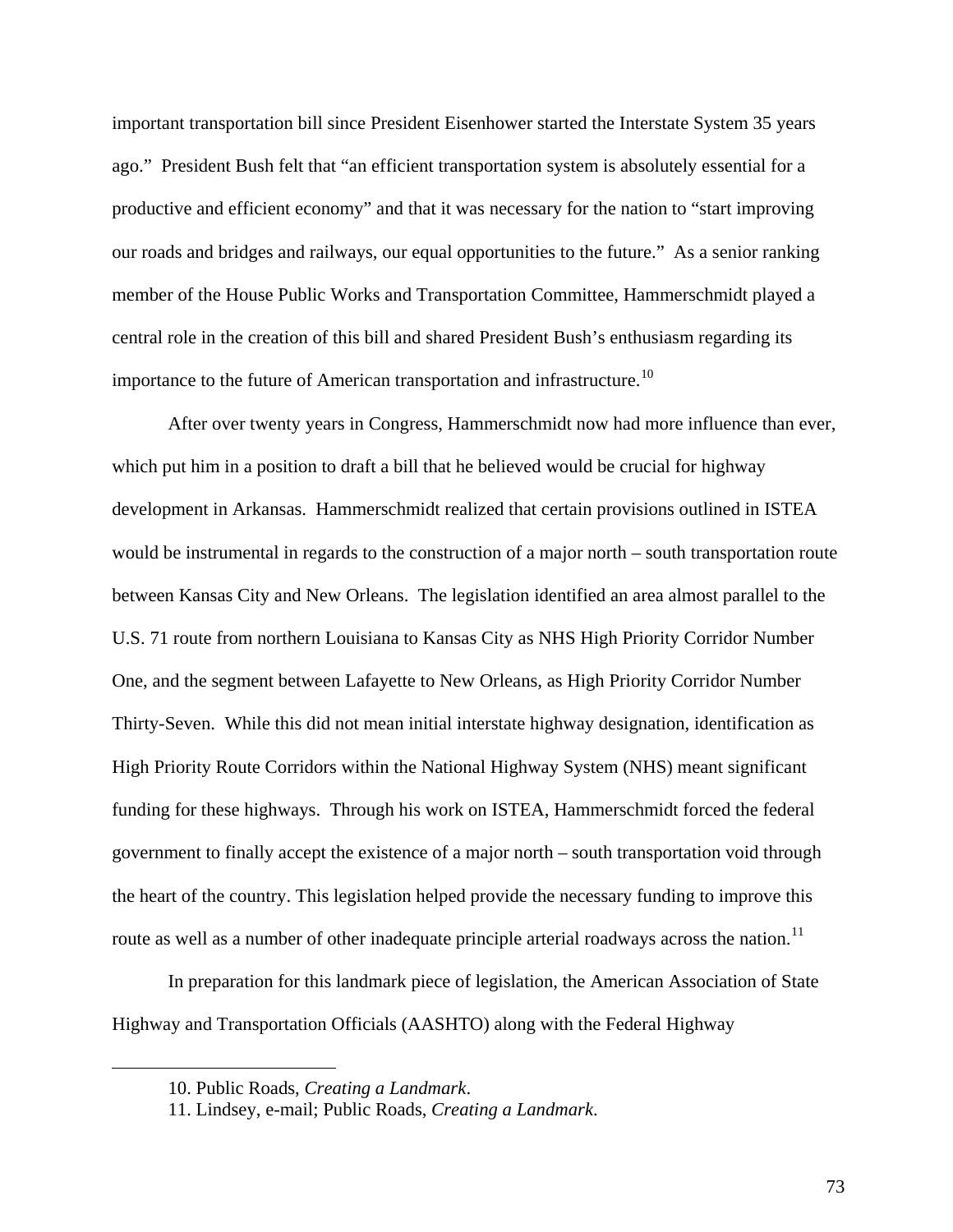important transportation bill since President Eisenhower started the Interstate System 35 years ago." President Bush felt that "an efficient transportation system is absolutely essential for a productive and efficient economy" and that it was necessary for the nation to "start improving our roads and bridges and railways, our equal opportunities to the future." As a senior ranking member of the House Public Works and Transportation Committee, Hammerschmidt played a central role in the creation of this bill and shared President Bush's enthusiasm regarding its importance to the future of American transportation and infrastructure.[10]

After over twenty years in Congress, Hammerschmidt now had more influence than ever, which put him in a position to draft a bill that he believed would be crucial for highway development in Arkansas. Hammerschmidt realized that certain provisions outlined in ISTEA would be instrumental in regards to the construction of a major north – south transportation route between Kansas City and New Orleans. The legislation identified an area almost parallel to the U.S. 71 route from northern Louisiana to Kansas City as NHS High Priority Corridor Number One, and the segment between Lafayette to New Orleans, as High Priority Corridor Number Thirty-Seven. While this did not mean initial interstate highway designation, identification as High Priority Route Corridors within the National Highway System (NHS) meant significant funding for these highways. Through his work on ISTEA, Hammerschmidt forced the federal government to finally accept the existence of a major north – south transportation void through the heart of the country. This legislation helped provide the necessary funding to improve this route as well as a number of other inadequate principle arterial roadways across the nation.[11]

In preparation for this landmark piece of legislation, the American Association of State Highway and Transportation Officials (AASHTO) along with the Federal Highway

---

10. Public Roads, *Creating a Landmark*.

11. Lindsey, e-mail; Public Roads, *Creating a Landmark*.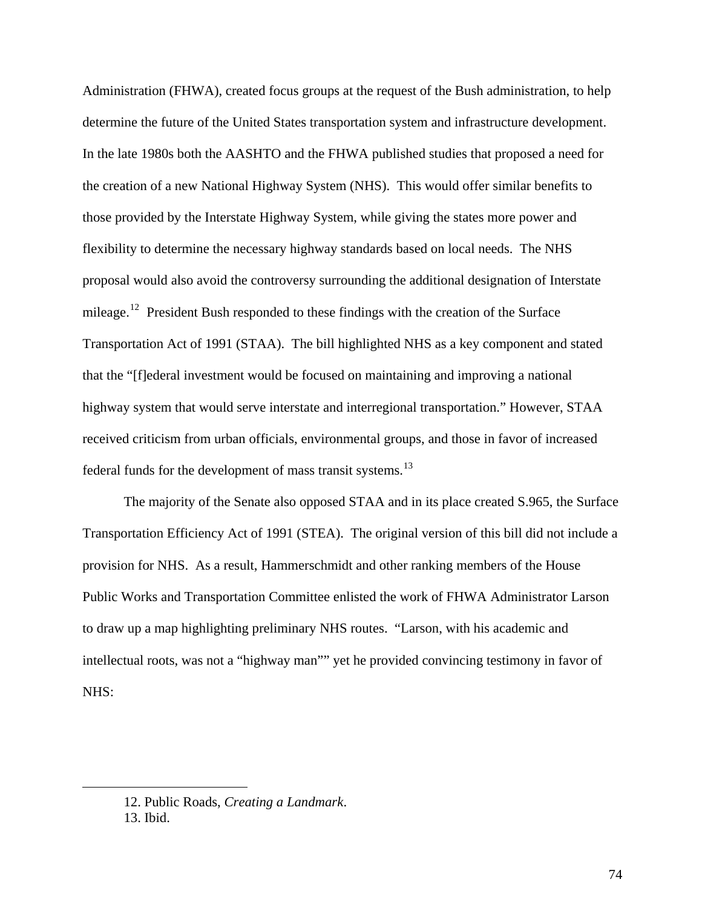Administration (FHWA), created focus groups at the request of the Bush administration, to help determine the future of the United States transportation system and infrastructure development. In the late 1980s both the AASHTO and the FHWA published studies that proposed a need for the creation of a new National Highway System (NHS). This would offer similar benefits to those provided by the Interstate Highway System, while giving the states more power and flexibility to determine the necessary highway standards based on local needs. The NHS proposal would also avoid the controversy surrounding the additional designation of Interstate mileage.[12] President Bush responded to these findings with the creation of the Surface Transportation Act of 1991 (STAA). The bill highlighted NHS as a key component and stated that the "[f]ederal investment would be focused on maintaining and improving a national highway system that would serve interstate and interregional transportation." However, STAA received criticism from urban officials, environmental groups, and those in favor of increased federal funds for the development of mass transit systems.[13]

The majority of the Senate also opposed STAA and in its place created S.965, the Surface Transportation Efficiency Act of 1991 (STEA). The original version of this bill did not include a provision for NHS. As a result, Hammerschmidt and other ranking members of the House Public Works and Transportation Committee enlisted the work of FHWA Administrator Larson to draw up a map highlighting preliminary NHS routes. "Larson, with his academic and intellectual roots, was not a "highway man"" yet he provided convincing testimony in favor of NHS:

---

12. Public Roads, *Creating a Landmark*.
13. Ibid.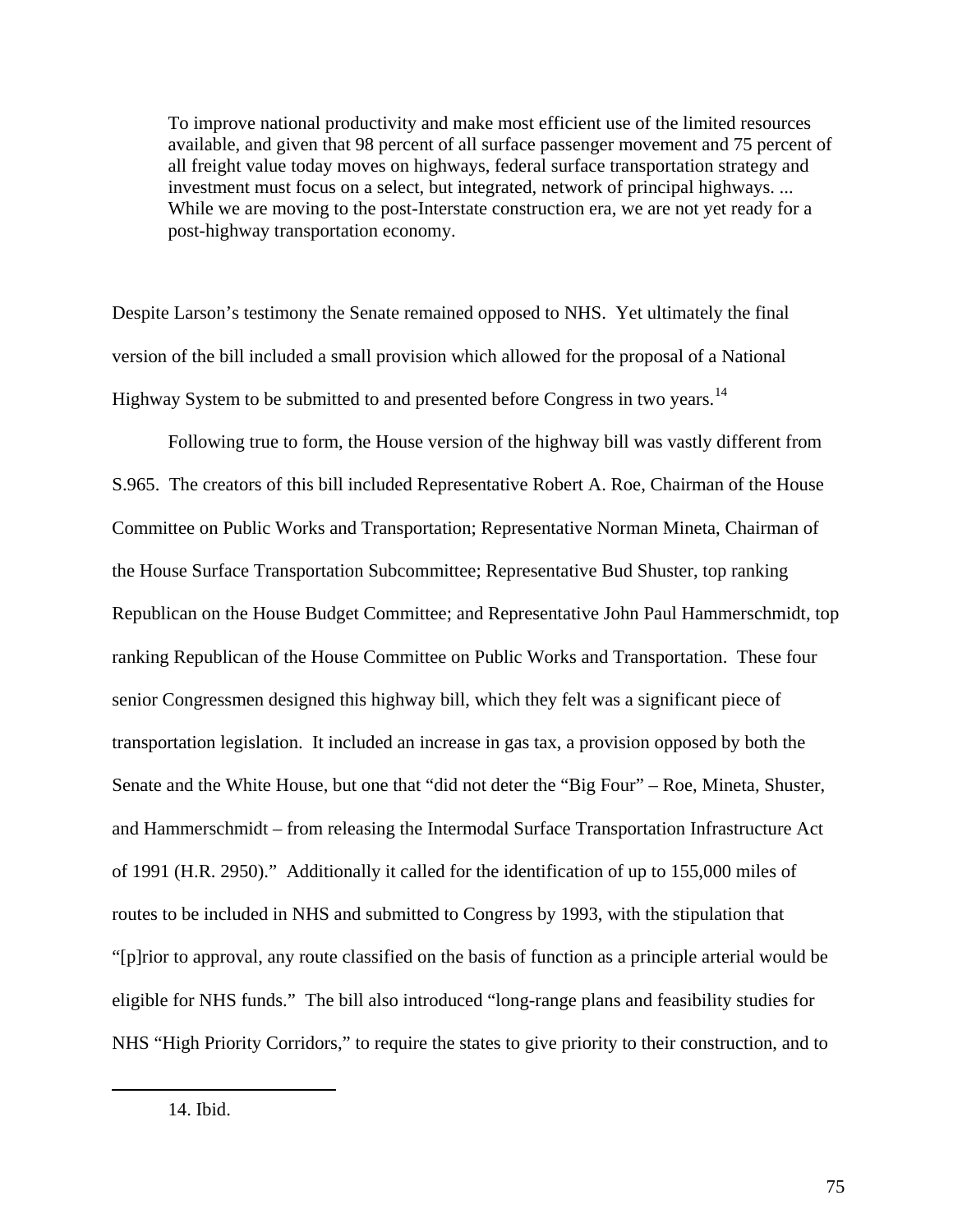> To improve national productivity and make most efficient use of the limited resources available, and given that 98 percent of all surface passenger movement and 75 percent of all freight value today moves on highways, federal surface transportation strategy and investment must focus on a select, but integrated, network of principal highways. ... While we are moving to the post-Interstate construction era, we are not yet ready for a post-highway transportation economy.

Despite Larson's testimony the Senate remained opposed to NHS. Yet ultimately the final version of the bill included a small provision which allowed for the proposal of a National Highway System to be submitted to and presented before Congress in two years.[14]

Following true to form, the House version of the highway bill was vastly different from S.965. The creators of this bill included Representative Robert A. Roe, Chairman of the House Committee on Public Works and Transportation; Representative Norman Mineta, Chairman of the House Surface Transportation Subcommittee; Representative Bud Shuster, top ranking Republican on the House Budget Committee; and Representative John Paul Hammerschmidt, top ranking Republican of the House Committee on Public Works and Transportation. These four senior Congressmen designed this highway bill, which they felt was a significant piece of transportation legislation. It included an increase in gas tax, a provision opposed by both the Senate and the White House, but one that "did not deter the "Big Four" – Roe, Mineta, Shuster, and Hammerschmidt – from releasing the Intermodal Surface Transportation Infrastructure Act of 1991 (H.R. 2950)." Additionally it called for the identification of up to 155,000 miles of routes to be included in NHS and submitted to Congress by 1993, with the stipulation that "[p]rior to approval, any route classified on the basis of function as a principle arterial would be eligible for NHS funds." The bill also introduced "long-range plans and feasibility studies for NHS "High Priority Corridors," to require the states to give priority to their construction, and to

---

14. Ibid.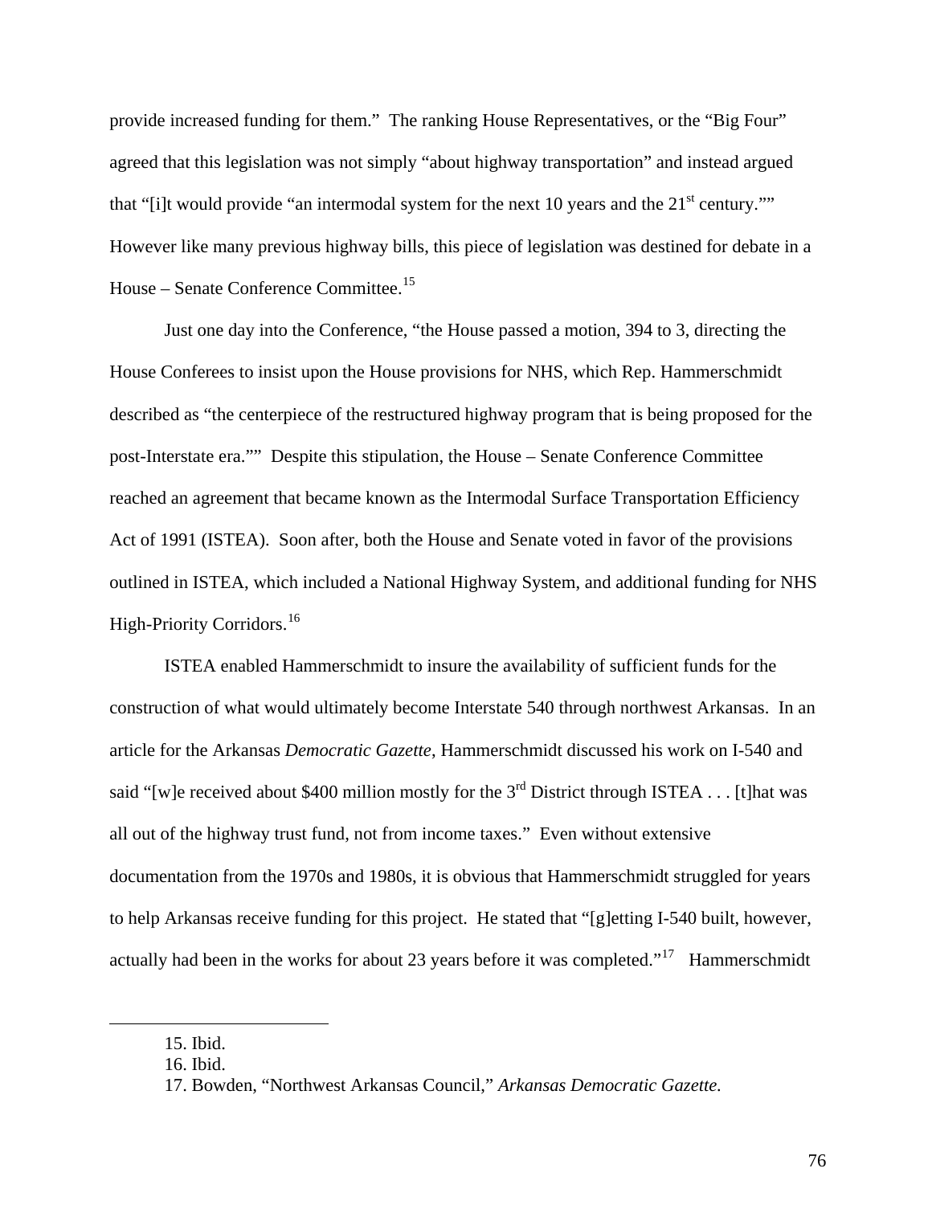provide increased funding for them." The ranking House Representatives, or the "Big Four" agreed that this legislation was not simply "about highway transportation" and instead argued that "[i]t would provide "an intermodal system for the next 10 years and the 21st century."" However like many previous highway bills, this piece of legislation was destined for debate in a House – Senate Conference Committee.[15]

Just one day into the Conference, "the House passed a motion, 394 to 3, directing the House Conferees to insist upon the House provisions for NHS, which Rep. Hammerschmidt described as "the centerpiece of the restructured highway program that is being proposed for the post-Interstate era."" Despite this stipulation, the House – Senate Conference Committee reached an agreement that became known as the Intermodal Surface Transportation Efficiency Act of 1991 (ISTEA). Soon after, both the House and Senate voted in favor of the provisions outlined in ISTEA, which included a National Highway System, and additional funding for NHS High-Priority Corridors.[16]

ISTEA enabled Hammerschmidt to insure the availability of sufficient funds for the construction of what would ultimately become Interstate 540 through northwest Arkansas. In an article for the Arkansas *Democratic Gazette*, Hammerschmidt discussed his work on I-540 and said "[w]e received about $400 million mostly for the 3rd District through ISTEA . . . [t]hat was all out of the highway trust fund, not from income taxes." Even without extensive documentation from the 1970s and 1980s, it is obvious that Hammerschmidt struggled for years to help Arkansas receive funding for this project. He stated that "[g]etting I-540 built, however, actually had been in the works for about 23 years before it was completed."[17] Hammerschmidt

15. Ibid.

16. Ibid.

17. Bowden, "Northwest Arkansas Council," *Arkansas Democratic Gazette.*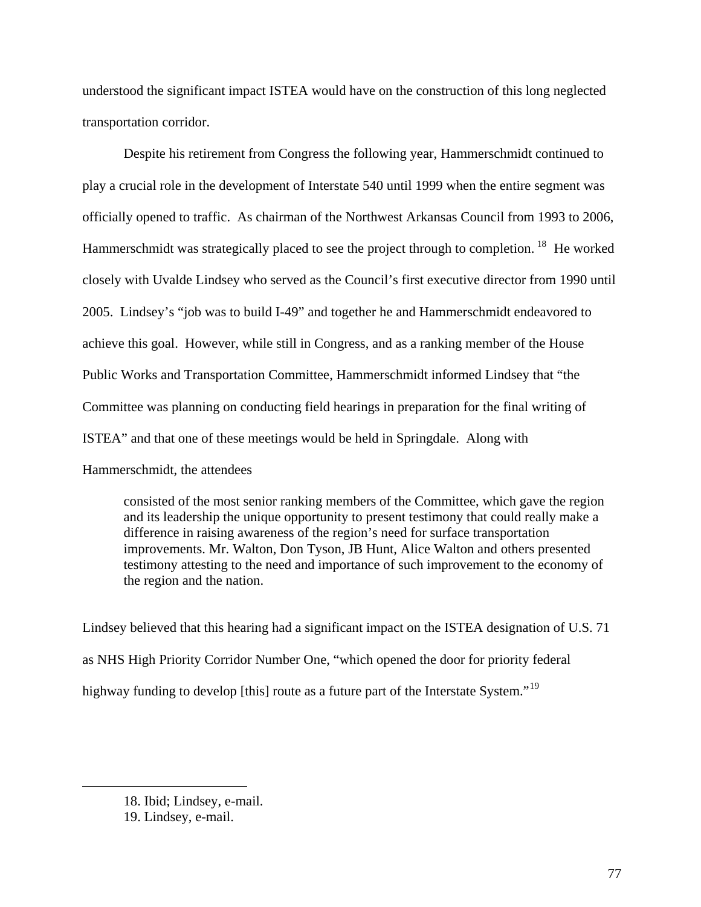understood the significant impact ISTEA would have on the construction of this long neglected transportation corridor.

Despite his retirement from Congress the following year, Hammerschmidt continued to play a crucial role in the development of Interstate 540 until 1999 when the entire segment was officially opened to traffic. As chairman of the Northwest Arkansas Council from 1993 to 2006, Hammerschmidt was strategically placed to see the project through to completion.[18] He worked closely with Uvalde Lindsey who served as the Council's first executive director from 1990 until 2005. Lindsey's "job was to build I-49" and together he and Hammerschmidt endeavored to achieve this goal. However, while still in Congress, and as a ranking member of the House Public Works and Transportation Committee, Hammerschmidt informed Lindsey that "the Committee was planning on conducting field hearings in preparation for the final writing of ISTEA" and that one of these meetings would be held in Springdale. Along with Hammerschmidt, the attendees

> consisted of the most senior ranking members of the Committee, which gave the region and its leadership the unique opportunity to present testimony that could really make a difference in raising awareness of the region's need for surface transportation improvements. Mr. Walton, Don Tyson, JB Hunt, Alice Walton and others presented testimony attesting to the need and importance of such improvement to the economy of the region and the nation.

Lindsey believed that this hearing had a significant impact on the ISTEA designation of U.S. 71 as NHS High Priority Corridor Number One, "which opened the door for priority federal highway funding to develop [this] route as a future part of the Interstate System."[19]

---

18. Ibid; Lindsey, e-mail.
19. Lindsey, e-mail.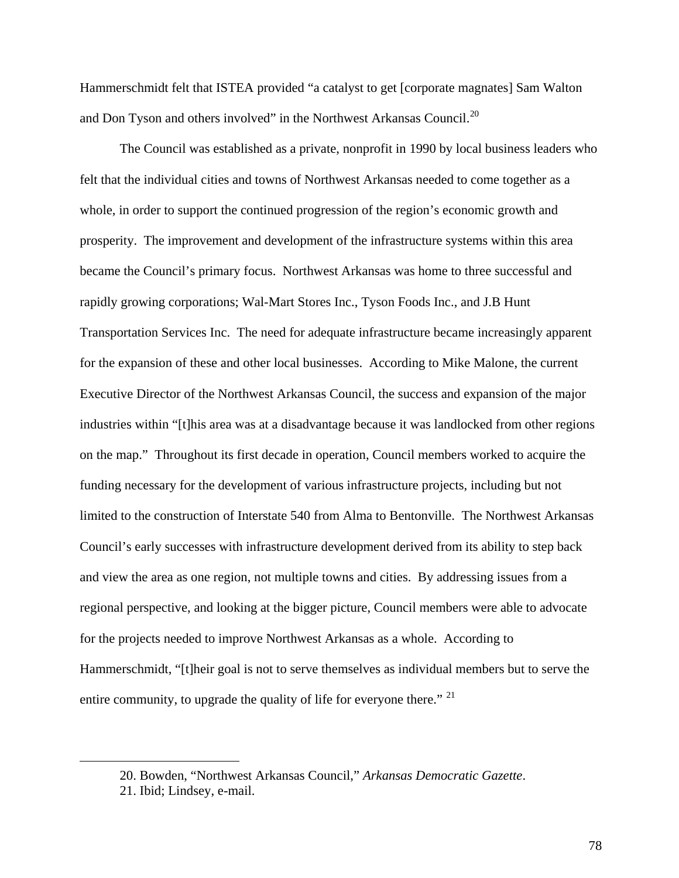Hammerschmidt felt that ISTEA provided "a catalyst to get [corporate magnates] Sam Walton and Don Tyson and others involved" in the Northwest Arkansas Council.[20]

The Council was established as a private, nonprofit in 1990 by local business leaders who felt that the individual cities and towns of Northwest Arkansas needed to come together as a whole, in order to support the continued progression of the region's economic growth and prosperity. The improvement and development of the infrastructure systems within this area became the Council's primary focus. Northwest Arkansas was home to three successful and rapidly growing corporations; Wal-Mart Stores Inc., Tyson Foods Inc., and J.B Hunt Transportation Services Inc. The need for adequate infrastructure became increasingly apparent for the expansion of these and other local businesses. According to Mike Malone, the current Executive Director of the Northwest Arkansas Council, the success and expansion of the major industries within "[t]his area was at a disadvantage because it was landlocked from other regions on the map." Throughout its first decade in operation, Council members worked to acquire the funding necessary for the development of various infrastructure projects, including but not limited to the construction of Interstate 540 from Alma to Bentonville. The Northwest Arkansas Council's early successes with infrastructure development derived from its ability to step back and view the area as one region, not multiple towns and cities. By addressing issues from a regional perspective, and looking at the bigger picture, Council members were able to advocate for the projects needed to improve Northwest Arkansas as a whole. According to Hammerschmidt, "[t]heir goal is not to serve themselves as individual members but to serve the entire community, to upgrade the quality of life for everyone there." [21]

---

20. Bowden, "Northwest Arkansas Council," *Arkansas Democratic Gazette*.

21. Ibid; Lindsey, e-mail.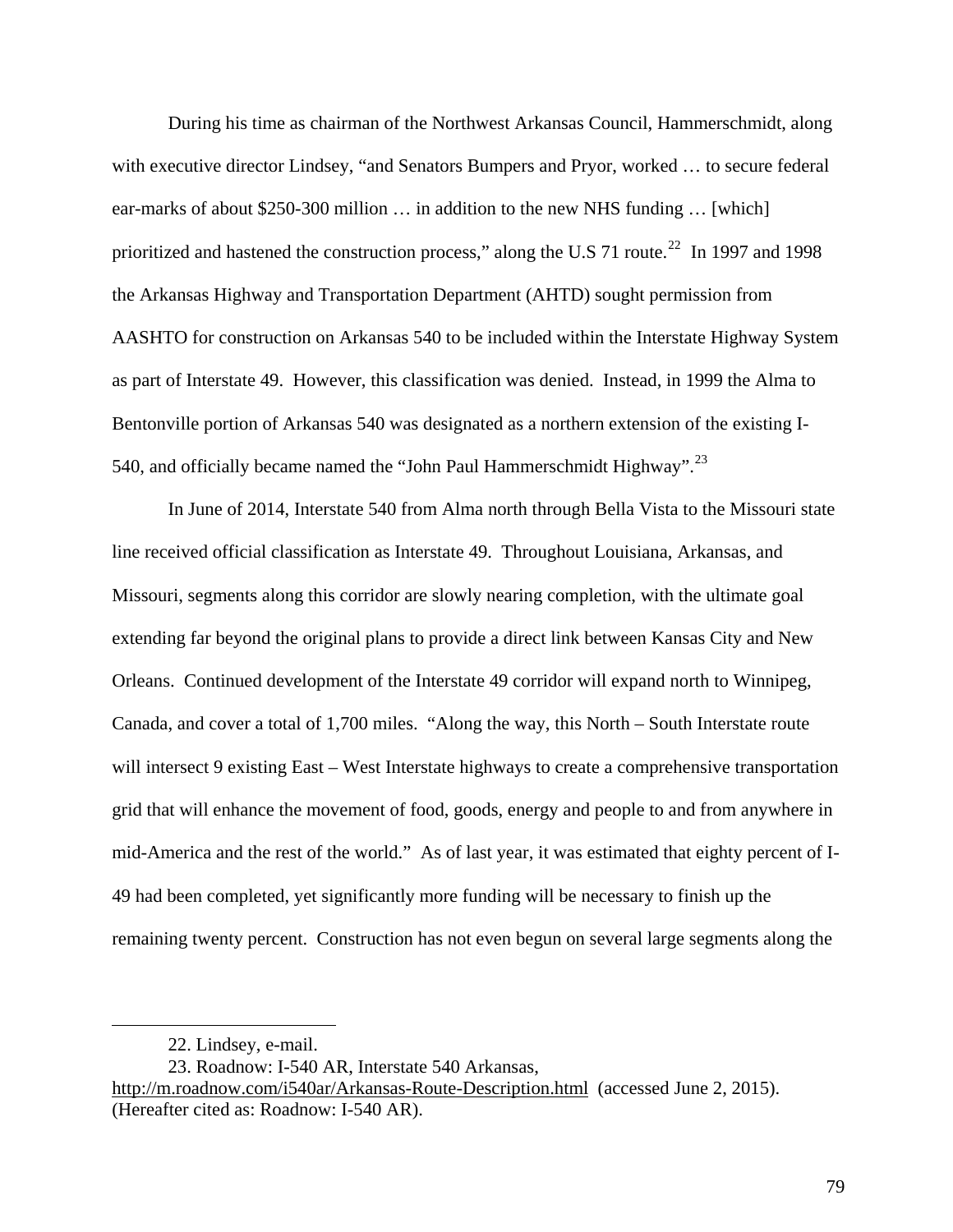During his time as chairman of the Northwest Arkansas Council, Hammerschmidt, along with executive director Lindsey, "and Senators Bumpers and Pryor, worked … to secure federal ear-marks of about $250-300 million … in addition to the new NHS funding … [which] prioritized and hastened the construction process," along the U.S 71 route.[22] In 1997 and 1998 the Arkansas Highway and Transportation Department (AHTD) sought permission from AASHTO for construction on Arkansas 540 to be included within the Interstate Highway System as part of Interstate 49. However, this classification was denied. Instead, in 1999 the Alma to Bentonville portion of Arkansas 540 was designated as a northern extension of the existing I-540, and officially became named the "John Paul Hammerschmidt Highway".[23]

In June of 2014, Interstate 540 from Alma north through Bella Vista to the Missouri state line received official classification as Interstate 49. Throughout Louisiana, Arkansas, and Missouri, segments along this corridor are slowly nearing completion, with the ultimate goal extending far beyond the original plans to provide a direct link between Kansas City and New Orleans. Continued development of the Interstate 49 corridor will expand north to Winnipeg, Canada, and cover a total of 1,700 miles. "Along the way, this North – South Interstate route will intersect 9 existing East – West Interstate highways to create a comprehensive transportation grid that will enhance the movement of food, goods, energy and people to and from anywhere in mid-America and the rest of the world." As of last year, it was estimated that eighty percent of I-49 had been completed, yet significantly more funding will be necessary to finish up the remaining twenty percent. Construction has not even begun on several large segments along the

---

22. Lindsey, e-mail.

23. Roadnow: I-540 AR, Interstate 540 Arkansas, http://m.roadnow.com/i540ar/Arkansas-Route-Description.html (accessed June 2, 2015). (Hereafter cited as: Roadnow: I-540 AR).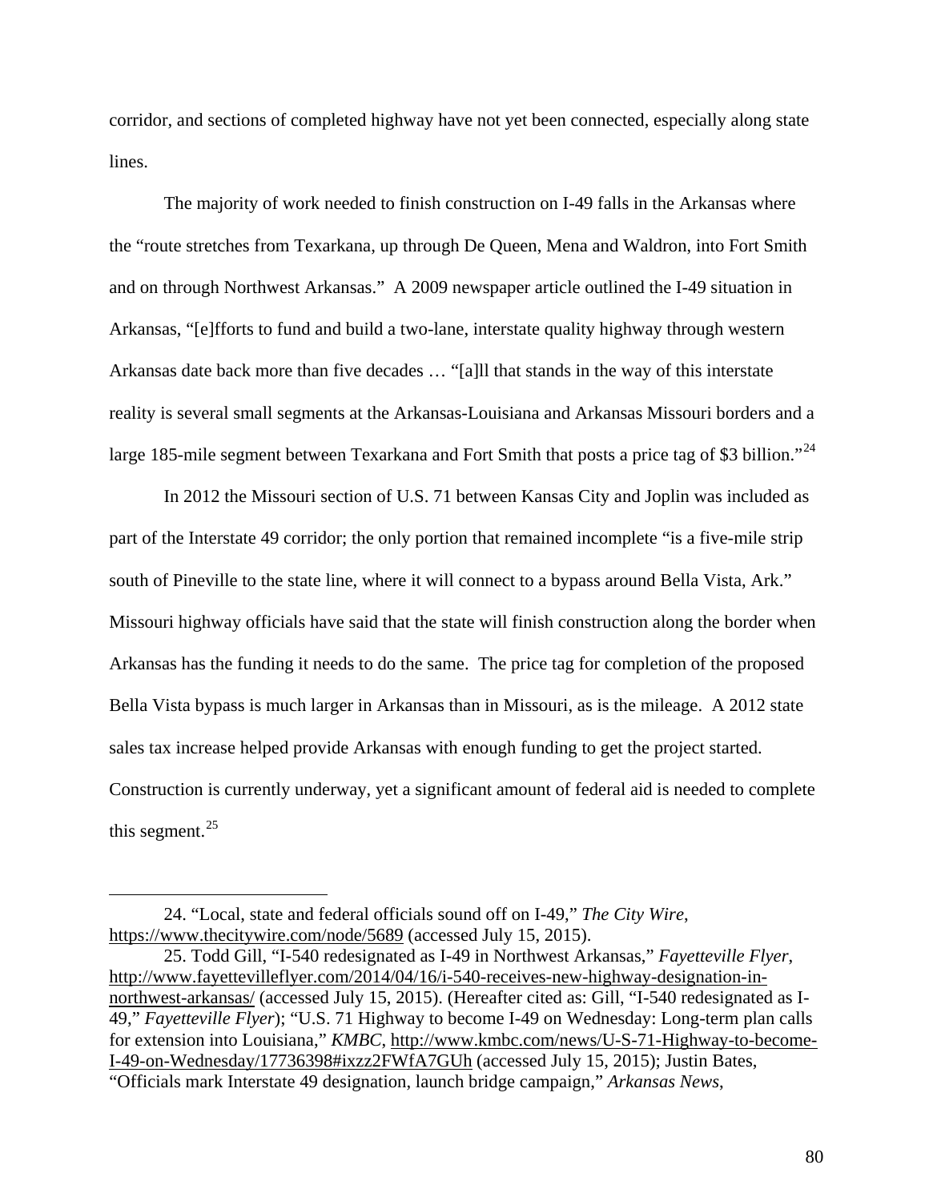corridor, and sections of completed highway have not yet been connected, especially along state lines.

The majority of work needed to finish construction on I-49 falls in the Arkansas where the "route stretches from Texarkana, up through De Queen, Mena and Waldron, into Fort Smith and on through Northwest Arkansas." A 2009 newspaper article outlined the I-49 situation in Arkansas, "[e]fforts to fund and build a two-lane, interstate quality highway through western Arkansas date back more than five decades … "[a]ll that stands in the way of this interstate reality is several small segments at the Arkansas-Louisiana and Arkansas Missouri borders and a large 185-mile segment between Texarkana and Fort Smith that posts a price tag of $3 billion."[24]

In 2012 the Missouri section of U.S. 71 between Kansas City and Joplin was included as part of the Interstate 49 corridor; the only portion that remained incomplete "is a five-mile strip south of Pineville to the state line, where it will connect to a bypass around Bella Vista, Ark." Missouri highway officials have said that the state will finish construction along the border when Arkansas has the funding it needs to do the same. The price tag for completion of the proposed Bella Vista bypass is much larger in Arkansas than in Missouri, as is the mileage. A 2012 state sales tax increase helped provide Arkansas with enough funding to get the project started. Construction is currently underway, yet a significant amount of federal aid is needed to complete this segment.[25]

---

24. "Local, state and federal officials sound off on I-49," *The City Wire*, https://www.thecitywire.com/node/5689 (accessed July 15, 2015).

25. Todd Gill, "I-540 redesignated as I-49 in Northwest Arkansas," *Fayetteville Flyer*, http://www.fayettevilleflyer.com/2014/04/16/i-540-receives-new-highway-designation-in-northwest-arkansas/ (accessed July 15, 2015). (Hereafter cited as: Gill, "I-540 redesignated as I-49," *Fayetteville Flyer*); "U.S. 71 Highway to become I-49 on Wednesday: Long-term plan calls for extension into Louisiana," *KMBC*, http://www.kmbc.com/news/U-S-71-Highway-to-become-I-49-on-Wednesday/17736398#ixzz2FWfA7GUh (accessed July 15, 2015); Justin Bates, "Officials mark Interstate 49 designation, launch bridge campaign," *Arkansas News*,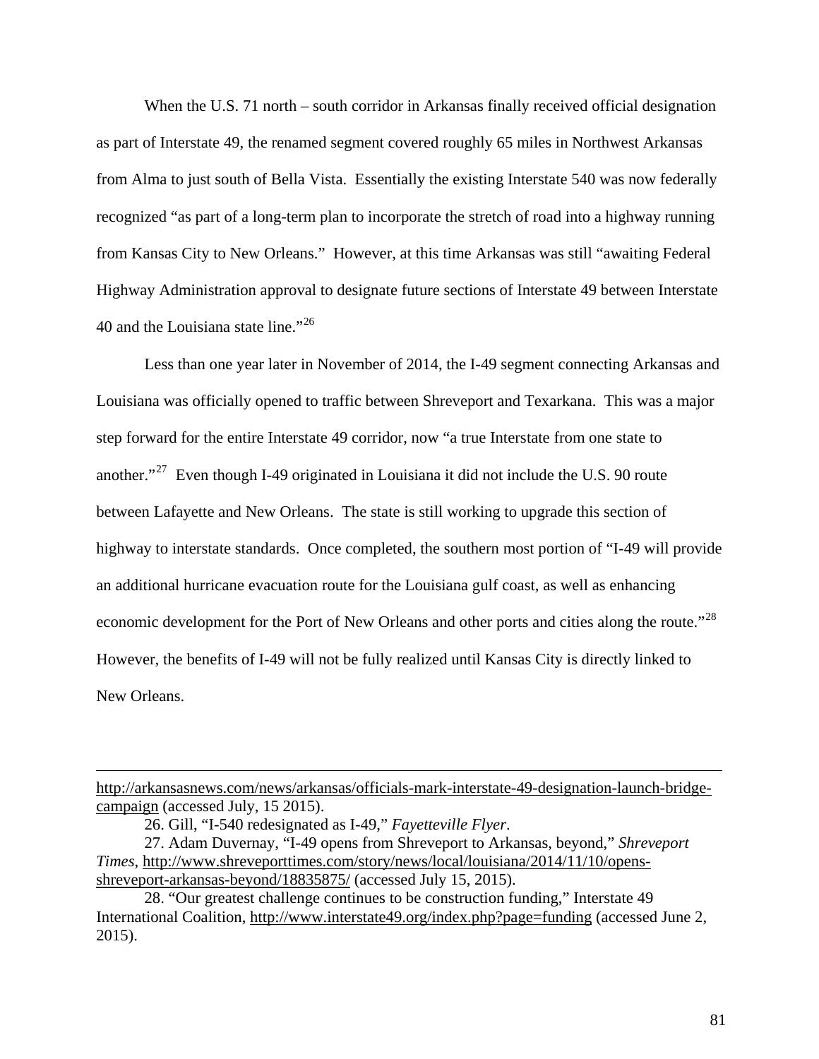When the U.S. 71 north – south corridor in Arkansas finally received official designation as part of Interstate 49, the renamed segment covered roughly 65 miles in Northwest Arkansas from Alma to just south of Bella Vista. Essentially the existing Interstate 540 was now federally recognized "as part of a long-term plan to incorporate the stretch of road into a highway running from Kansas City to New Orleans." However, at this time Arkansas was still "awaiting Federal Highway Administration approval to designate future sections of Interstate 49 between Interstate 40 and the Louisiana state line."[26]

Less than one year later in November of 2014, the I-49 segment connecting Arkansas and Louisiana was officially opened to traffic between Shreveport and Texarkana. This was a major step forward for the entire Interstate 49 corridor, now "a true Interstate from one state to another."[27] Even though I-49 originated in Louisiana it did not include the U.S. 90 route between Lafayette and New Orleans. The state is still working to upgrade this section of highway to interstate standards. Once completed, the southern most portion of "I-49 will provide an additional hurricane evacuation route for the Louisiana gulf coast, as well as enhancing economic development for the Port of New Orleans and other ports and cities along the route."[28] However, the benefits of I-49 will not be fully realized until Kansas City is directly linked to New Orleans.

---

http://arkansasnews.com/news/arkansas/officials-mark-interstate-49-designation-launch-bridge-campaign (accessed July, 15 2015).

26. Gill, "I-540 redesignated as I-49," *Fayetteville Flyer*.

27. Adam Duvernay, "I-49 opens from Shreveport to Arkansas, beyond," *Shreveport Times*, http://www.shreveporttimes.com/story/news/local/louisiana/2014/11/10/opens-shreveport-arkansas-beyond/18835875/ (accessed July 15, 2015).

28. "Our greatest challenge continues to be construction funding," Interstate 49 International Coalition, http://www.interstate49.org/index.php?page=funding (accessed June 2, 2015).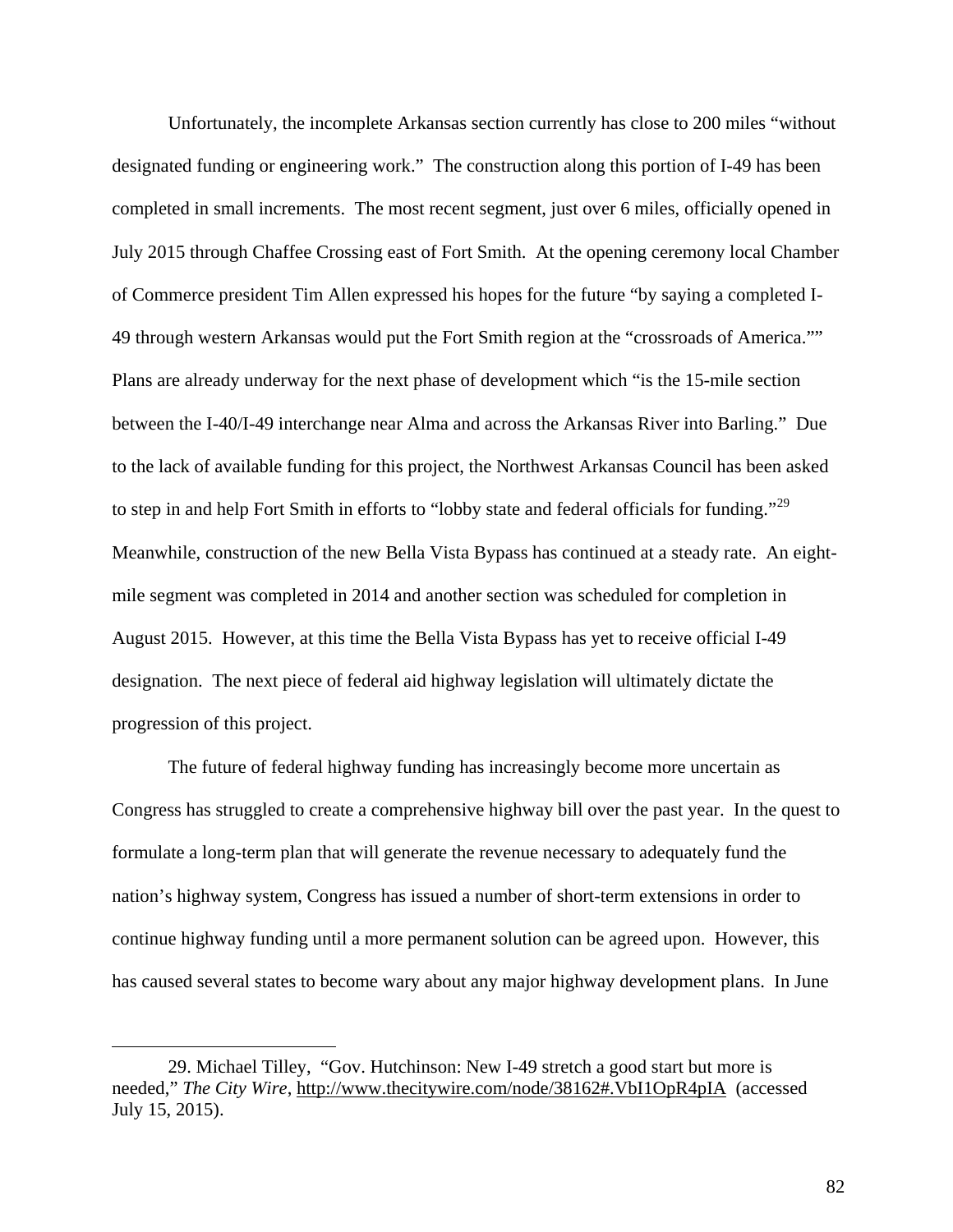Unfortunately, the incomplete Arkansas section currently has close to 200 miles "without designated funding or engineering work." The construction along this portion of I-49 has been completed in small increments. The most recent segment, just over 6 miles, officially opened in July 2015 through Chaffee Crossing east of Fort Smith. At the opening ceremony local Chamber of Commerce president Tim Allen expressed his hopes for the future "by saying a completed I-49 through western Arkansas would put the Fort Smith region at the "crossroads of America."" Plans are already underway for the next phase of development which "is the 15-mile section between the I-40/I-49 interchange near Alma and across the Arkansas River into Barling." Due to the lack of available funding for this project, the Northwest Arkansas Council has been asked to step in and help Fort Smith in efforts to "lobby state and federal officials for funding."[29] Meanwhile, construction of the new Bella Vista Bypass has continued at a steady rate. An eight-mile segment was completed in 2014 and another section was scheduled for completion in August 2015. However, at this time the Bella Vista Bypass has yet to receive official I-49 designation. The next piece of federal aid highway legislation will ultimately dictate the progression of this project.

The future of federal highway funding has increasingly become more uncertain as Congress has struggled to create a comprehensive highway bill over the past year. In the quest to formulate a long-term plan that will generate the revenue necessary to adequately fund the nation's highway system, Congress has issued a number of short-term extensions in order to continue highway funding until a more permanent solution can be agreed upon. However, this has caused several states to become wary about any major highway development plans. In June

---

29. Michael Tilley, "Gov. Hutchinson: New I-49 stretch a good start but more is needed," *The City Wire*, http://www.thecitywire.com/node/38162#.VbI1OpR4pIA (accessed July 15, 2015).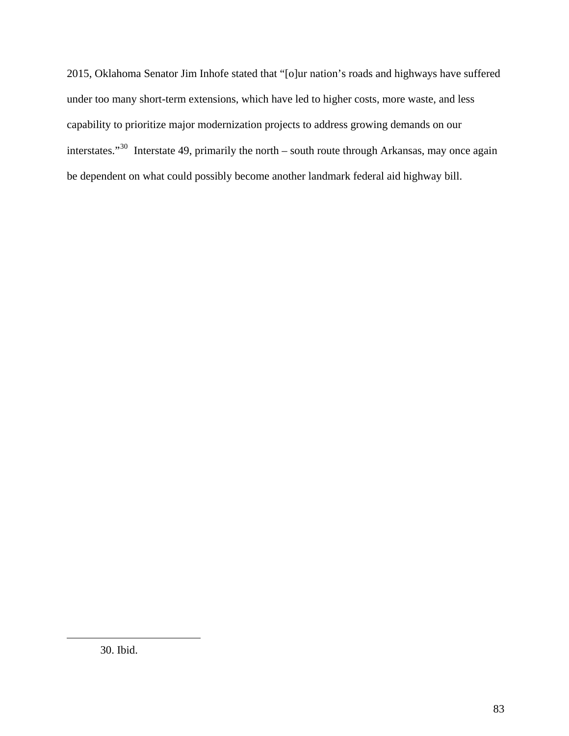2015, Oklahoma Senator Jim Inhofe stated that "[o]ur nation's roads and highways have suffered under too many short-term extensions, which have led to higher costs, more waste, and less capability to prioritize major modernization projects to address growing demands on our interstates."[30] Interstate 49, primarily the north – south route through Arkansas, may once again be dependent on what could possibly become another landmark federal aid highway bill.

---

30. Ibid.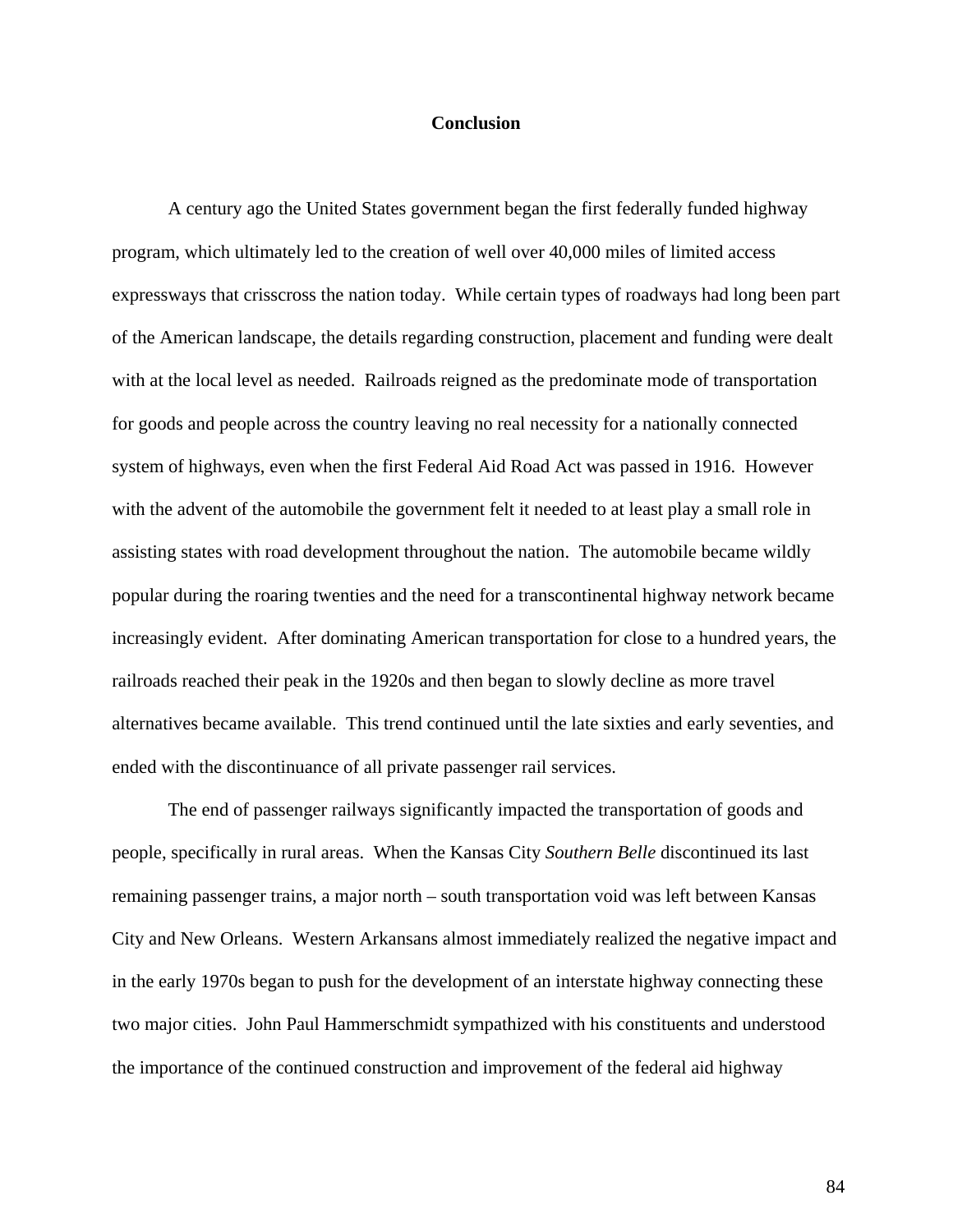# Conclusion

A century ago the United States government began the first federally funded highway program, which ultimately led to the creation of well over 40,000 miles of limited access expressways that crisscross the nation today. While certain types of roadways had long been part of the American landscape, the details regarding construction, placement and funding were dealt with at the local level as needed. Railroads reigned as the predominate mode of transportation for goods and people across the country leaving no real necessity for a nationally connected system of highways, even when the first Federal Aid Road Act was passed in 1916. However with the advent of the automobile the government felt it needed to at least play a small role in assisting states with road development throughout the nation. The automobile became wildly popular during the roaring twenties and the need for a transcontinental highway network became increasingly evident. After dominating American transportation for close to a hundred years, the railroads reached their peak in the 1920s and then began to slowly decline as more travel alternatives became available. This trend continued until the late sixties and early seventies, and ended with the discontinuance of all private passenger rail services.

The end of passenger railways significantly impacted the transportation of goods and people, specifically in rural areas. When the Kansas City *Southern Belle* discontinued its last remaining passenger trains, a major north – south transportation void was left between Kansas City and New Orleans. Western Arkansans almost immediately realized the negative impact and in the early 1970s began to push for the development of an interstate highway connecting these two major cities. John Paul Hammerschmidt sympathized with his constituents and understood the importance of the continued construction and improvement of the federal aid highway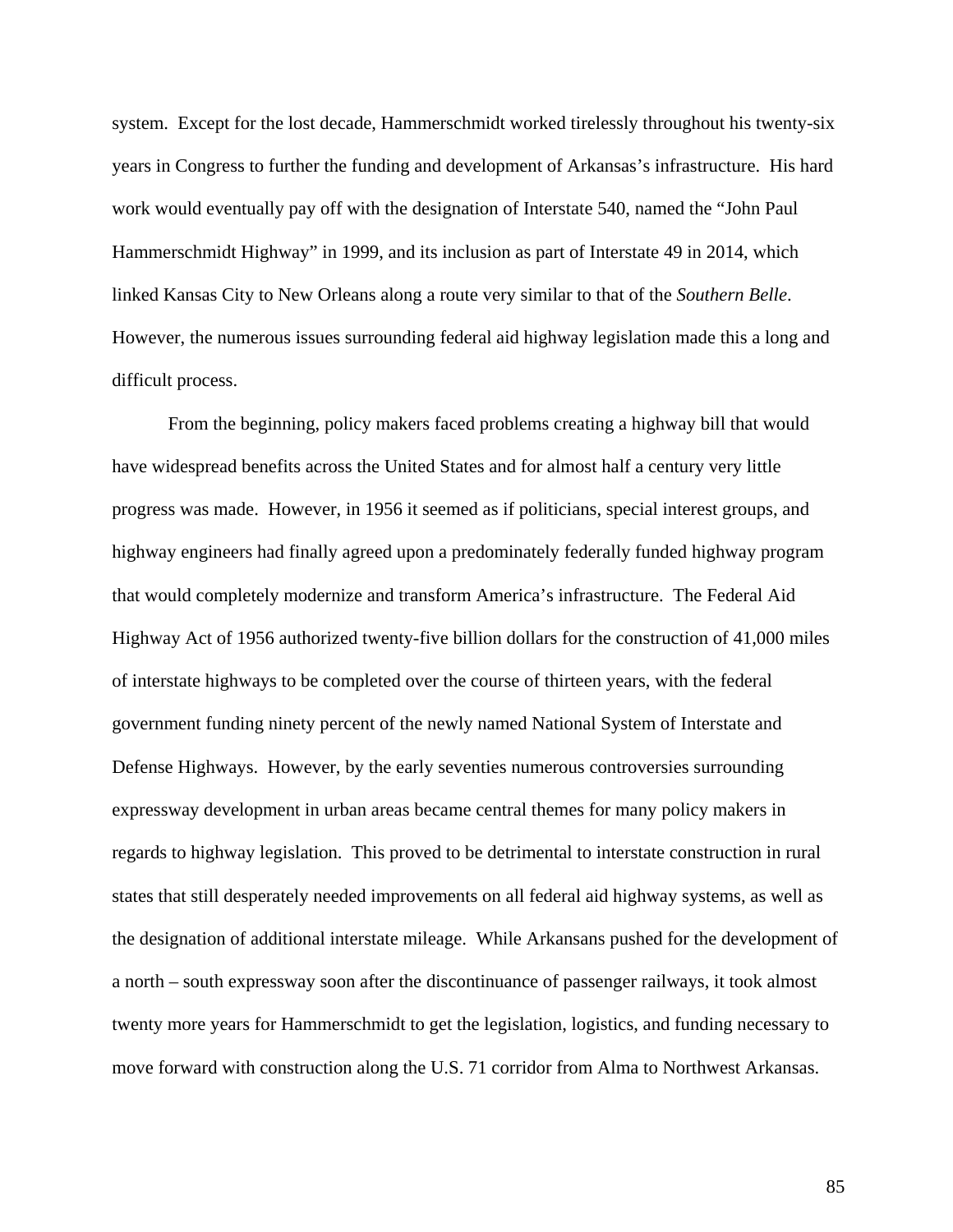system. Except for the lost decade, Hammerschmidt worked tirelessly throughout his twenty-six years in Congress to further the funding and development of Arkansas's infrastructure. His hard work would eventually pay off with the designation of Interstate 540, named the "John Paul Hammerschmidt Highway" in 1999, and its inclusion as part of Interstate 49 in 2014, which linked Kansas City to New Orleans along a route very similar to that of the *Southern Belle*. However, the numerous issues surrounding federal aid highway legislation made this a long and difficult process.

From the beginning, policy makers faced problems creating a highway bill that would have widespread benefits across the United States and for almost half a century very little progress was made. However, in 1956 it seemed as if politicians, special interest groups, and highway engineers had finally agreed upon a predominately federally funded highway program that would completely modernize and transform America's infrastructure. The Federal Aid Highway Act of 1956 authorized twenty-five billion dollars for the construction of 41,000 miles of interstate highways to be completed over the course of thirteen years, with the federal government funding ninety percent of the newly named National System of Interstate and Defense Highways. However, by the early seventies numerous controversies surrounding expressway development in urban areas became central themes for many policy makers in regards to highway legislation. This proved to be detrimental to interstate construction in rural states that still desperately needed improvements on all federal aid highway systems, as well as the designation of additional interstate mileage. While Arkansans pushed for the development of a north – south expressway soon after the discontinuance of passenger railways, it took almost twenty more years for Hammerschmidt to get the legislation, logistics, and funding necessary to move forward with construction along the U.S. 71 corridor from Alma to Northwest Arkansas.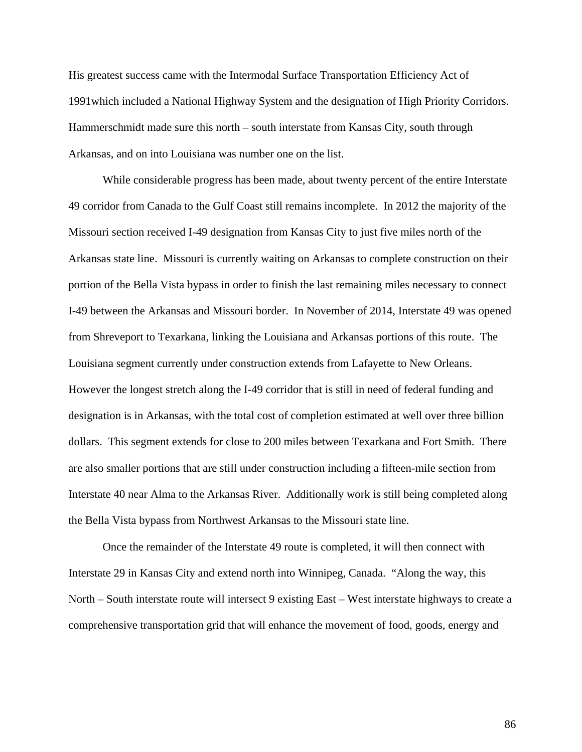His greatest success came with the Intermodal Surface Transportation Efficiency Act of 1991which included a National Highway System and the designation of High Priority Corridors. Hammerschmidt made sure this north – south interstate from Kansas City, south through Arkansas, and on into Louisiana was number one on the list.

While considerable progress has been made, about twenty percent of the entire Interstate 49 corridor from Canada to the Gulf Coast still remains incomplete. In 2012 the majority of the Missouri section received I-49 designation from Kansas City to just five miles north of the Arkansas state line. Missouri is currently waiting on Arkansas to complete construction on their portion of the Bella Vista bypass in order to finish the last remaining miles necessary to connect I-49 between the Arkansas and Missouri border. In November of 2014, Interstate 49 was opened from Shreveport to Texarkana, linking the Louisiana and Arkansas portions of this route. The Louisiana segment currently under construction extends from Lafayette to New Orleans. However the longest stretch along the I-49 corridor that is still in need of federal funding and designation is in Arkansas, with the total cost of completion estimated at well over three billion dollars. This segment extends for close to 200 miles between Texarkana and Fort Smith. There are also smaller portions that are still under construction including a fifteen-mile section from Interstate 40 near Alma to the Arkansas River. Additionally work is still being completed along the Bella Vista bypass from Northwest Arkansas to the Missouri state line.

Once the remainder of the Interstate 49 route is completed, it will then connect with Interstate 29 in Kansas City and extend north into Winnipeg, Canada. "Along the way, this North – South interstate route will intersect 9 existing East – West interstate highways to create a comprehensive transportation grid that will enhance the movement of food, goods, energy and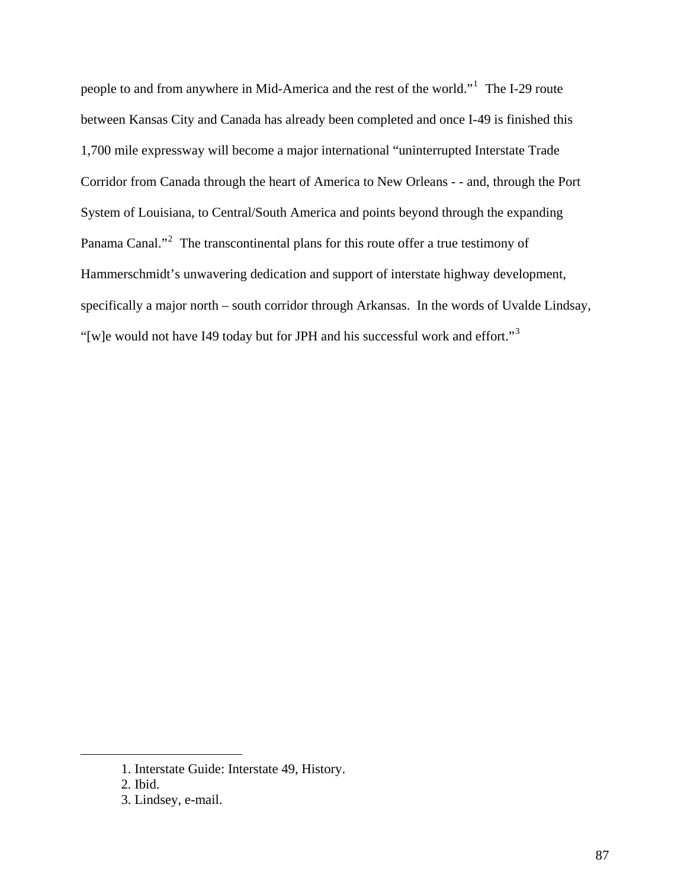people to and from anywhere in Mid-America and the rest of the world."[1] The I-29 route between Kansas City and Canada has already been completed and once I-49 is finished this 1,700 mile expressway will become a major international "uninterrupted Interstate Trade Corridor from Canada through the heart of America to New Orleans - - and, through the Port System of Louisiana, to Central/South America and points beyond through the expanding Panama Canal."[2] The transcontinental plans for this route offer a true testimony of Hammerschmidt's unwavering dedication and support of interstate highway development, specifically a major north – south corridor through Arkansas. In the words of Uvalde Lindsay, "[w]e would not have I49 today but for JPH and his successful work and effort."[3]

---

1. Interstate Guide: Interstate 49, History.
2. Ibid.
3. Lindsey, e-mail.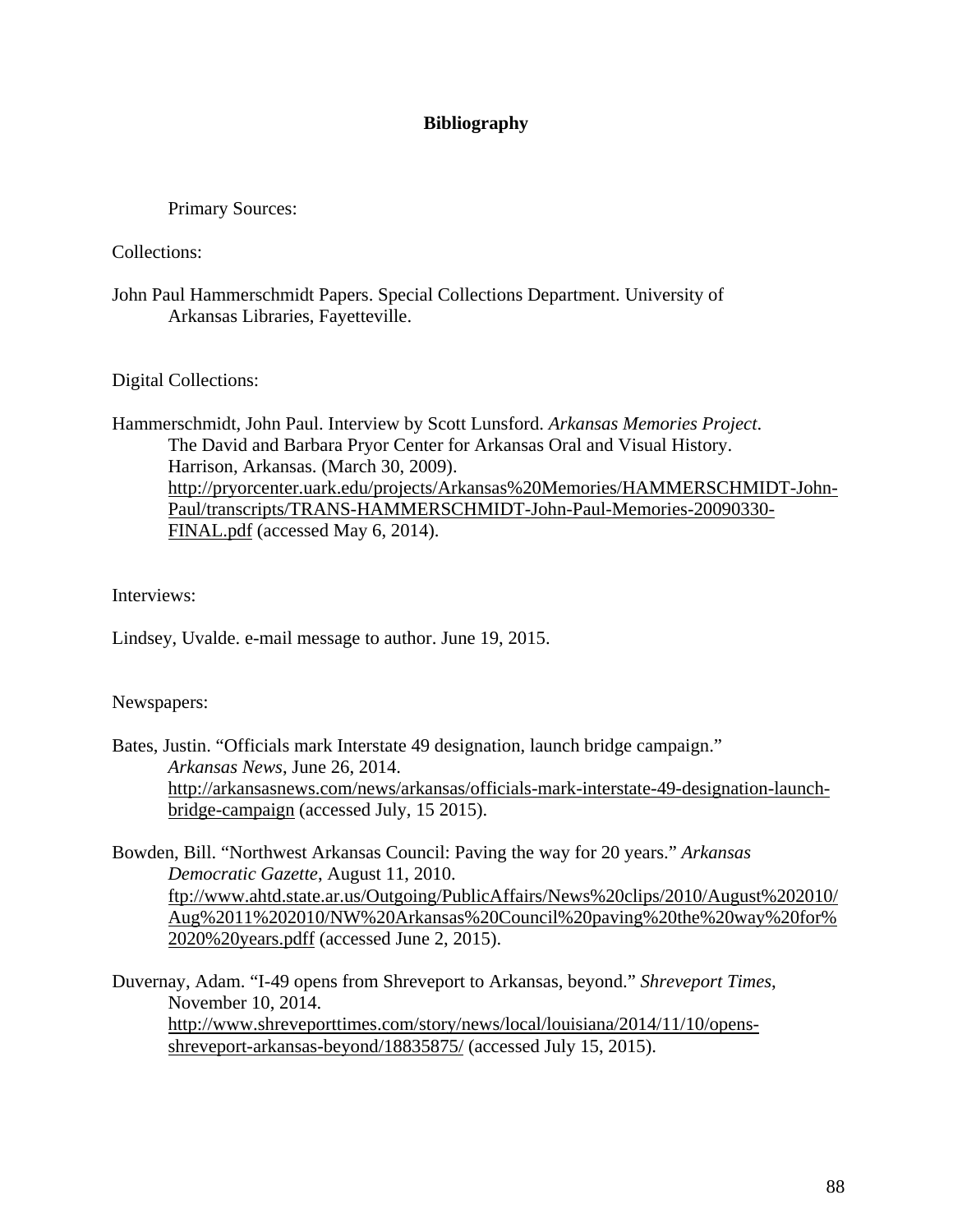# Bibliography

Primary Sources:

Collections:

John Paul Hammerschmidt Papers. Special Collections Department. University of Arkansas Libraries, Fayetteville.

Digital Collections:

Hammerschmidt, John Paul. Interview by Scott Lunsford. *Arkansas Memories Project*. The David and Barbara Pryor Center for Arkansas Oral and Visual History. Harrison, Arkansas. (March 30, 2009). http://pryorcenter.uark.edu/projects/Arkansas%20Memories/HAMMERSCHMIDT-John-Paul/transcripts/TRANS-HAMMERSCHMIDT-John-Paul-Memories-20090330-FINAL.pdf (accessed May 6, 2014).

Interviews:

Lindsey, Uvalde. e-mail message to author. June 19, 2015.

Newspapers:

Bates, Justin. "Officials mark Interstate 49 designation, launch bridge campaign." *Arkansas News*, June 26, 2014. http://arkansasnews.com/news/arkansas/officials-mark-interstate-49-designation-launch-bridge-campaign (accessed July, 15 2015).

Bowden, Bill. "Northwest Arkansas Council: Paving the way for 20 years." *Arkansas Democratic Gazette*, August 11, 2010. ftp://www.ahtd.state.ar.us/Outgoing/PublicAffairs/News%20clips/2010/August%202010/Aug%2011%202010/NW%20Arkansas%20Council%20paving%20the%20way%20for%2020%20years.pdff (accessed June 2, 2015).

Duvernay, Adam. "I-49 opens from Shreveport to Arkansas, beyond." *Shreveport Times*, November 10, 2014. http://www.shreveporttimes.com/story/news/local/louisiana/2014/11/10/opens-shreveport-arkansas-beyond/18835875/ (accessed July 15, 2015).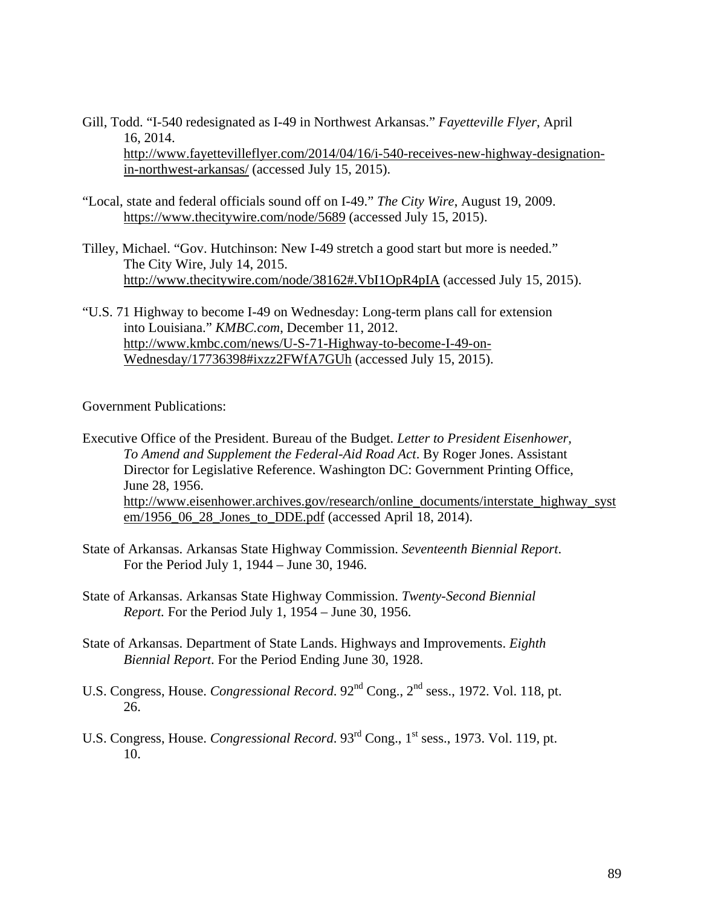Gill, Todd. "I-540 redesignated as I-49 in Northwest Arkansas." *Fayetteville Flyer*, April 16, 2014. http://www.fayettevilleflyer.com/2014/04/16/i-540-receives-new-highway-designation-in-northwest-arkansas/ (accessed July 15, 2015).

"Local, state and federal officials sound off on I-49." *The City Wire*, August 19, 2009. https://www.thecitywire.com/node/5689 (accessed July 15, 2015).

Tilley, Michael. "Gov. Hutchinson: New I-49 stretch a good start but more is needed." The City Wire, July 14, 2015. http://www.thecitywire.com/node/38162#.VbI1OpR4pIA (accessed July 15, 2015).

"U.S. 71 Highway to become I-49 on Wednesday: Long-term plans call for extension into Louisiana." *KMBC.com*, December 11, 2012. http://www.kmbc.com/news/U-S-71-Highway-to-become-I-49-on-Wednesday/17736398#ixzz2FWfA7GUh (accessed July 15, 2015).

Government Publications:

Executive Office of the President. Bureau of the Budget. *Letter to President Eisenhower, To Amend and Supplement the Federal-Aid Road Act*. By Roger Jones. Assistant Director for Legislative Reference. Washington DC: Government Printing Office, June 28, 1956. http://www.eisenhower.archives.gov/research/online_documents/interstate_highway_system/1956_06_28_Jones_to_DDE.pdf (accessed April 18, 2014).

State of Arkansas. Arkansas State Highway Commission. *Seventeenth Biennial Report*. For the Period July 1, 1944 – June 30, 1946.

State of Arkansas. Arkansas State Highway Commission. *Twenty-Second Biennial Report.* For the Period July 1, 1954 – June 30, 1956.

State of Arkansas. Department of State Lands. Highways and Improvements. *Eighth Biennial Report*. For the Period Ending June 30, 1928.

U.S. Congress, House. *Congressional Record*. 92nd Cong., 2nd sess., 1972. Vol. 118, pt. 26.

U.S. Congress, House. *Congressional Record*. 93rd Cong., 1st sess., 1973. Vol. 119, pt. 10.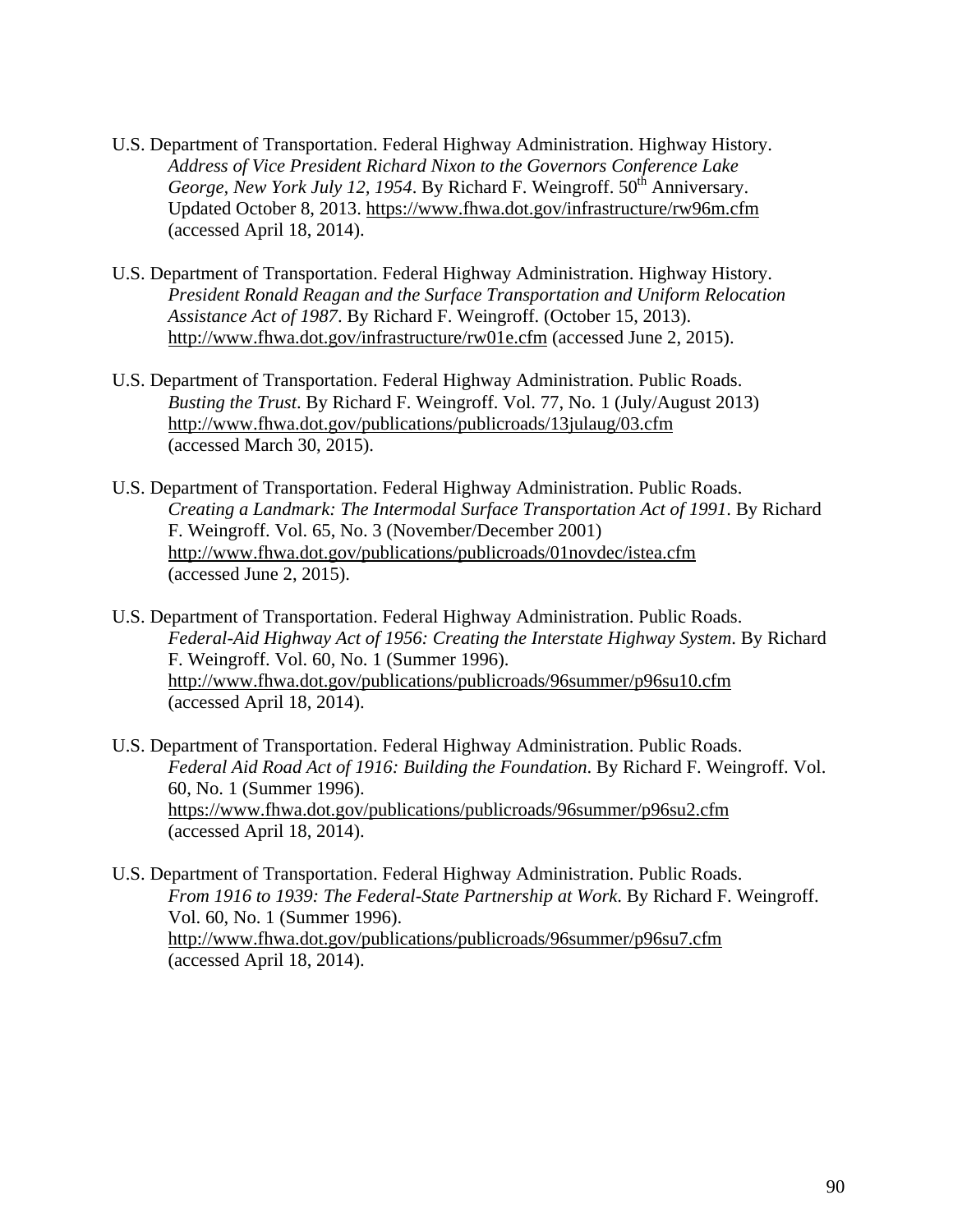U.S. Department of Transportation. Federal Highway Administration. Highway History. *Address of Vice President Richard Nixon to the Governors Conference Lake George, New York July 12, 1954*. By Richard F. Weingroff. 50th Anniversary. Updated October 8, 2013. https://www.fhwa.dot.gov/infrastructure/rw96m.cfm (accessed April 18, 2014).

U.S. Department of Transportation. Federal Highway Administration. Highway History. *President Ronald Reagan and the Surface Transportation and Uniform Relocation Assistance Act of 1987*. By Richard F. Weingroff. (October 15, 2013). http://www.fhwa.dot.gov/infrastructure/rw01e.cfm (accessed June 2, 2015).

U.S. Department of Transportation. Federal Highway Administration. Public Roads. *Busting the Trust*. By Richard F. Weingroff. Vol. 77, No. 1 (July/August 2013) http://www.fhwa.dot.gov/publications/publicroads/13julaug/03.cfm (accessed March 30, 2015).

U.S. Department of Transportation. Federal Highway Administration. Public Roads. *Creating a Landmark: The Intermodal Surface Transportation Act of 1991*. By Richard F. Weingroff. Vol. 65, No. 3 (November/December 2001) http://www.fhwa.dot.gov/publications/publicroads/01novdec/istea.cfm (accessed June 2, 2015).

U.S. Department of Transportation. Federal Highway Administration. Public Roads. *Federal-Aid Highway Act of 1956: Creating the Interstate Highway System*. By Richard F. Weingroff. Vol. 60, No. 1 (Summer 1996). http://www.fhwa.dot.gov/publications/publicroads/96summer/p96su10.cfm (accessed April 18, 2014).

U.S. Department of Transportation. Federal Highway Administration. Public Roads. *Federal Aid Road Act of 1916: Building the Foundation*. By Richard F. Weingroff. Vol. 60, No. 1 (Summer 1996). https://www.fhwa.dot.gov/publications/publicroads/96summer/p96su2.cfm (accessed April 18, 2014).

U.S. Department of Transportation. Federal Highway Administration. Public Roads. *From 1916 to 1939: The Federal-State Partnership at Work*. By Richard F. Weingroff. Vol. 60, No. 1 (Summer 1996). http://www.fhwa.dot.gov/publications/publicroads/96summer/p96su7.cfm (accessed April 18, 2014).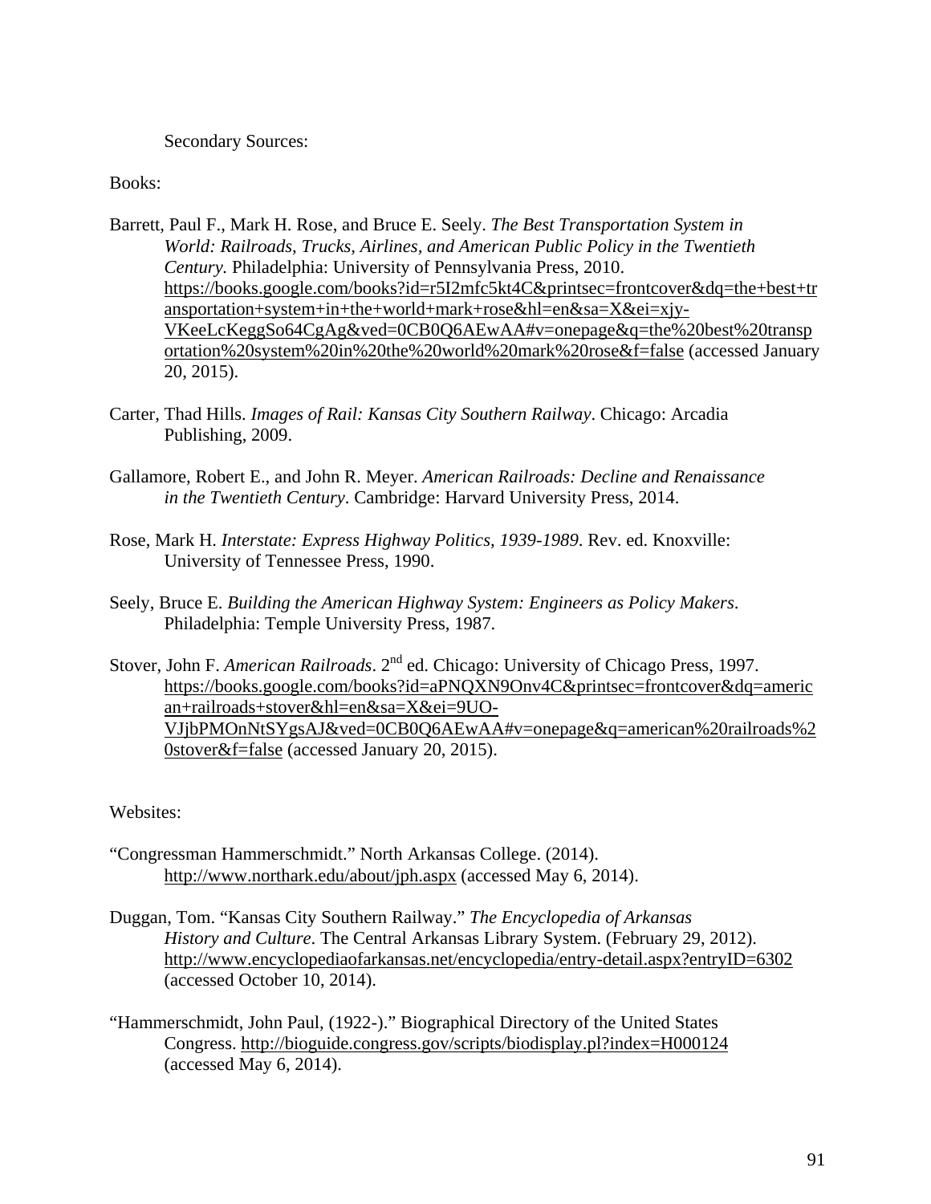Secondary Sources:

Books:

Barrett, Paul F., Mark H. Rose, and Bruce E. Seely. *The Best Transportation System in World: Railroads, Trucks, Airlines, and American Public Policy in the Twentieth Century.* Philadelphia: University of Pennsylvania Press, 2010. https://books.google.com/books?id=r5I2mfc5kt4C&printsec=frontcover&dq=the+best+transportation+system+in+the+world+mark+rose&hl=en&sa=X&ei=xjy-VKeeLcKeggSo64CgAg&ved=0CB0Q6AEwAA#v=onepage&q=the%20best%20transportation%20system%20in%20the%20world%20mark%20rose&f=false (accessed January 20, 2015).

Carter, Thad Hills. *Images of Rail: Kansas City Southern Railway*. Chicago: Arcadia Publishing, 2009.

Gallamore, Robert E., and John R. Meyer. *American Railroads: Decline and Renaissance in the Twentieth Century*. Cambridge: Harvard University Press, 2014.

Rose, Mark H. *Interstate: Express Highway Politics, 1939-1989*. Rev. ed. Knoxville: University of Tennessee Press, 1990.

Seely, Bruce E. *Building the American Highway System: Engineers as Policy Makers*. Philadelphia: Temple University Press, 1987.

Stover, John F. *American Railroads*. 2nd ed. Chicago: University of Chicago Press, 1997. https://books.google.com/books?id=aPNQXN9Onv4C&printsec=frontcover&dq=american+railroads+stover&hl=en&sa=X&ei=9UO-VJjbPMOnNtSYgsAJ&ved=0CB0Q6AEwAA#v=onepage&q=american%20railroads%20stover&f=false (accessed January 20, 2015).

Websites:

"Congressman Hammerschmidt." North Arkansas College. (2014). http://www.northark.edu/about/jph.aspx (accessed May 6, 2014).

Duggan, Tom. "Kansas City Southern Railway." *The Encyclopedia of Arkansas History and Culture*. The Central Arkansas Library System. (February 29, 2012). http://www.encyclopediaofarkansas.net/encyclopedia/entry-detail.aspx?entryID=6302 (accessed October 10, 2014).

"Hammerschmidt, John Paul, (1922-)." Biographical Directory of the United States Congress. http://bioguide.congress.gov/scripts/biodisplay.pl?index=H000124 (accessed May 6, 2014).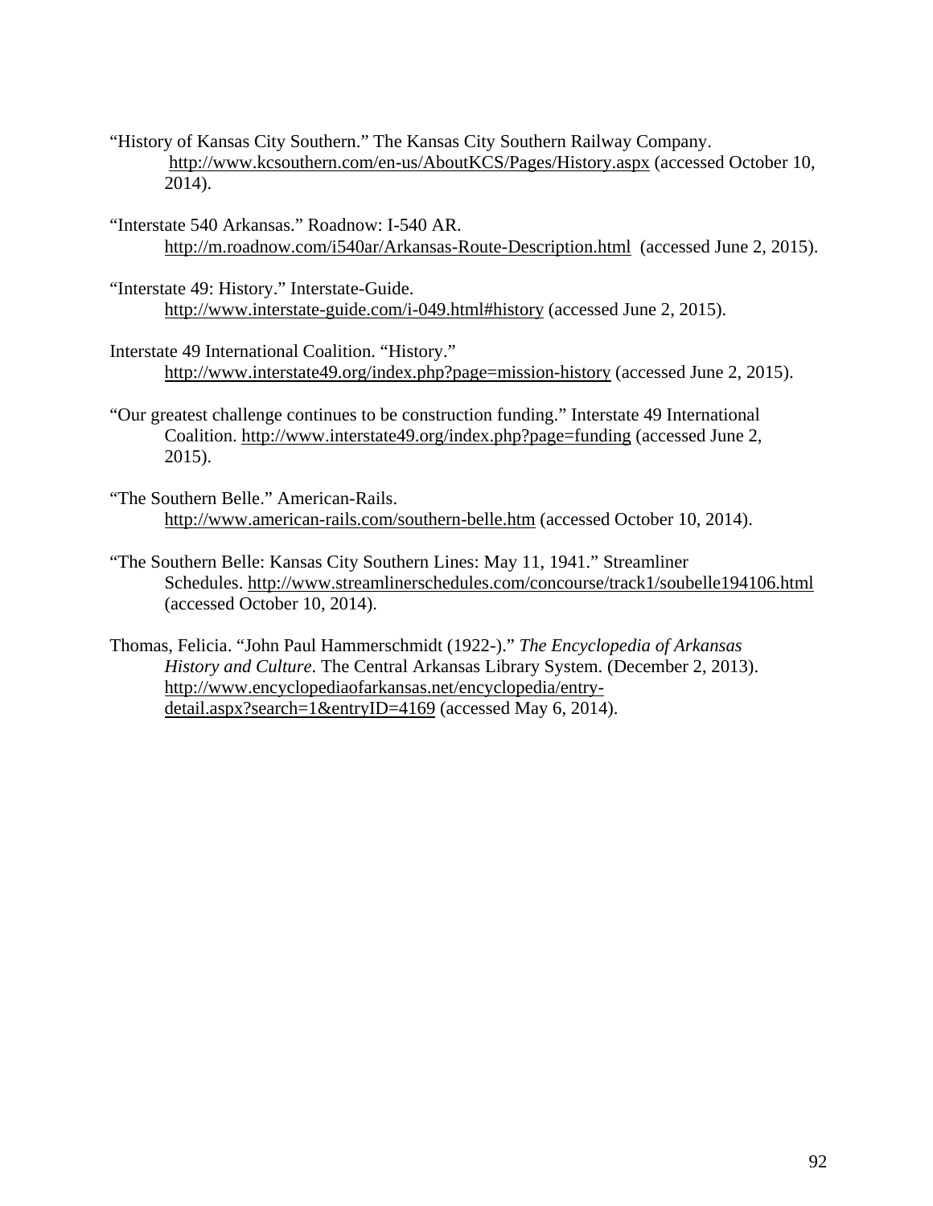“History of Kansas City Southern.” The Kansas City Southern Railway Company. http://www.kcsouthern.com/en-us/AboutKCS/Pages/History.aspx (accessed October 10, 2014).

“Interstate 540 Arkansas.” Roadnow: I-540 AR. http://m.roadnow.com/i540ar/Arkansas-Route-Description.html (accessed June 2, 2015).

“Interstate 49: History.” Interstate-Guide. http://www.interstate-guide.com/i-049.html#history (accessed June 2, 2015).

Interstate 49 International Coalition. “History.” http://www.interstate49.org/index.php?page=mission-history (accessed June 2, 2015).

“Our greatest challenge continues to be construction funding.” Interstate 49 International Coalition. http://www.interstate49.org/index.php?page=funding (accessed June 2, 2015).

“The Southern Belle.” American-Rails. http://www.american-rails.com/southern-belle.htm (accessed October 10, 2014).

“The Southern Belle: Kansas City Southern Lines: May 11, 1941.” Streamliner Schedules. http://www.streamlinerschedules.com/concourse/track1/soubelle194106.html (accessed October 10, 2014).

Thomas, Felicia. “John Paul Hammerschmidt (1922-).” *The Encyclopedia of Arkansas History and Culture*. The Central Arkansas Library System. (December 2, 2013). http://www.encyclopediaofarkansas.net/encyclopedia/entry-detail.aspx?search=1&entryID=4169 (accessed May 6, 2014).